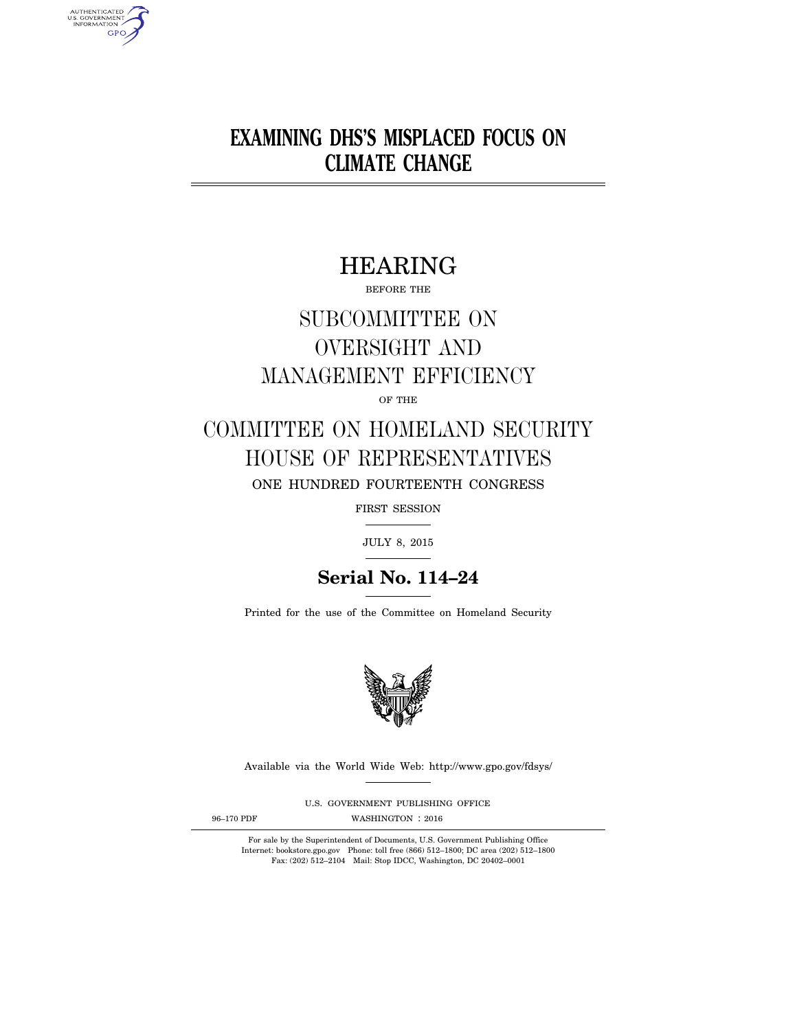# EXAMINING DHS'S MISPLACED FOCUS ON CLIMATE CHANGE

## HEARING

BEFORE THE

## SUBCOMMITTEE ON OVERSIGHT AND MANAGEMENT EFFICIENCY

OF THE

## COMMITTEE ON HOMELAND SECURITY HOUSE OF REPRESENTATIVES

ONE HUNDRED FOURTEENTH CONGRESS

FIRST SESSION

JULY 8, 2015

**Serial No. 114–24**

Printed for the use of the Committee on Homeland Security

Available via the World Wide Web: http://www.gpo.gov/fdsys/

U.S. GOVERNMENT PUBLISHING OFFICE

96–170 PDF WASHINGTON : 2016

For sale by the Superintendent of Documents, U.S. Government Publishing Office
Internet: bookstore.gpo.gov Phone: toll free (866) 512–1800; DC area (202) 512–1800
Fax: (202) 512–2104 Mail: Stop IDCC, Washington, DC 20402–0001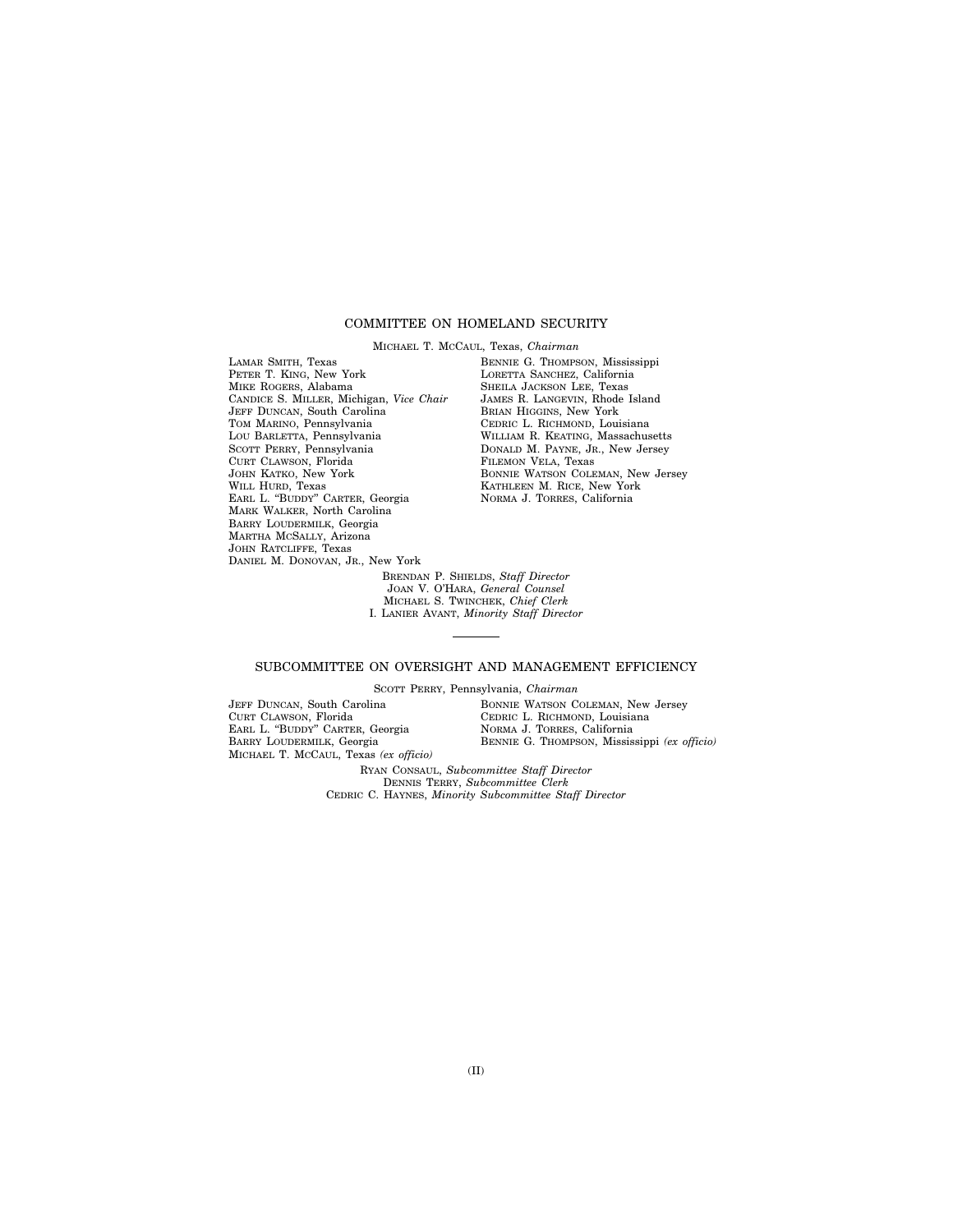## COMMITTEE ON HOMELAND SECURITY

MICHAEL T. MCCAUL, Texas, *Chairman*

LAMAR SMITH, Texas
PETER T. KING, New York
MIKE ROGERS, Alabama
CANDICE S. MILLER, Michigan, *Vice Chair*
JEFF DUNCAN, South Carolina
TOM MARINO, Pennsylvania
LOU BARLETTA, Pennsylvania
SCOTT PERRY, Pennsylvania
CURT CLAWSON, Florida
JOHN KATKO, New York
WILL HURD, Texas
EARL L. "BUDDY" CARTER, Georgia
MARK WALKER, North Carolina
BARRY LOUDERMILK, Georgia
MARTHA MCSALLY, Arizona
JOHN RATCLIFFE, Texas
DANIEL M. DONOVAN, JR., New York

BENNIE G. THOMPSON, Mississippi
LORETTA SANCHEZ, California
SHEILA JACKSON LEE, Texas
JAMES R. LANGEVIN, Rhode Island
BRIAN HIGGINS, New York
CEDRIC L. RICHMOND, Louisiana
WILLIAM R. KEATING, Massachusetts
DONALD M. PAYNE, JR., New Jersey
FILEMON VELA, Texas
BONNIE WATSON COLEMAN, New Jersey
KATHLEEN M. RICE, New York
NORMA J. TORRES, California

BRENDAN P. SHIELDS, *Staff Director*
JOAN V. O'HARA, *General Counsel*
MICHAEL S. TWINCHEK, *Chief Clerk*
I. LANIER AVANT, *Minority Staff Director*

---

## SUBCOMMITTEE ON OVERSIGHT AND MANAGEMENT EFFICIENCY

SCOTT PERRY, Pennsylvania, *Chairman*

JEFF DUNCAN, South Carolina
CURT CLAWSON, Florida
EARL L. "BUDDY" CARTER, Georgia
BARRY LOUDERMILK, Georgia
MICHAEL T. MCCAUL, Texas *(ex officio)*

BONNIE WATSON COLEMAN, New Jersey
CEDRIC L. RICHMOND, Louisiana
NORMA J. TORRES, California
BENNIE G. THOMPSON, Mississippi *(ex officio)*

RYAN CONSAUL, *Subcommittee Staff Director*
DENNIS TERRY, *Subcommittee Clerk*
CEDRIC C. HAYNES, *Minority Subcommittee Staff Director*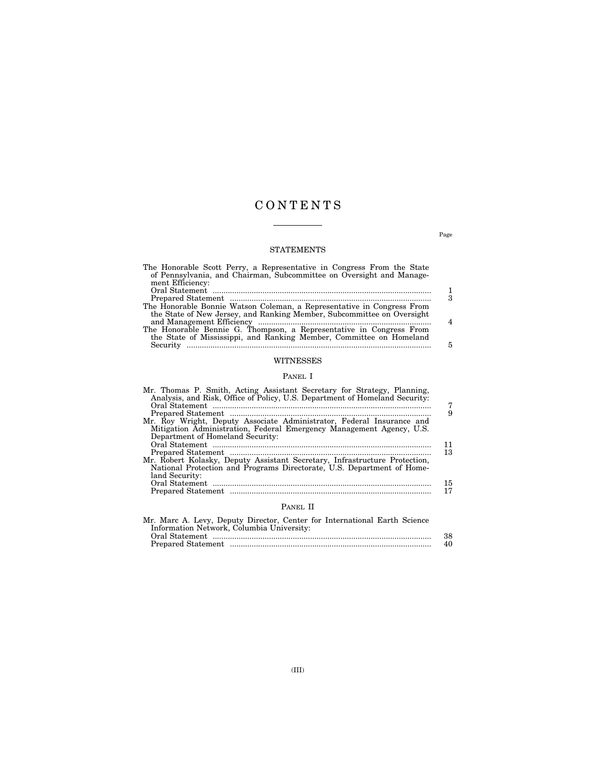# CONTENTS

Page

## STATEMENTS

The Honorable Scott Perry, a Representative in Congress From the State of Pennsylvania, and Chairman, Subcommittee on Oversight and Management Efficiency:

- Oral Statement ..... 1
- Prepared Statement ..... 3

The Honorable Bonnie Watson Coleman, a Representative in Congress From the State of New Jersey, and Ranking Member, Subcommittee on Oversight and Management Efficiency ..... 4

The Honorable Bennie G. Thompson, a Representative in Congress From the State of Mississippi, and Ranking Member, Committee on Homeland Security ..... 5

## WITNESSES

### PANEL I

Mr. Thomas P. Smith, Acting Assistant Secretary for Strategy, Planning, Analysis, and Risk, Office of Policy, U.S. Department of Homeland Security:

- Oral Statement ..... 7
- Prepared Statement ..... 9

Mr. Roy Wright, Deputy Associate Administrator, Federal Insurance and Mitigation Administration, Federal Emergency Management Agency, U.S. Department of Homeland Security:

- Oral Statement ..... 11
- Prepared Statement ..... 13

Mr. Robert Kolasky, Deputy Assistant Secretary, Infrastructure Protection, National Protection and Programs Directorate, U.S. Department of Homeland Security:

- Oral Statement ..... 15
- Prepared Statement ..... 17

### PANEL II

Mr. Marc A. Levy, Deputy Director, Center for International Earth Science Information Network, Columbia University:

- Oral Statement ..... 38
- Prepared Statement ..... 40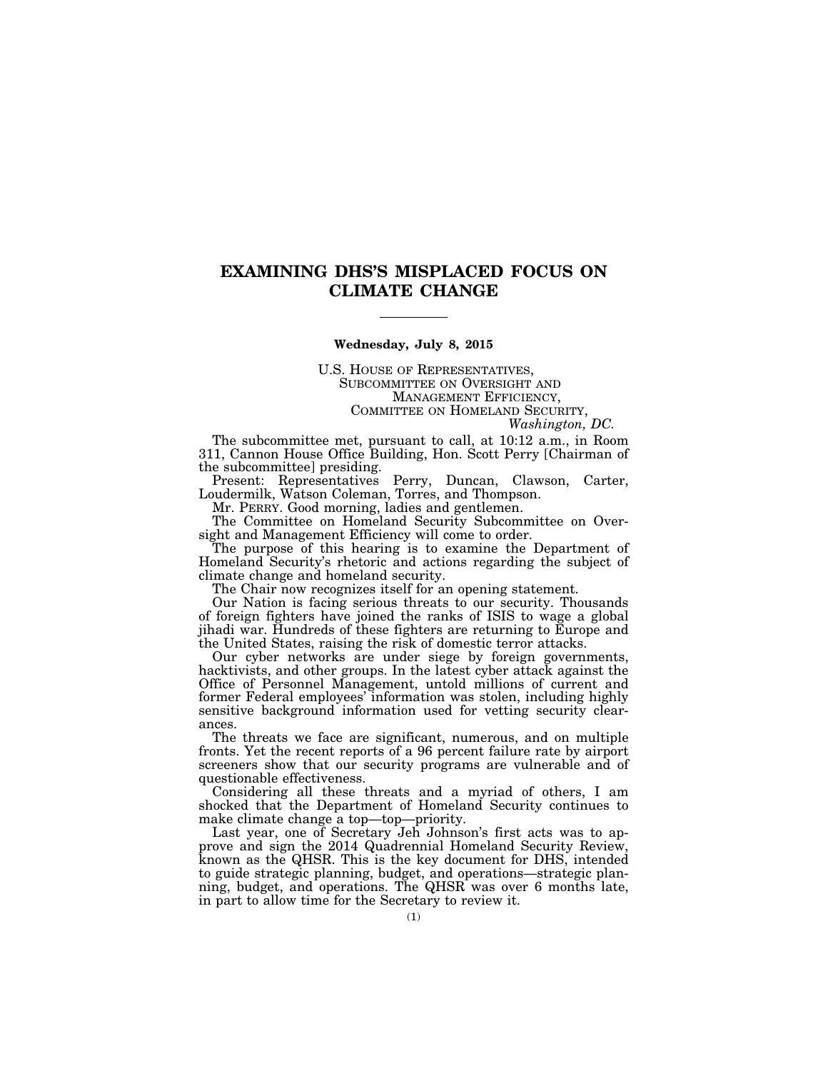# EXAMINING DHS'S MISPLACED FOCUS ON CLIMATE CHANGE

---

**Wednesday, July 8, 2015**

U.S. HOUSE OF REPRESENTATIVES,
SUBCOMMITTEE ON OVERSIGHT AND
MANAGEMENT EFFICIENCY,
COMMITTEE ON HOMELAND SECURITY,
*Washington, DC.*

The subcommittee met, pursuant to call, at 10:12 a.m., in Room 311, Cannon House Office Building, Hon. Scott Perry [Chairman of the subcommittee] presiding.

Present: Representatives Perry, Duncan, Clawson, Carter, Loudermilk, Watson Coleman, Torres, and Thompson.

Mr. PERRY. Good morning, ladies and gentlemen.

The Committee on Homeland Security Subcommittee on Oversight and Management Efficiency will come to order.

The purpose of this hearing is to examine the Department of Homeland Security's rhetoric and actions regarding the subject of climate change and homeland security.

The Chair now recognizes itself for an opening statement.

Our Nation is facing serious threats to our security. Thousands of foreign fighters have joined the ranks of ISIS to wage a global jihadi war. Hundreds of these fighters are returning to Europe and the United States, raising the risk of domestic terror attacks.

Our cyber networks are under siege by foreign governments, hacktivists, and other groups. In the latest cyber attack against the Office of Personnel Management, untold millions of current and former Federal employees' information was stolen, including highly sensitive background information used for vetting security clearances.

The threats we face are significant, numerous, and on multiple fronts. Yet the recent reports of a 96 percent failure rate by airport screeners show that our security programs are vulnerable and of questionable effectiveness.

Considering all these threats and a myriad of others, I am shocked that the Department of Homeland Security continues to make climate change a top—top—priority.

Last year, one of Secretary Jeh Johnson's first acts was to approve and sign the 2014 Quadrennial Homeland Security Review, known as the QHSR. This is the key document for DHS, intended to guide strategic planning, budget, and operations—strategic planning, budget, and operations. The QHSR was over 6 months late, in part to allow time for the Secretary to review it.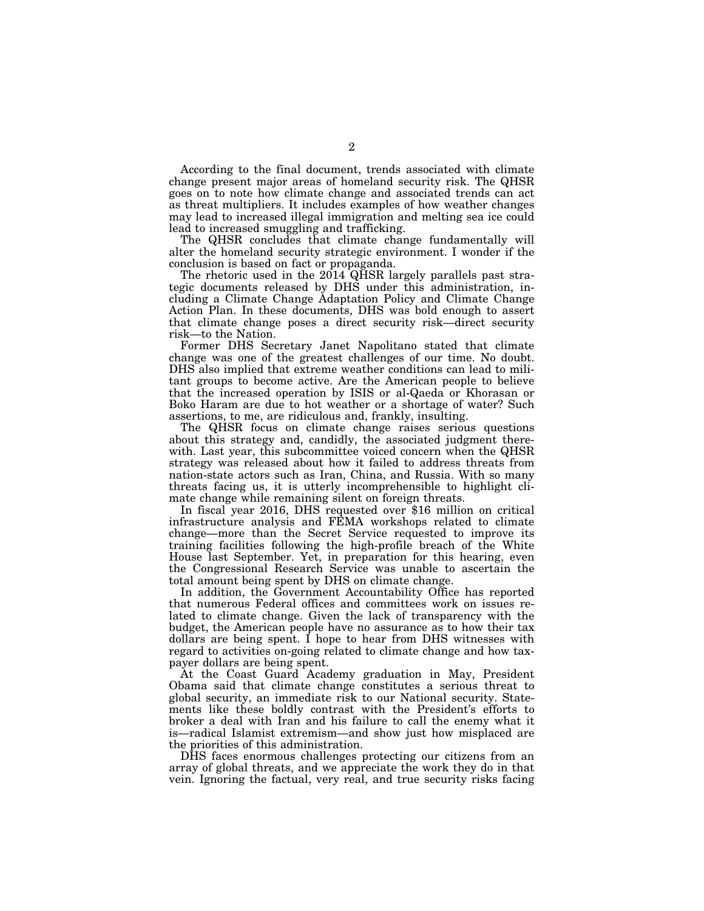According to the final document, trends associated with climate change present major areas of homeland security risk. The QHSR goes on to note how climate change and associated trends can act as threat multipliers. It includes examples of how weather changes may lead to increased illegal immigration and melting sea ice could lead to increased smuggling and trafficking.

The QHSR concludes that climate change fundamentally will alter the homeland security strategic environment. I wonder if the conclusion is based on fact or propaganda.

The rhetoric used in the 2014 QHSR largely parallels past strategic documents released by DHS under this administration, including a Climate Change Adaptation Policy and Climate Change Action Plan. In these documents, DHS was bold enough to assert that climate change poses a direct security risk—direct security risk—to the Nation.

Former DHS Secretary Janet Napolitano stated that climate change was one of the greatest challenges of our time. No doubt. DHS also implied that extreme weather conditions can lead to militant groups to become active. Are the American people to believe that the increased operation by ISIS or al-Qaeda or Khorasan or Boko Haram are due to hot weather or a shortage of water? Such assertions, to me, are ridiculous and, frankly, insulting.

The QHSR focus on climate change raises serious questions about this strategy and, candidly, the associated judgment therewith. Last year, this subcommittee voiced concern when the QHSR strategy was released about how it failed to address threats from nation-state actors such as Iran, China, and Russia. With so many threats facing us, it is utterly incomprehensible to highlight climate change while remaining silent on foreign threats.

In fiscal year 2016, DHS requested over $16 million on critical infrastructure analysis and FEMA workshops related to climate change—more than the Secret Service requested to improve its training facilities following the high-profile breach of the White House last September. Yet, in preparation for this hearing, even the Congressional Research Service was unable to ascertain the total amount being spent by DHS on climate change.

In addition, the Government Accountability Office has reported that numerous Federal offices and committees work on issues related to climate change. Given the lack of transparency with the budget, the American people have no assurance as to how their tax dollars are being spent. I hope to hear from DHS witnesses with regard to activities on-going related to climate change and how taxpayer dollars are being spent.

At the Coast Guard Academy graduation in May, President Obama said that climate change constitutes a serious threat to global security, an immediate risk to our National security. Statements like these boldly contrast with the President's efforts to broker a deal with Iran and his failure to call the enemy what it is—radical Islamist extremism—and show just how misplaced are the priorities of this administration.

DHS faces enormous challenges protecting our citizens from an array of global threats, and we appreciate the work they do in that vein. Ignoring the factual, very real, and true security risks facing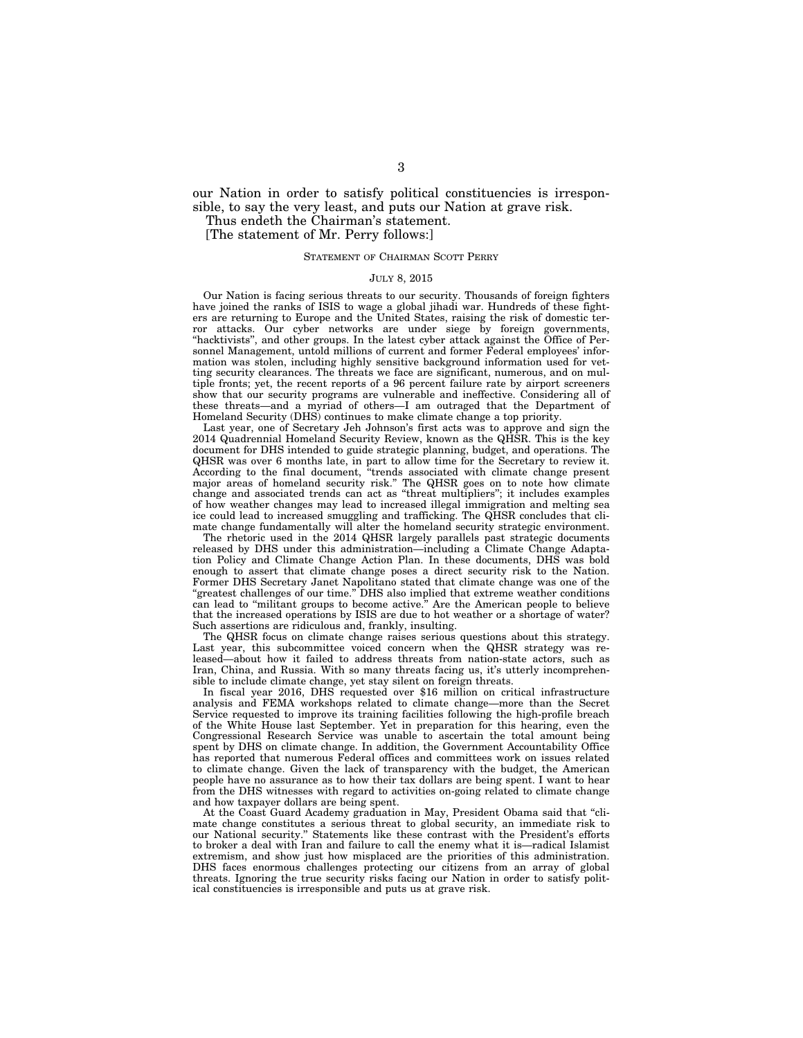our Nation in order to satisfy political constituencies is irresponsible, to say the very least, and puts our Nation at grave risk.

Thus endeth the Chairman's statement.

[The statement of Mr. Perry follows:]

STATEMENT OF CHAIRMAN SCOTT PERRY

JULY 8, 2015

Our Nation is facing serious threats to our security. Thousands of foreign fighters have joined the ranks of ISIS to wage a global jihadi war. Hundreds of these fighters are returning to Europe and the United States, raising the risk of domestic terror attacks. Our cyber networks are under siege by foreign governments, "hacktivists", and other groups. In the latest cyber attack against the Office of Personnel Management, untold millions of current and former Federal employees' information was stolen, including highly sensitive background information used for vetting security clearances. The threats we face are significant, numerous, and on multiple fronts; yet, the recent reports of a 96 percent failure rate by airport screeners show that our security programs are vulnerable and ineffective. Considering all of these threats—and a myriad of others—I am outraged that the Department of Homeland Security (DHS) continues to make climate change a top priority.

Last year, one of Secretary Jeh Johnson's first acts was to approve and sign the 2014 Quadrennial Homeland Security Review, known as the QHSR. This is the key document for DHS intended to guide strategic planning, budget, and operations. The QHSR was over 6 months late, in part to allow time for the Secretary to review it. According to the final document, "trends associated with climate change present major areas of homeland security risk." The QHSR goes on to note how climate change and associated trends can act as "threat multipliers"; it includes examples of how weather changes may lead to increased illegal immigration and melting sea ice could lead to increased smuggling and trafficking. The QHSR concludes that climate change fundamentally will alter the homeland security strategic environment.

The rhetoric used in the 2014 QHSR largely parallels past strategic documents released by DHS under this administration—including a Climate Change Adaptation Policy and Climate Change Action Plan. In these documents, DHS was bold enough to assert that climate change poses a direct security risk to the Nation. Former DHS Secretary Janet Napolitano stated that climate change was one of the "greatest challenges of our time." DHS also implied that extreme weather conditions can lead to "militant groups to become active." Are the American people to believe that the increased operations by ISIS are due to hot weather or a shortage of water? Such assertions are ridiculous and, frankly, insulting.

The QHSR focus on climate change raises serious questions about this strategy. Last year, this subcommittee voiced concern when the QHSR strategy was released—about how it failed to address threats from nation-state actors, such as Iran, China, and Russia. With so many threats facing us, it's utterly incomprehensible to include climate change, yet stay silent on foreign threats.

In fiscal year 2016, DHS requested over $16 million on critical infrastructure analysis and FEMA workshops related to climate change—more than the Secret Service requested to improve its training facilities following the high-profile breach of the White House last September. Yet in preparation for this hearing, even the Congressional Research Service was unable to ascertain the total amount being spent by DHS on climate change. In addition, the Government Accountability Office has reported that numerous Federal offices and committees work on issues related to climate change. Given the lack of transparency with the budget, the American people have no assurance as to how their tax dollars are being spent. I want to hear from the DHS witnesses with regard to activities on-going related to climate change and how taxpayer dollars are being spent.

At the Coast Guard Academy graduation in May, President Obama said that "climate change constitutes a serious threat to global security, an immediate risk to our National security." Statements like these contrast with the President's efforts to broker a deal with Iran and failure to call the enemy what it is—radical Islamist extremism, and show just how misplaced are the priorities of this administration. DHS faces enormous challenges protecting our citizens from an array of global threats. Ignoring the true security risks facing our Nation in order to satisfy political constituencies is irresponsible and puts us at grave risk.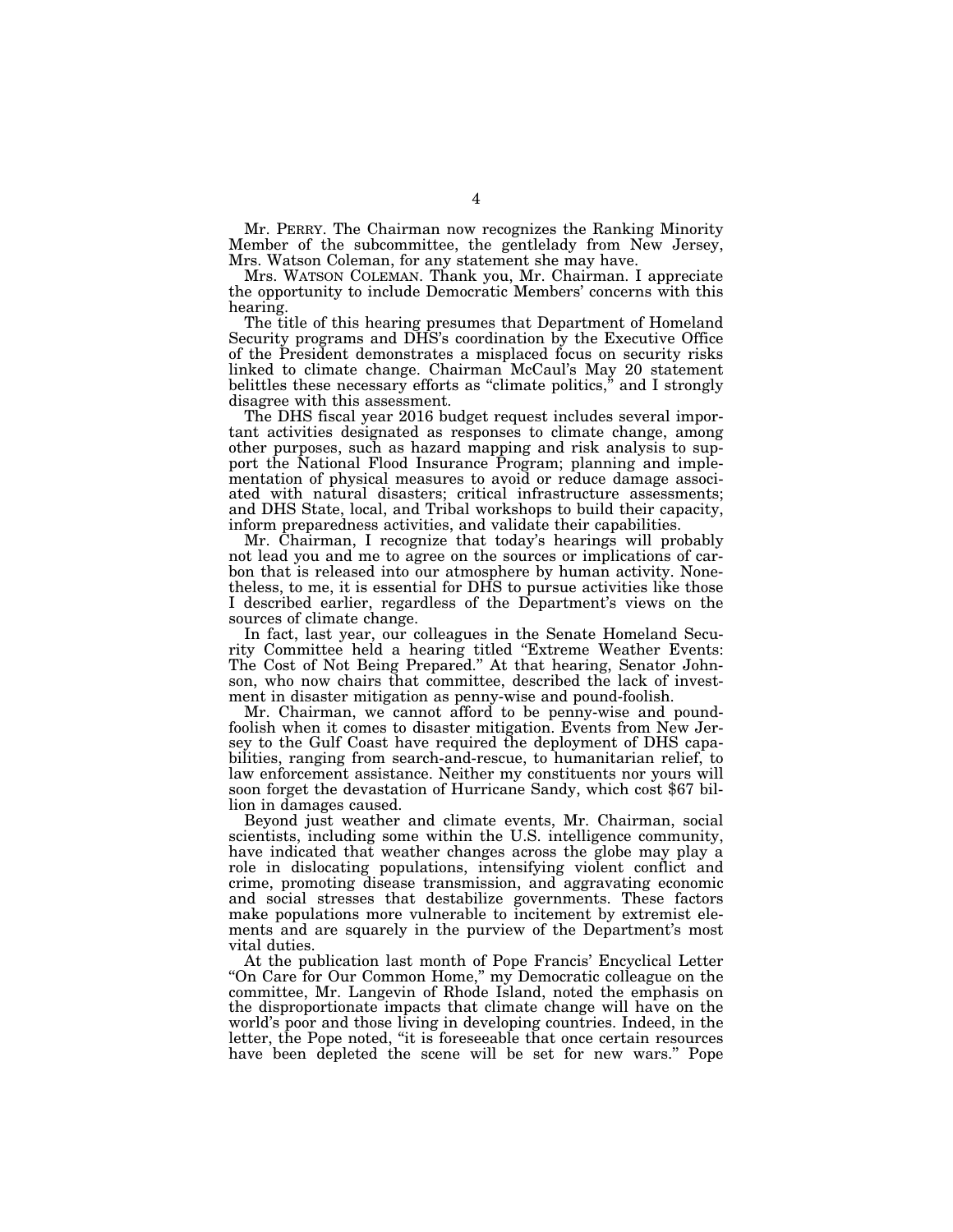Mr. PERRY. The Chairman now recognizes the Ranking Minority Member of the subcommittee, the gentlelady from New Jersey, Mrs. Watson Coleman, for any statement she may have.

Mrs. WATSON COLEMAN. Thank you, Mr. Chairman. I appreciate the opportunity to include Democratic Members' concerns with this hearing.

The title of this hearing presumes that Department of Homeland Security programs and DHS's coordination by the Executive Office of the President demonstrates a misplaced focus on security risks linked to climate change. Chairman McCaul's May 20 statement belittles these necessary efforts as "climate politics," and I strongly disagree with this assessment.

The DHS fiscal year 2016 budget request includes several important activities designated as responses to climate change, among other purposes, such as hazard mapping and risk analysis to support the National Flood Insurance Program; planning and implementation of physical measures to avoid or reduce damage associated with natural disasters; critical infrastructure assessments; and DHS State, local, and Tribal workshops to build their capacity, inform preparedness activities, and validate their capabilities.

Mr. Chairman, I recognize that today's hearings will probably not lead you and me to agree on the sources or implications of carbon that is released into our atmosphere by human activity. Nonetheless, to me, it is essential for DHS to pursue activities like those I described earlier, regardless of the Department's views on the sources of climate change.

In fact, last year, our colleagues in the Senate Homeland Security Committee held a hearing titled "Extreme Weather Events: The Cost of Not Being Prepared." At that hearing, Senator Johnson, who now chairs that committee, described the lack of investment in disaster mitigation as penny-wise and pound-foolish.

Mr. Chairman, we cannot afford to be penny-wise and pound-foolish when it comes to disaster mitigation. Events from New Jersey to the Gulf Coast have required the deployment of DHS capabilities, ranging from search-and-rescue, to humanitarian relief, to law enforcement assistance. Neither my constituents nor yours will soon forget the devastation of Hurricane Sandy, which cost $67 billion in damages caused.

Beyond just weather and climate events, Mr. Chairman, social scientists, including some within the U.S. intelligence community, have indicated that weather changes across the globe may play a role in dislocating populations, intensifying violent conflict and crime, promoting disease transmission, and aggravating economic and social stresses that destabilize governments. These factors make populations more vulnerable to incitement by extremist elements and are squarely in the purview of the Department's most vital duties.

At the publication last month of Pope Francis' Encyclical Letter "On Care for Our Common Home," my Democratic colleague on the committee, Mr. Langevin of Rhode Island, noted the emphasis on the disproportionate impacts that climate change will have on the world's poor and those living in developing countries. Indeed, in the letter, the Pope noted, "it is foreseeable that once certain resources have been depleted the scene will be set for new wars." Pope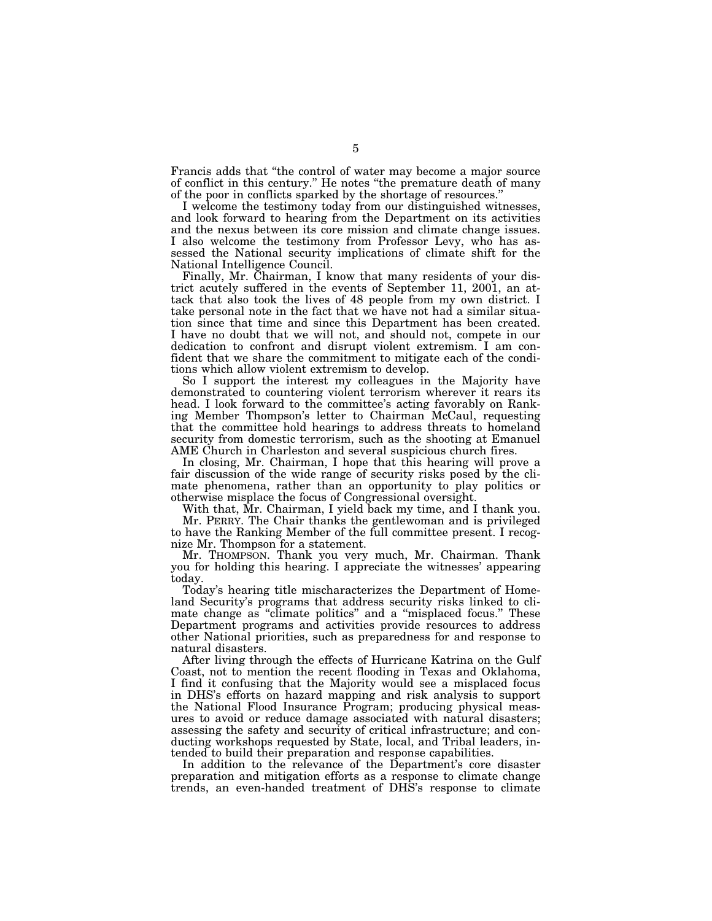Francis adds that "the control of water may become a major source of conflict in this century." He notes "the premature death of many of the poor in conflicts sparked by the shortage of resources."

I welcome the testimony today from our distinguished witnesses, and look forward to hearing from the Department on its activities and the nexus between its core mission and climate change issues. I also welcome the testimony from Professor Levy, who has assessed the National security implications of climate shift for the National Intelligence Council.

Finally, Mr. Chairman, I know that many residents of your district acutely suffered in the events of September 11, 2001, an attack that also took the lives of 48 people from my own district. I take personal note in the fact that we have not had a similar situation since that time and since this Department has been created. I have no doubt that we will not, and should not, compete in our dedication to confront and disrupt violent extremism. I am confident that we share the commitment to mitigate each of the conditions which allow violent extremism to develop.

So I support the interest my colleagues in the Majority have demonstrated to countering violent terrorism wherever it rears its head. I look forward to the committee's acting favorably on Ranking Member Thompson's letter to Chairman McCaul, requesting that the committee hold hearings to address threats to homeland security from domestic terrorism, such as the shooting at Emanuel AME Church in Charleston and several suspicious church fires.

In closing, Mr. Chairman, I hope that this hearing will prove a fair discussion of the wide range of security risks posed by the climate phenomena, rather than an opportunity to play politics or otherwise misplace the focus of Congressional oversight.

With that, Mr. Chairman, I yield back my time, and I thank you.

Mr. PERRY. The Chair thanks the gentlewoman and is privileged to have the Ranking Member of the full committee present. I recognize Mr. Thompson for a statement.

Mr. THOMPSON. Thank you very much, Mr. Chairman. Thank you for holding this hearing. I appreciate the witnesses' appearing today.

Today's hearing title mischaracterizes the Department of Homeland Security's programs that address security risks linked to climate change as "climate politics" and a "misplaced focus." These Department programs and activities provide resources to address other National priorities, such as preparedness for and response to natural disasters.

After living through the effects of Hurricane Katrina on the Gulf Coast, not to mention the recent flooding in Texas and Oklahoma, I find it confusing that the Majority would see a misplaced focus in DHS's efforts on hazard mapping and risk analysis to support the National Flood Insurance Program; producing physical measures to avoid or reduce damage associated with natural disasters; assessing the safety and security of critical infrastructure; and conducting workshops requested by State, local, and Tribal leaders, intended to build their preparation and response capabilities.

In addition to the relevance of the Department's core disaster preparation and mitigation efforts as a response to climate change trends, an even-handed treatment of DHS's response to climate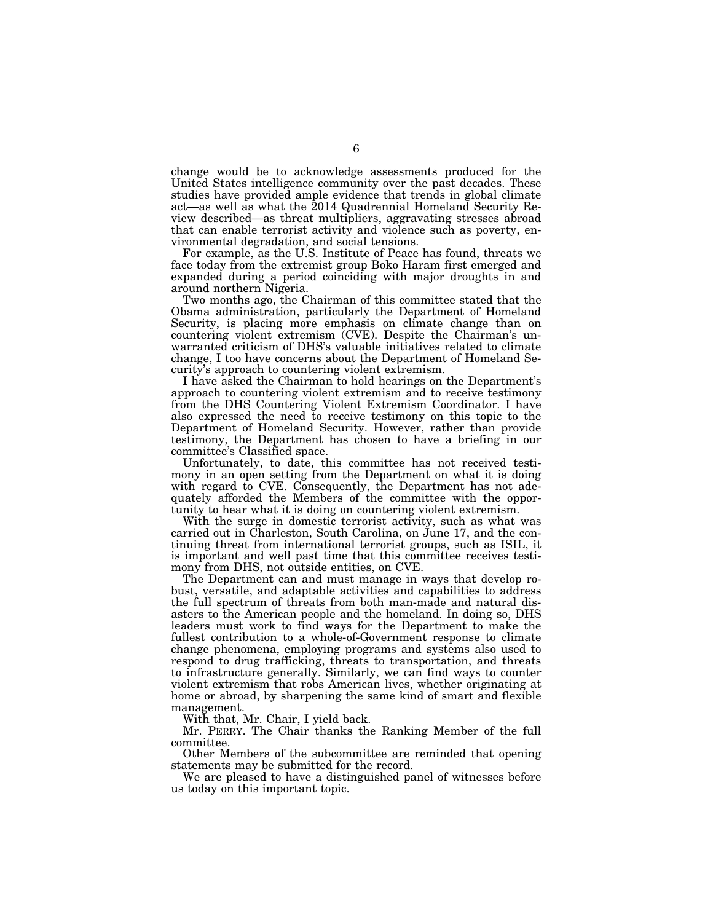change would be to acknowledge assessments produced for the United States intelligence community over the past decades. These studies have provided ample evidence that trends in global climate act—as well as what the 2014 Quadrennial Homeland Security Review described—as threat multipliers, aggravating stresses abroad that can enable terrorist activity and violence such as poverty, environmental degradation, and social tensions.

For example, as the U.S. Institute of Peace has found, threats we face today from the extremist group Boko Haram first emerged and expanded during a period coinciding with major droughts in and around northern Nigeria.

Two months ago, the Chairman of this committee stated that the Obama administration, particularly the Department of Homeland Security, is placing more emphasis on climate change than on countering violent extremism (CVE). Despite the Chairman's unwarranted criticism of DHS's valuable initiatives related to climate change, I too have concerns about the Department of Homeland Security's approach to countering violent extremism.

I have asked the Chairman to hold hearings on the Department's approach to countering violent extremism and to receive testimony from the DHS Countering Violent Extremism Coordinator. I have also expressed the need to receive testimony on this topic to the Department of Homeland Security. However, rather than provide testimony, the Department has chosen to have a briefing in our committee's Classified space.

Unfortunately, to date, this committee has not received testimony in an open setting from the Department on what it is doing with regard to CVE. Consequently, the Department has not adequately afforded the Members of the committee with the opportunity to hear what it is doing on countering violent extremism.

With the surge in domestic terrorist activity, such as what was carried out in Charleston, South Carolina, on June 17, and the continuing threat from international terrorist groups, such as ISIL, it is important and well past time that this committee receives testimony from DHS, not outside entities, on CVE.

The Department can and must manage in ways that develop robust, versatile, and adaptable activities and capabilities to address the full spectrum of threats from both man-made and natural disasters to the American people and the homeland. In doing so, DHS leaders must work to find ways for the Department to make the fullest contribution to a whole-of-Government response to climate change phenomena, employing programs and systems also used to respond to drug trafficking, threats to transportation, and threats to infrastructure generally. Similarly, we can find ways to counter violent extremism that robs American lives, whether originating at home or abroad, by sharpening the same kind of smart and flexible management.

With that, Mr. Chair, I yield back.

Mr. PERRY. The Chair thanks the Ranking Member of the full committee.

Other Members of the subcommittee are reminded that opening statements may be submitted for the record.

We are pleased to have a distinguished panel of witnesses before us today on this important topic.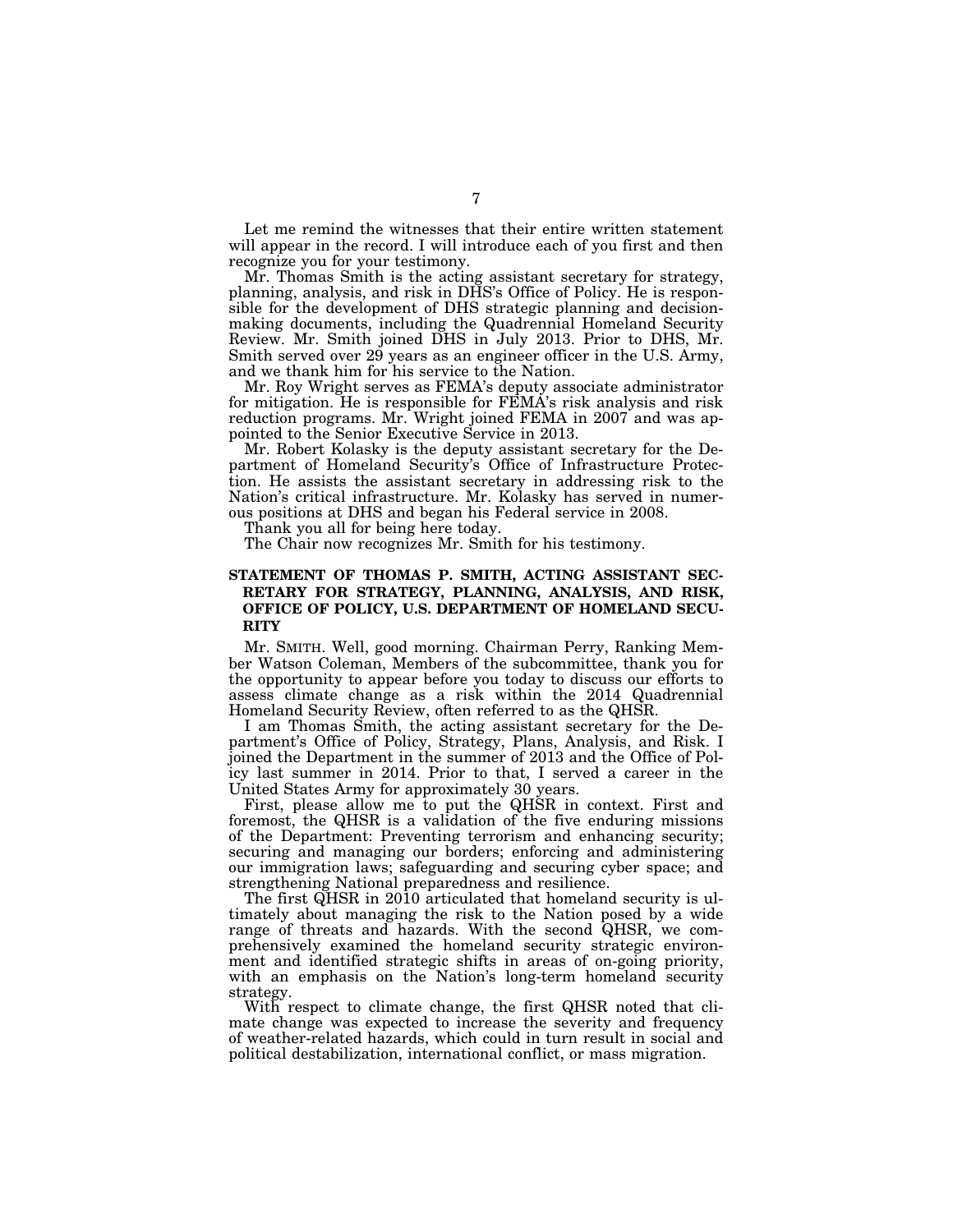Let me remind the witnesses that their entire written statement will appear in the record. I will introduce each of you first and then recognize you for your testimony.

Mr. Thomas Smith is the acting assistant secretary for strategy, planning, analysis, and risk in DHS's Office of Policy. He is responsible for the development of DHS strategic planning and decision-making documents, including the Quadrennial Homeland Security Review. Mr. Smith joined DHS in July 2013. Prior to DHS, Mr. Smith served over 29 years as an engineer officer in the U.S. Army, and we thank him for his service to the Nation.

Mr. Roy Wright serves as FEMA's deputy associate administrator for mitigation. He is responsible for FEMA's risk analysis and risk reduction programs. Mr. Wright joined FEMA in 2007 and was appointed to the Senior Executive Service in 2013.

Mr. Robert Kolasky is the deputy assistant secretary for the Department of Homeland Security's Office of Infrastructure Protection. He assists the assistant secretary in addressing risk to the Nation's critical infrastructure. Mr. Kolasky has served in numerous positions at DHS and began his Federal service in 2008.

Thank you all for being here today.

The Chair now recognizes Mr. Smith for his testimony.

## STATEMENT OF THOMAS P. SMITH, ACTING ASSISTANT SECRETARY FOR STRATEGY, PLANNING, ANALYSIS, AND RISK, OFFICE OF POLICY, U.S. DEPARTMENT OF HOMELAND SECURITY

Mr. SMITH. Well, good morning. Chairman Perry, Ranking Member Watson Coleman, Members of the subcommittee, thank you for the opportunity to appear before you today to discuss our efforts to assess climate change as a risk within the 2014 Quadrennial Homeland Security Review, often referred to as the QHSR.

I am Thomas Smith, the acting assistant secretary for the Department's Office of Policy, Strategy, Plans, Analysis, and Risk. I joined the Department in the summer of 2013 and the Office of Policy last summer in 2014. Prior to that, I served a career in the United States Army for approximately 30 years.

First, please allow me to put the QHSR in context. First and foremost, the QHSR is a validation of the five enduring missions of the Department: Preventing terrorism and enhancing security; securing and managing our borders; enforcing and administering our immigration laws; safeguarding and securing cyber space; and strengthening National preparedness and resilience.

The first QHSR in 2010 articulated that homeland security is ultimately about managing the risk to the Nation posed by a wide range of threats and hazards. With the second QHSR, we comprehensively examined the homeland security strategic environment and identified strategic shifts in areas of on-going priority, with an emphasis on the Nation's long-term homeland security strategy.

With respect to climate change, the first QHSR noted that climate change was expected to increase the severity and frequency of weather-related hazards, which could in turn result in social and political destabilization, international conflict, or mass migration.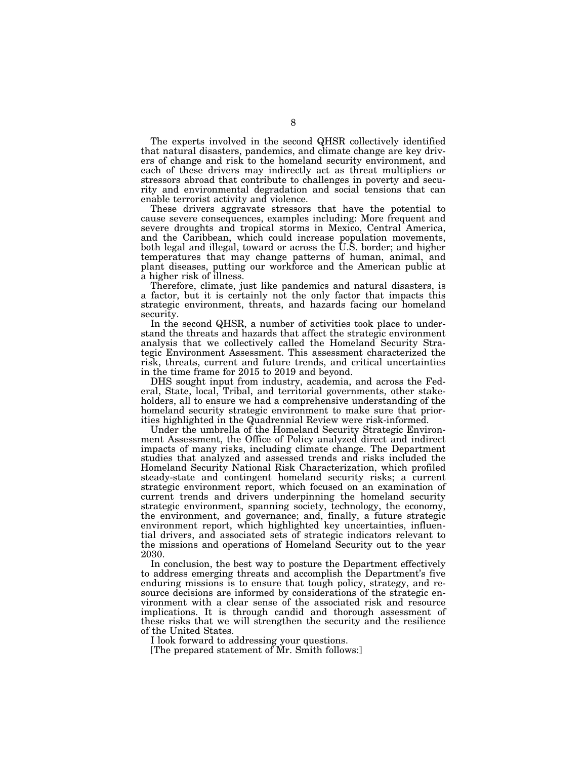The experts involved in the second QHSR collectively identified that natural disasters, pandemics, and climate change are key drivers of change and risk to the homeland security environment, and each of these drivers may indirectly act as threat multipliers or stressors abroad that contribute to challenges in poverty and security and environmental degradation and social tensions that can enable terrorist activity and violence.

These drivers aggravate stressors that have the potential to cause severe consequences, examples including: More frequent and severe droughts and tropical storms in Mexico, Central America, and the Caribbean, which could increase population movements, both legal and illegal, toward or across the U.S. border; and higher temperatures that may change patterns of human, animal, and plant diseases, putting our workforce and the American public at a higher risk of illness.

Therefore, climate, just like pandemics and natural disasters, is a factor, but it is certainly not the only factor that impacts this strategic environment, threats, and hazards facing our homeland security.

In the second QHSR, a number of activities took place to understand the threats and hazards that affect the strategic environment analysis that we collectively called the Homeland Security Strategic Environment Assessment. This assessment characterized the risk, threats, current and future trends, and critical uncertainties in the time frame for 2015 to 2019 and beyond.

DHS sought input from industry, academia, and across the Federal, State, local, Tribal, and territorial governments, other stakeholders, all to ensure we had a comprehensive understanding of the homeland security strategic environment to make sure that priorities highlighted in the Quadrennial Review were risk-informed.

Under the umbrella of the Homeland Security Strategic Environment Assessment, the Office of Policy analyzed direct and indirect impacts of many risks, including climate change. The Department studies that analyzed and assessed trends and risks included the Homeland Security National Risk Characterization, which profiled steady-state and contingent homeland security risks; a current strategic environment report, which focused on an examination of current trends and drivers underpinning the homeland security strategic environment, spanning society, technology, the economy, the environment, and governance; and, finally, a future strategic environment report, which highlighted key uncertainties, influential drivers, and associated sets of strategic indicators relevant to the missions and operations of Homeland Security out to the year 2030.

In conclusion, the best way to posture the Department effectively to address emerging threats and accomplish the Department's five enduring missions is to ensure that tough policy, strategy, and resource decisions are informed by considerations of the strategic environment with a clear sense of the associated risk and resource implications. It is through candid and thorough assessment of these risks that we will strengthen the security and the resilience of the United States.

I look forward to addressing your questions.

[The prepared statement of Mr. Smith follows:]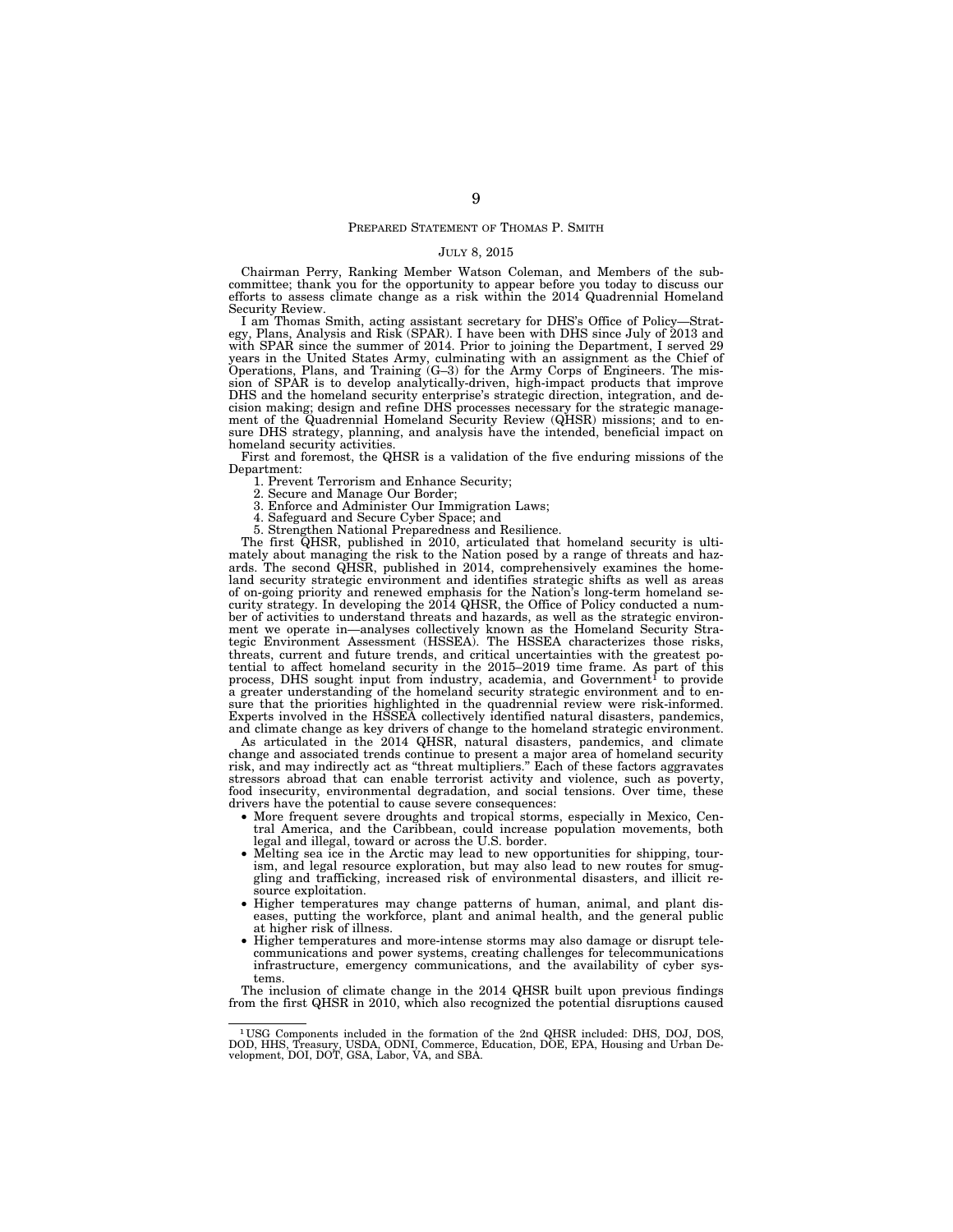## PREPARED STATEMENT OF THOMAS P. SMITH

JULY 8, 2015

Chairman Perry, Ranking Member Watson Coleman, and Members of the subcommittee; thank you for the opportunity to appear before you today to discuss our efforts to assess climate change as a risk within the 2014 Quadrennial Homeland Security Review.

I am Thomas Smith, acting assistant secretary for DHS's Office of Policy—Strategy, Plans, Analysis and Risk (SPAR). I have been with DHS since July of 2013 and with SPAR since the summer of 2014. Prior to joining the Department, I served 29 years in the United States Army, culminating with an assignment as the Chief of Operations, Plans, and Training (G–3) for the Army Corps of Engineers. The mission of SPAR is to develop analytically-driven, high-impact products that improve DHS and the homeland security enterprise's strategic direction, integration, and decision making; design and refine DHS processes necessary for the strategic management of the Quadrennial Homeland Security Review (QHSR) missions; and to ensure DHS strategy, planning, and analysis have the intended, beneficial impact on homeland security activities.

First and foremost, the QHSR is a validation of the five enduring missions of the Department:

1. Prevent Terrorism and Enhance Security;
2. Secure and Manage Our Border;
3. Enforce and Administer Our Immigration Laws;
4. Safeguard and Secure Cyber Space; and
5. Strengthen National Preparedness and Resilience.

The first QHSR, published in 2010, articulated that homeland security is ultimately about managing the risk to the Nation posed by a range of threats and hazards. The second QHSR, published in 2014, comprehensively examines the homeland security strategic environment and identifies strategic shifts as well as areas of on-going priority and renewed emphasis for the Nation's long-term homeland security strategy. In developing the 2014 QHSR, the Office of Policy conducted a number of activities to understand threats and hazards, as well as the strategic environment we operate in—analyses collectively known as the Homeland Security Strategic Environment Assessment (HSSEA). The HSSEA characterizes those risks, threats, current and future trends, and critical uncertainties with the greatest potential to affect homeland security in the 2015–2019 time frame. As part of this process, DHS sought input from industry, academia, and Government[1] to provide a greater understanding of the homeland security strategic environment and to ensure that the priorities highlighted in the quadrennial review were risk-informed. Experts involved in the HSSEA collectively identified natural disasters, pandemics, and climate change as key drivers of change to the homeland strategic environment.

As articulated in the 2014 QHSR, natural disasters, pandemics, and climate change and associated trends continue to present a major area of homeland security risk, and may indirectly act as "threat multipliers." Each of these factors aggravates stressors abroad that can enable terrorist activity and violence, such as poverty, food insecurity, environmental degradation, and social tensions. Over time, these drivers have the potential to cause severe consequences:

- More frequent severe droughts and tropical storms, especially in Mexico, Central America, and the Caribbean, could increase population movements, both legal and illegal, toward or across the U.S. border.
- Melting sea ice in the Arctic may lead to new opportunities for shipping, tourism, and legal resource exploration, but may also lead to new routes for smuggling and trafficking, increased risk of environmental disasters, and illicit resource exploitation.
- Higher temperatures may change patterns of human, animal, and plant diseases, putting the workforce, plant and animal health, and the general public at higher risk of illness.
- Higher temperatures and more-intense storms may also damage or disrupt telecommunications and power systems, creating challenges for telecommunications infrastructure, emergency communications, and the availability of cyber systems.

The inclusion of climate change in the 2014 QHSR built upon previous findings from the first QHSR in 2010, which also recognized the potential disruptions caused

---

[1] USG Components included in the formation of the 2nd QHSR included: DHS, DOJ, DOS, DOD, HHS, Treasury, USDA, ODNI, Commerce, Education, DOE, EPA, Housing and Urban Development, DOI, DOT, GSA, Labor, VA, and SBA.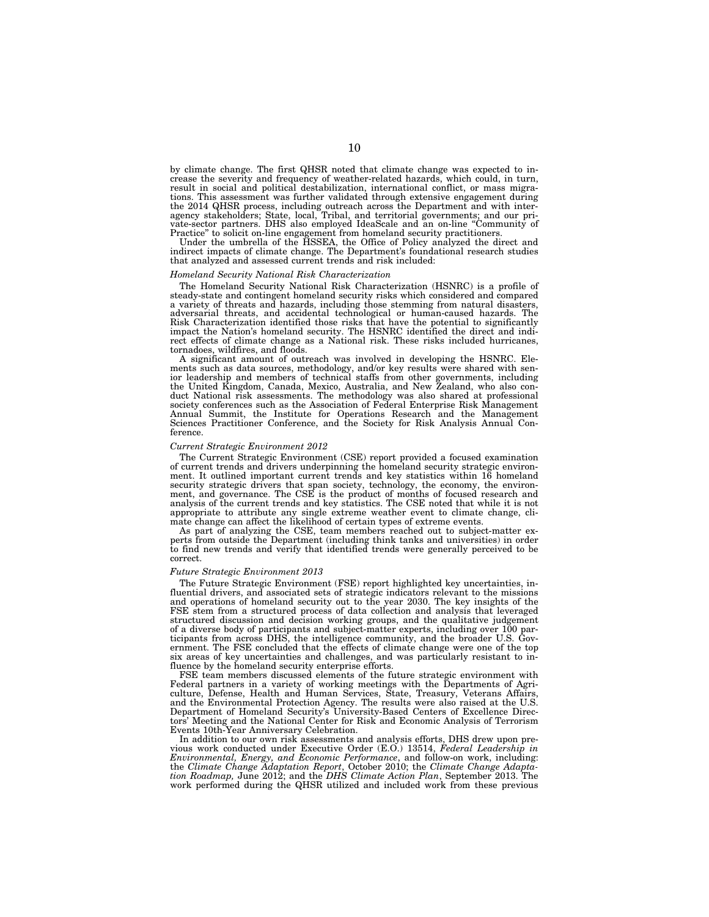by climate change. The first QHSR noted that climate change was expected to increase the severity and frequency of weather-related hazards, which could, in turn, result in social and political destabilization, international conflict, or mass migrations. This assessment was further validated through extensive engagement during the 2014 QHSR process, including outreach across the Department and with interagency stakeholders; State, local, Tribal, and territorial governments; and our private-sector partners. DHS also employed IdeaScale and an on-line "Community of Practice" to solicit on-line engagement from homeland security practitioners.

Under the umbrella of the HSSEA, the Office of Policy analyzed the direct and indirect impacts of climate change. The Department's foundational research studies that analyzed and assessed current trends and risk included:

*Homeland Security National Risk Characterization*

The Homeland Security National Risk Characterization (HSNRC) is a profile of steady-state and contingent homeland security risks which considered and compared a variety of threats and hazards, including those stemming from natural disasters, adversarial threats, and accidental technological or human-caused hazards. The Risk Characterization identified those risks that have the potential to significantly impact the Nation's homeland security. The HSNRC identified the direct and indirect effects of climate change as a National risk. These risks included hurricanes, tornadoes, wildfires, and floods.

A significant amount of outreach was involved in developing the HSNRC. Elements such as data sources, methodology, and/or key results were shared with senior leadership and members of technical staffs from other governments, including the United Kingdom, Canada, Mexico, Australia, and New Zealand, who also conduct National risk assessments. The methodology was also shared at professional society conferences such as the Association of Federal Enterprise Risk Management Annual Summit, the Institute for Operations Research and the Management Sciences Practitioner Conference, and the Society for Risk Analysis Annual Conference.

*Current Strategic Environment 2012*

The Current Strategic Environment (CSE) report provided a focused examination of current trends and drivers underpinning the homeland security strategic environment. It outlined important current trends and key statistics within 16 homeland security strategic drivers that span society, technology, the economy, the environment, and governance. The CSE is the product of months of focused research and analysis of the current trends and key statistics. The CSE noted that while it is not appropriate to attribute any single extreme weather event to climate change, climate change can affect the likelihood of certain types of extreme events.

As part of analyzing the CSE, team members reached out to subject-matter experts from outside the Department (including think tanks and universities) in order to find new trends and verify that identified trends were generally perceived to be correct.

*Future Strategic Environment 2013*

The Future Strategic Environment (FSE) report highlighted key uncertainties, influential drivers, and associated sets of strategic indicators relevant to the missions and operations of homeland security out to the year 2030. The key insights of the FSE stem from a structured process of data collection and analysis that leveraged structured discussion and decision working groups, and the qualitative judgement of a diverse body of participants and subject-matter experts, including over 100 participants from across DHS, the intelligence community, and the broader U.S. Government. The FSE concluded that the effects of climate change were one of the top six areas of key uncertainties and challenges, and was particularly resistant to influence by the homeland security enterprise efforts.

FSE team members discussed elements of the future strategic environment with Federal partners in a variety of working meetings with the Departments of Agriculture, Defense, Health and Human Services, State, Treasury, Veterans Affairs, and the Environmental Protection Agency. The results were also raised at the U.S. Department of Homeland Security's University-Based Centers of Excellence Directors' Meeting and the National Center for Risk and Economic Analysis of Terrorism Events 10th-Year Anniversary Celebration.

In addition to our own risk assessments and analysis efforts, DHS drew upon previous work conducted under Executive Order (E.O.) 13514, *Federal Leadership in Environmental, Energy, and Economic Performance*, and follow-on work, including: the *Climate Change Adaptation Report*, October 2010; the *Climate Change Adaptation Roadmap,* June 2012; and the *DHS Climate Action Plan*, September 2013. The work performed during the QHSR utilized and included work from these previous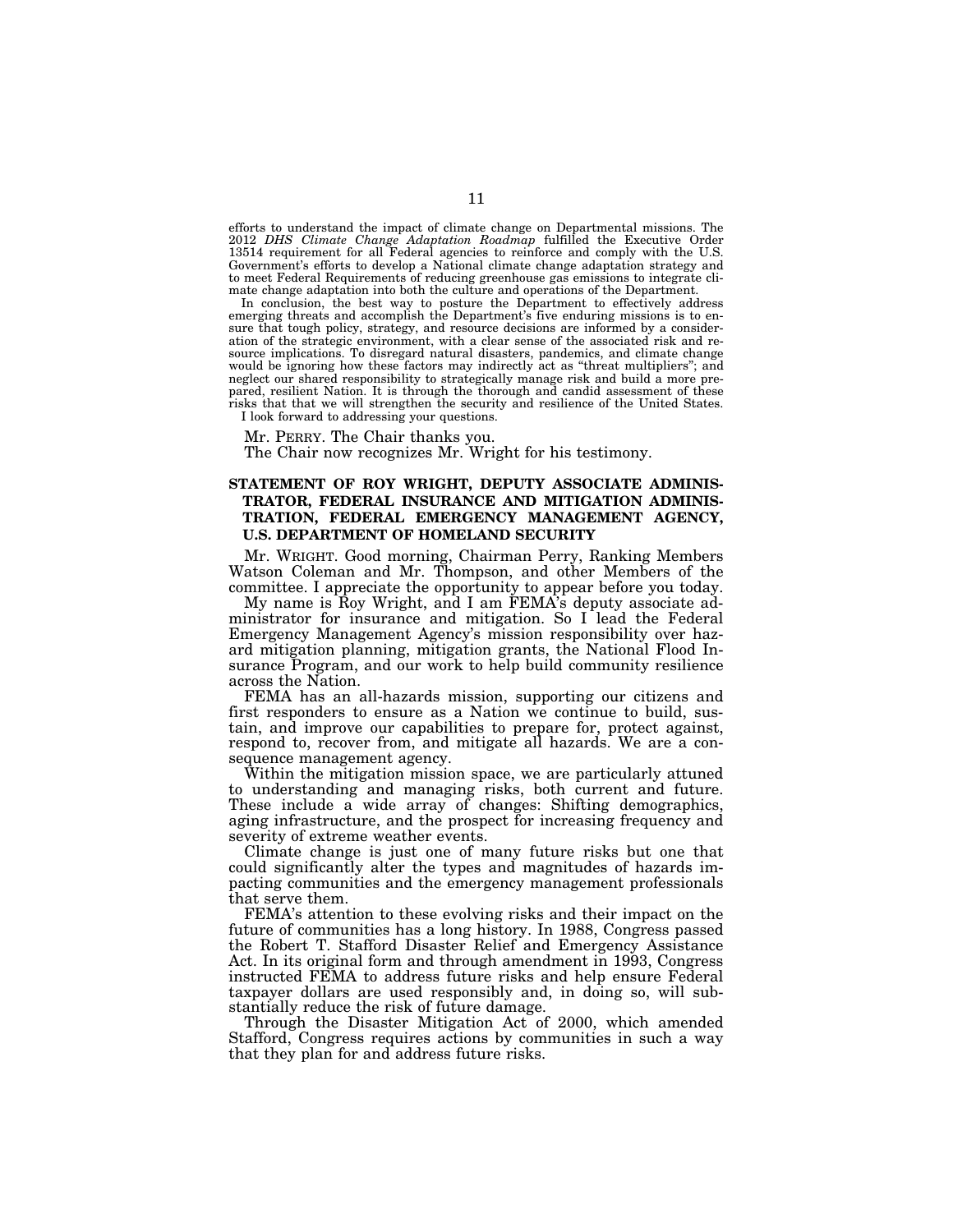efforts to understand the impact of climate change on Departmental missions. The 2012 *DHS Climate Change Adaptation Roadmap* fulfilled the Executive Order 13514 requirement for all Federal agencies to reinforce and comply with the U.S. Government's efforts to develop a National climate change adaptation strategy and to meet Federal Requirements of reducing greenhouse gas emissions to integrate climate change adaptation into both the culture and operations of the Department.

In conclusion, the best way to posture the Department to effectively address emerging threats and accomplish the Department's five enduring missions is to ensure that tough policy, strategy, and resource decisions are informed by a consideration of the strategic environment, with a clear sense of the associated risk and resource implications. To disregard natural disasters, pandemics, and climate change would be ignoring how these factors may indirectly act as "threat multipliers"; and neglect our shared responsibility to strategically manage risk and build a more prepared, resilient Nation. It is through the thorough and candid assessment of these risks that that we will strengthen the security and resilience of the United States.

I look forward to addressing your questions.

Mr. PERRY. The Chair thanks you.

The Chair now recognizes Mr. Wright for his testimony.

## STATEMENT OF ROY WRIGHT, DEPUTY ASSOCIATE ADMINISTRATOR, FEDERAL INSURANCE AND MITIGATION ADMINISTRATION, FEDERAL EMERGENCY MANAGEMENT AGENCY, U.S. DEPARTMENT OF HOMELAND SECURITY

Mr. WRIGHT. Good morning, Chairman Perry, Ranking Members Watson Coleman and Mr. Thompson, and other Members of the committee. I appreciate the opportunity to appear before you today.

My name is Roy Wright, and I am FEMA's deputy associate administrator for insurance and mitigation. So I lead the Federal Emergency Management Agency's mission responsibility over hazard mitigation planning, mitigation grants, the National Flood Insurance Program, and our work to help build community resilience across the Nation.

FEMA has an all-hazards mission, supporting our citizens and first responders to ensure as a Nation we continue to build, sustain, and improve our capabilities to prepare for, protect against, respond to, recover from, and mitigate all hazards. We are a consequence management agency.

Within the mitigation mission space, we are particularly attuned to understanding and managing risks, both current and future. These include a wide array of changes: Shifting demographics, aging infrastructure, and the prospect for increasing frequency and severity of extreme weather events.

Climate change is just one of many future risks but one that could significantly alter the types and magnitudes of hazards impacting communities and the emergency management professionals that serve them.

FEMA's attention to these evolving risks and their impact on the future of communities has a long history. In 1988, Congress passed the Robert T. Stafford Disaster Relief and Emergency Assistance Act. In its original form and through amendment in 1993, Congress instructed FEMA to address future risks and help ensure Federal taxpayer dollars are used responsibly and, in doing so, will substantially reduce the risk of future damage.

Through the Disaster Mitigation Act of 2000, which amended Stafford, Congress requires actions by communities in such a way that they plan for and address future risks.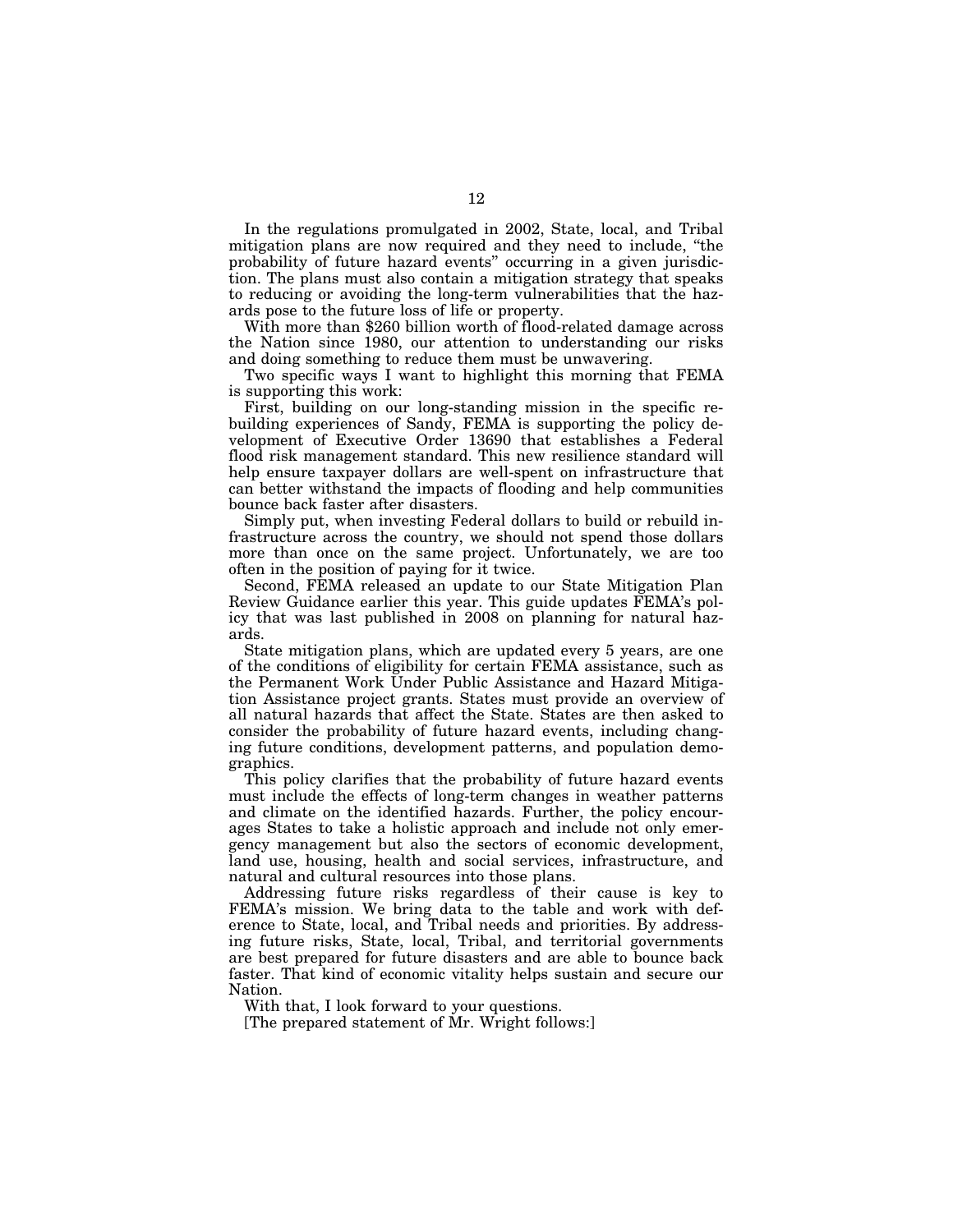In the regulations promulgated in 2002, State, local, and Tribal mitigation plans are now required and they need to include, "the probability of future hazard events" occurring in a given jurisdiction. The plans must also contain a mitigation strategy that speaks to reducing or avoiding the long-term vulnerabilities that the hazards pose to the future loss of life or property.

With more than $260 billion worth of flood-related damage across the Nation since 1980, our attention to understanding our risks and doing something to reduce them must be unwavering.

Two specific ways I want to highlight this morning that FEMA is supporting this work:

First, building on our long-standing mission in the specific rebuilding experiences of Sandy, FEMA is supporting the policy development of Executive Order 13690 that establishes a Federal flood risk management standard. This new resilience standard will help ensure taxpayer dollars are well-spent on infrastructure that can better withstand the impacts of flooding and help communities bounce back faster after disasters.

Simply put, when investing Federal dollars to build or rebuild infrastructure across the country, we should not spend those dollars more than once on the same project. Unfortunately, we are too often in the position of paying for it twice.

Second, FEMA released an update to our State Mitigation Plan Review Guidance earlier this year. This guide updates FEMA's policy that was last published in 2008 on planning for natural hazards.

State mitigation plans, which are updated every 5 years, are one of the conditions of eligibility for certain FEMA assistance, such as the Permanent Work Under Public Assistance and Hazard Mitigation Assistance project grants. States must provide an overview of all natural hazards that affect the State. States are then asked to consider the probability of future hazard events, including changing future conditions, development patterns, and population demographics.

This policy clarifies that the probability of future hazard events must include the effects of long-term changes in weather patterns and climate on the identified hazards. Further, the policy encourages States to take a holistic approach and include not only emergency management but also the sectors of economic development, land use, housing, health and social services, infrastructure, and natural and cultural resources into those plans.

Addressing future risks regardless of their cause is key to FEMA's mission. We bring data to the table and work with deference to State, local, and Tribal needs and priorities. By addressing future risks, State, local, Tribal, and territorial governments are best prepared for future disasters and are able to bounce back faster. That kind of economic vitality helps sustain and secure our Nation.

With that, I look forward to your questions.

[The prepared statement of Mr. Wright follows:]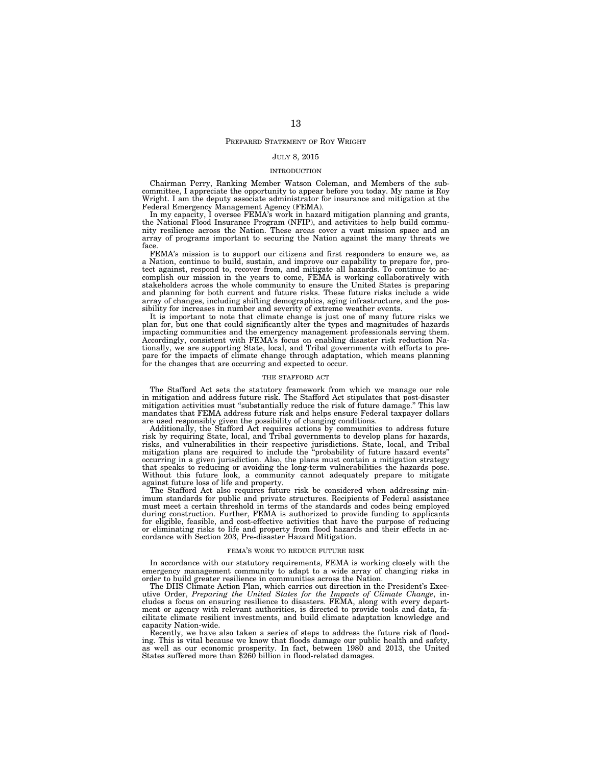## PREPARED STATEMENT OF ROY WRIGHT

JULY 8, 2015

### INTRODUCTION

Chairman Perry, Ranking Member Watson Coleman, and Members of the subcommittee, I appreciate the opportunity to appear before you today. My name is Roy Wright. I am the deputy associate administrator for insurance and mitigation at the Federal Emergency Management Agency (FEMA).

In my capacity, I oversee FEMA's work in hazard mitigation planning and grants, the National Flood Insurance Program (NFIP), and activities to help build community resilience across the Nation. These areas cover a vast mission space and an array of programs important to securing the Nation against the many threats we face.

FEMA's mission is to support our citizens and first responders to ensure we, as a Nation, continue to build, sustain, and improve our capability to prepare for, protect against, respond to, recover from, and mitigate all hazards. To continue to accomplish our mission in the years to come, FEMA is working collaboratively with stakeholders across the whole community to ensure the United States is preparing and planning for both current and future risks. These future risks include a wide array of changes, including shifting demographics, aging infrastructure, and the possibility for increases in number and severity of extreme weather events.

It is important to note that climate change is just one of many future risks we plan for, but one that could significantly alter the types and magnitudes of hazards impacting communities and the emergency management professionals serving them. Accordingly, consistent with FEMA's focus on enabling disaster risk reduction Nationally, we are supporting State, local, and Tribal governments with efforts to prepare for the impacts of climate change through adaptation, which means planning for the changes that are occurring and expected to occur.

### THE STAFFORD ACT

The Stafford Act sets the statutory framework from which we manage our role in mitigation and address future risk. The Stafford Act stipulates that post-disaster mitigation activities must "substantially reduce the risk of future damage." This law mandates that FEMA address future risk and helps ensure Federal taxpayer dollars are used responsibly given the possibility of changing conditions.

Additionally, the Stafford Act requires actions by communities to address future risk by requiring State, local, and Tribal governments to develop plans for hazards, risks, and vulnerabilities in their respective jurisdictions. State, local, and Tribal mitigation plans are required to include the "probability of future hazard events" occurring in a given jurisdiction. Also, the plans must contain a mitigation strategy that speaks to reducing or avoiding the long-term vulnerabilities the hazards pose. Without this future look, a community cannot adequately prepare to mitigate against future loss of life and property.

The Stafford Act also requires future risk be considered when addressing minimum standards for public and private structures. Recipients of Federal assistance must meet a certain threshold in terms of the standards and codes being employed during construction. Further, FEMA is authorized to provide funding to applicants for eligible, feasible, and cost-effective activities that have the purpose of reducing or eliminating risks to life and property from flood hazards and their effects in accordance with Section 203, Pre-disaster Hazard Mitigation.

### FEMA'S WORK TO REDUCE FUTURE RISK

In accordance with our statutory requirements, FEMA is working closely with the emergency management community to adapt to a wide array of changing risks in order to build greater resilience in communities across the Nation.

The DHS Climate Action Plan, which carries out direction in the President's Executive Order, *Preparing the United States for the Impacts of Climate Change*, includes a focus on ensuring resilience to disasters. FEMA, along with every department or agency with relevant authorities, is directed to provide tools and data, facilitate climate resilient investments, and build climate adaptation knowledge and capacity Nation-wide.

Recently, we have also taken a series of steps to address the future risk of flooding. This is vital because we know that floods damage our public health and safety, as well as our economic prosperity. In fact, between 1980 and 2013, the United States suffered more than $260 billion in flood-related damages.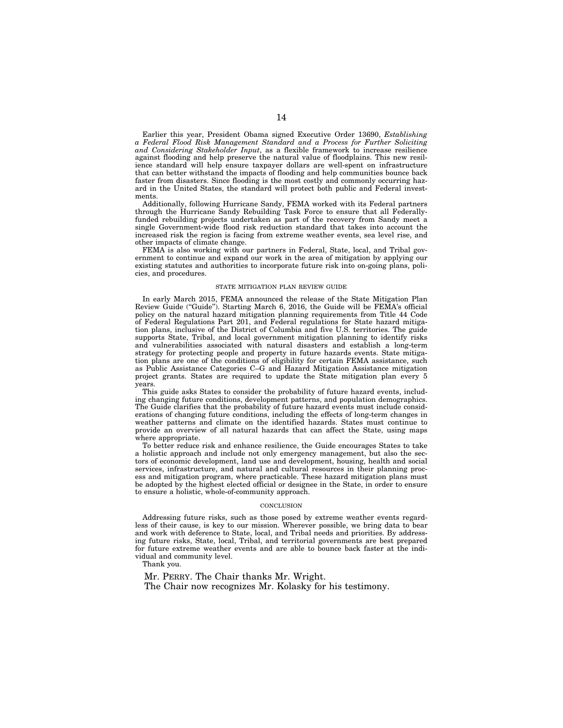Earlier this year, President Obama signed Executive Order 13690, *Establishing a Federal Flood Risk Management Standard and a Process for Further Soliciting and Considering Stakeholder Input*, as a flexible framework to increase resilience against flooding and help preserve the natural value of floodplains. This new resilience standard will help ensure taxpayer dollars are well-spent on infrastructure that can better withstand the impacts of flooding and help communities bounce back faster from disasters. Since flooding is the most costly and commonly occurring hazard in the United States, the standard will protect both public and Federal investments.

Additionally, following Hurricane Sandy, FEMA worked with its Federal partners through the Hurricane Sandy Rebuilding Task Force to ensure that all Federally-funded rebuilding projects undertaken as part of the recovery from Sandy meet a single Government-wide flood risk reduction standard that takes into account the increased risk the region is facing from extreme weather events, sea level rise, and other impacts of climate change.

FEMA is also working with our partners in Federal, State, local, and Tribal government to continue and expand our work in the area of mitigation by applying our existing statutes and authorities to incorporate future risk into on-going plans, policies, and procedures.

## STATE MITIGATION PLAN REVIEW GUIDE

In early March 2015, FEMA announced the release of the State Mitigation Plan Review Guide ("Guide"). Starting March 6, 2016, the Guide will be FEMA's official policy on the natural hazard mitigation planning requirements from Title 44 Code of Federal Regulations Part 201, and Federal regulations for State hazard mitigation plans, inclusive of the District of Columbia and five U.S. territories. The guide supports State, Tribal, and local government mitigation planning to identify risks and vulnerabilities associated with natural disasters and establish a long-term strategy for protecting people and property in future hazards events. State mitigation plans are one of the conditions of eligibility for certain FEMA assistance, such as Public Assistance Categories C–G and Hazard Mitigation Assistance mitigation project grants. States are required to update the State mitigation plan every 5 years.

This guide asks States to consider the probability of future hazard events, including changing future conditions, development patterns, and population demographics. The Guide clarifies that the probability of future hazard events must include considerations of changing future conditions, including the effects of long-term changes in weather patterns and climate on the identified hazards. States must continue to provide an overview of all natural hazards that can affect the State, using maps where appropriate.

To better reduce risk and enhance resilience, the Guide encourages States to take a holistic approach and include not only emergency management, but also the sectors of economic development, land use and development, housing, health and social services, infrastructure, and natural and cultural resources in their planning process and mitigation program, where practicable. These hazard mitigation plans must be adopted by the highest elected official or designee in the State, in order to ensure to ensure a holistic, whole-of-community approach.

## CONCLUSION

Addressing future risks, such as those posed by extreme weather events regardless of their cause, is key to our mission. Wherever possible, we bring data to bear and work with deference to State, local, and Tribal needs and priorities. By addressing future risks, State, local, Tribal, and territorial governments are best prepared for future extreme weather events and are able to bounce back faster at the individual and community level.

Thank you.

Mr. PERRY. The Chair thanks Mr. Wright.

The Chair now recognizes Mr. Kolasky for his testimony.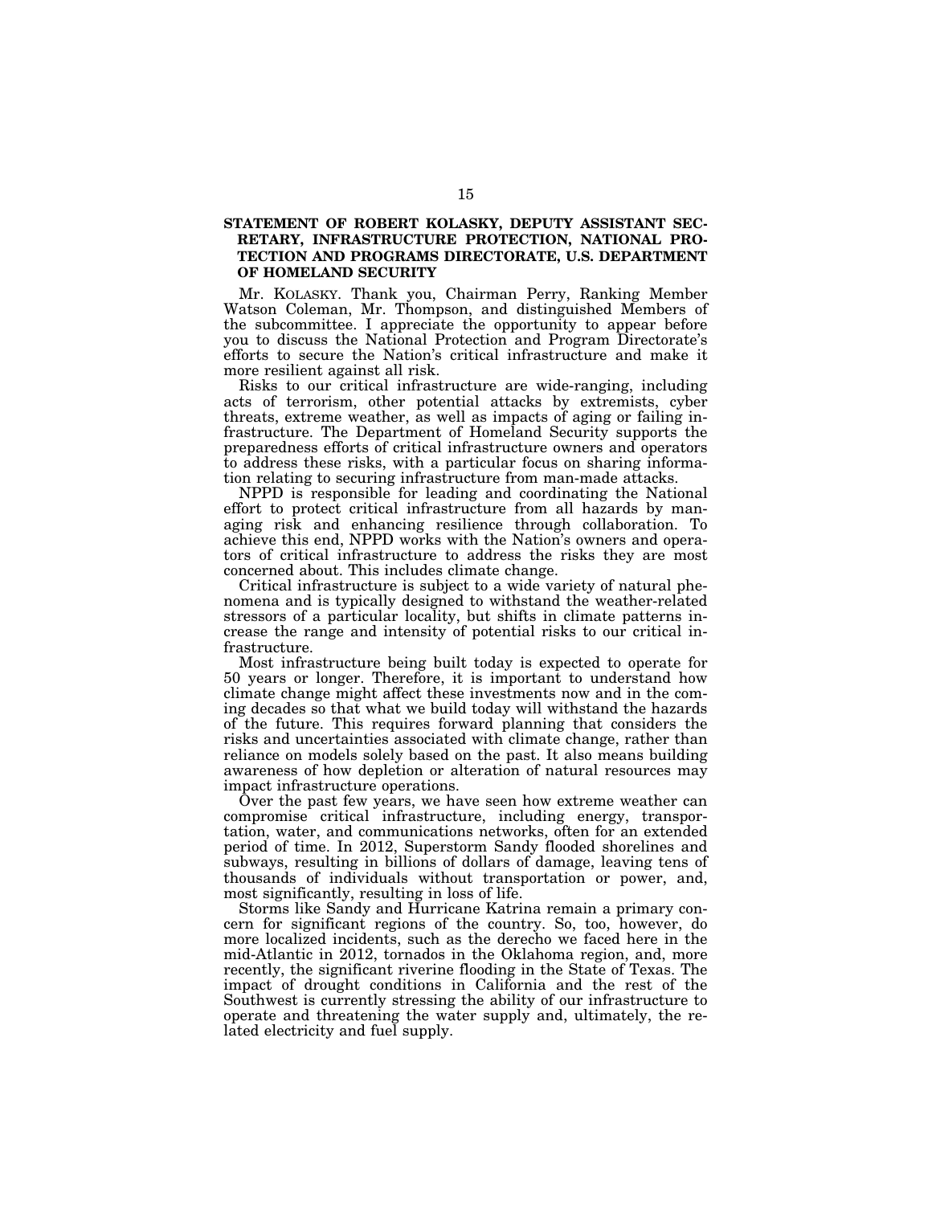## STATEMENT OF ROBERT KOLASKY, DEPUTY ASSISTANT SECRETARY, INFRASTRUCTURE PROTECTION, NATIONAL PROTECTION AND PROGRAMS DIRECTORATE, U.S. DEPARTMENT OF HOMELAND SECURITY

Mr. KOLASKY. Thank you, Chairman Perry, Ranking Member Watson Coleman, Mr. Thompson, and distinguished Members of the subcommittee. I appreciate the opportunity to appear before you to discuss the National Protection and Program Directorate's efforts to secure the Nation's critical infrastructure and make it more resilient against all risk.

Risks to our critical infrastructure are wide-ranging, including acts of terrorism, other potential attacks by extremists, cyber threats, extreme weather, as well as impacts of aging or failing infrastructure. The Department of Homeland Security supports the preparedness efforts of critical infrastructure owners and operators to address these risks, with a particular focus on sharing information relating to securing infrastructure from man-made attacks.

NPPD is responsible for leading and coordinating the National effort to protect critical infrastructure from all hazards by managing risk and enhancing resilience through collaboration. To achieve this end, NPPD works with the Nation's owners and operators of critical infrastructure to address the risks they are most concerned about. This includes climate change.

Critical infrastructure is subject to a wide variety of natural phenomena and is typically designed to withstand the weather-related stressors of a particular locality, but shifts in climate patterns increase the range and intensity of potential risks to our critical infrastructure.

Most infrastructure being built today is expected to operate for 50 years or longer. Therefore, it is important to understand how climate change might affect these investments now and in the coming decades so that what we build today will withstand the hazards of the future. This requires forward planning that considers the risks and uncertainties associated with climate change, rather than reliance on models solely based on the past. It also means building awareness of how depletion or alteration of natural resources may impact infrastructure operations.

Over the past few years, we have seen how extreme weather can compromise critical infrastructure, including energy, transportation, water, and communications networks, often for an extended period of time. In 2012, Superstorm Sandy flooded shorelines and subways, resulting in billions of dollars of damage, leaving tens of thousands of individuals without transportation or power, and, most significantly, resulting in loss of life.

Storms like Sandy and Hurricane Katrina remain a primary concern for significant regions of the country. So, too, however, do more localized incidents, such as the derecho we faced here in the mid-Atlantic in 2012, tornados in the Oklahoma region, and, more recently, the significant riverine flooding in the State of Texas. The impact of drought conditions in California and the rest of the Southwest is currently stressing the ability of our infrastructure to operate and threatening the water supply and, ultimately, the related electricity and fuel supply.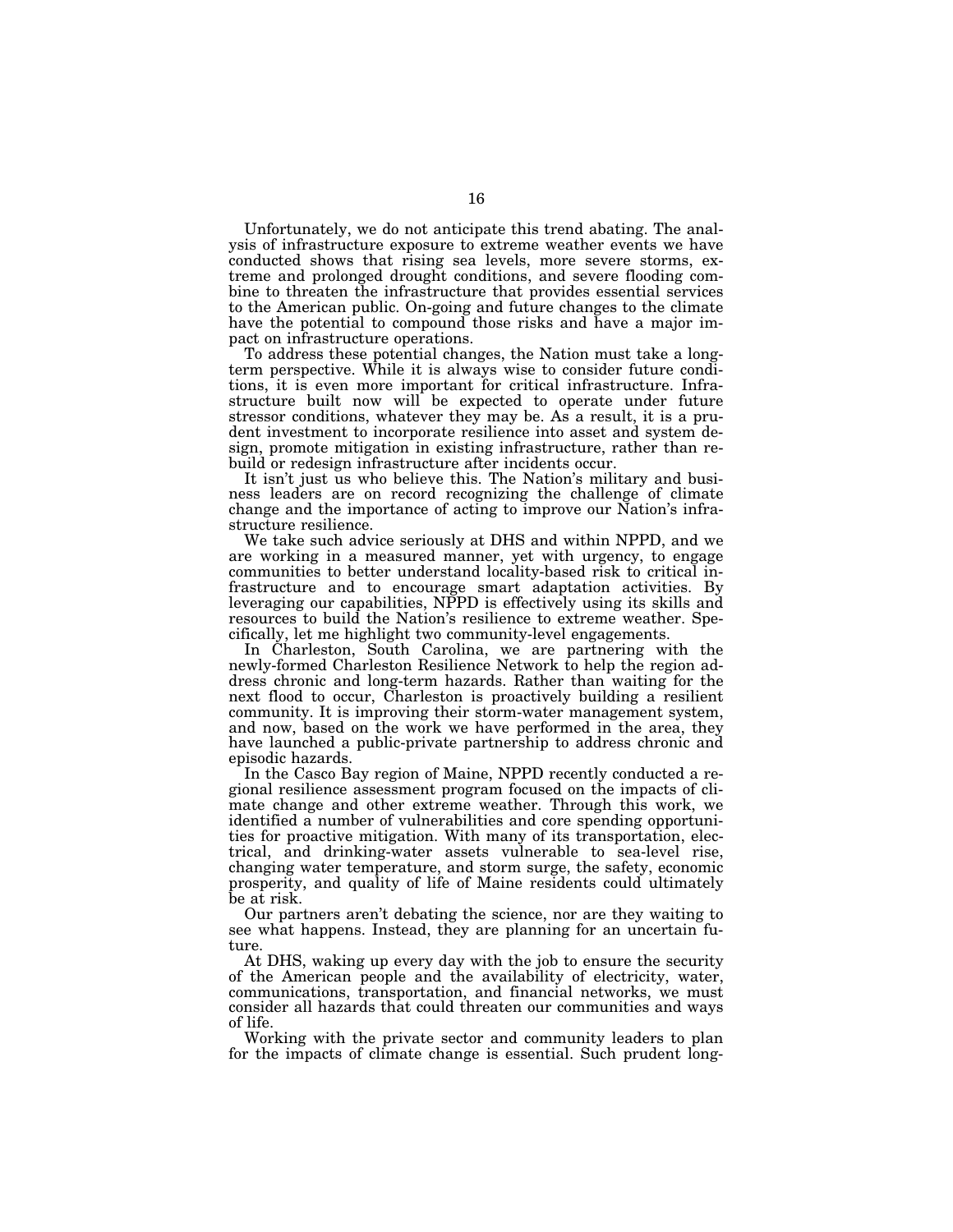Unfortunately, we do not anticipate this trend abating. The analysis of infrastructure exposure to extreme weather events we have conducted shows that rising sea levels, more severe storms, extreme and prolonged drought conditions, and severe flooding combine to threaten the infrastructure that provides essential services to the American public. On-going and future changes to the climate have the potential to compound those risks and have a major impact on infrastructure operations.

To address these potential changes, the Nation must take a long-term perspective. While it is always wise to consider future conditions, it is even more important for critical infrastructure. Infrastructure built now will be expected to operate under future stressor conditions, whatever they may be. As a result, it is a prudent investment to incorporate resilience into asset and system design, promote mitigation in existing infrastructure, rather than rebuild or redesign infrastructure after incidents occur.

It isn't just us who believe this. The Nation's military and business leaders are on record recognizing the challenge of climate change and the importance of acting to improve our Nation's infrastructure resilience.

We take such advice seriously at DHS and within NPPD, and we are working in a measured manner, yet with urgency, to engage communities to better understand locality-based risk to critical infrastructure and to encourage smart adaptation activities. By leveraging our capabilities, NPPD is effectively using its skills and resources to build the Nation's resilience to extreme weather. Specifically, let me highlight two community-level engagements.

In Charleston, South Carolina, we are partnering with the newly-formed Charleston Resilience Network to help the region address chronic and long-term hazards. Rather than waiting for the next flood to occur, Charleston is proactively building a resilient community. It is improving their storm-water management system, and now, based on the work we have performed in the area, they have launched a public-private partnership to address chronic and episodic hazards.

In the Casco Bay region of Maine, NPPD recently conducted a regional resilience assessment program focused on the impacts of climate change and other extreme weather. Through this work, we identified a number of vulnerabilities and core spending opportunities for proactive mitigation. With many of its transportation, electrical, and drinking-water assets vulnerable to sea-level rise, changing water temperature, and storm surge, the safety, economic prosperity, and quality of life of Maine residents could ultimately be at risk.

Our partners aren't debating the science, nor are they waiting to see what happens. Instead, they are planning for an uncertain future.

At DHS, waking up every day with the job to ensure the security of the American people and the availability of electricity, water, communications, transportation, and financial networks, we must consider all hazards that could threaten our communities and ways of life.

Working with the private sector and community leaders to plan for the impacts of climate change is essential. Such prudent long-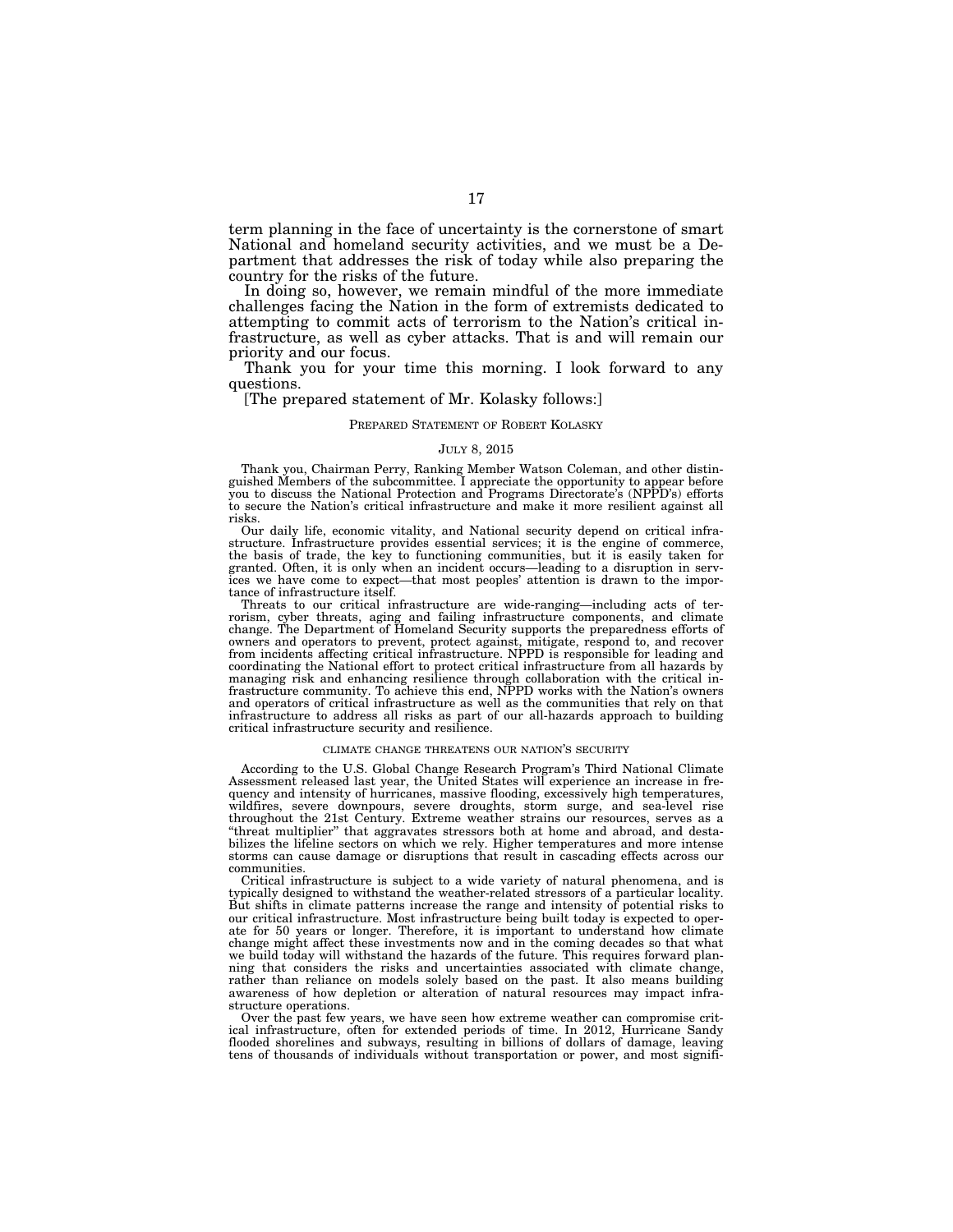term planning in the face of uncertainty is the cornerstone of smart National and homeland security activities, and we must be a Department that addresses the risk of today while also preparing the country for the risks of the future.

In doing so, however, we remain mindful of the more immediate challenges facing the Nation in the form of extremists dedicated to attempting to commit acts of terrorism to the Nation's critical infrastructure, as well as cyber attacks. That is and will remain our priority and our focus.

Thank you for your time this morning. I look forward to any questions.

[The prepared statement of Mr. Kolasky follows:]

PREPARED STATEMENT OF ROBERT KOLASKY

JULY 8, 2015

Thank you, Chairman Perry, Ranking Member Watson Coleman, and other distinguished Members of the subcommittee. I appreciate the opportunity to appear before you to discuss the National Protection and Programs Directorate's (NPPD's) efforts to secure the Nation's critical infrastructure and make it more resilient against all risks.

Our daily life, economic vitality, and National security depend on critical infrastructure. Infrastructure provides essential services; it is the engine of commerce, the basis of trade, the key to functioning communities, but it is easily taken for granted. Often, it is only when an incident occurs—leading to a disruption in services we have come to expect—that most peoples' attention is drawn to the importance of infrastructure itself.

Threats to our critical infrastructure are wide-ranging—including acts of terrorism, cyber threats, aging and failing infrastructure components, and climate change. The Department of Homeland Security supports the preparedness efforts of owners and operators to prevent, protect against, mitigate, respond to, and recover from incidents affecting critical infrastructure. NPPD is responsible for leading and coordinating the National effort to protect critical infrastructure from all hazards by managing risk and enhancing resilience through collaboration with the critical infrastructure community. To achieve this end, NPPD works with the Nation's owners and operators of critical infrastructure as well as the communities that rely on that infrastructure to address all risks as part of our all-hazards approach to building critical infrastructure security and resilience.

CLIMATE CHANGE THREATENS OUR NATION'S SECURITY

According to the U.S. Global Change Research Program's Third National Climate Assessment released last year, the United States will experience an increase in frequency and intensity of hurricanes, massive flooding, excessively high temperatures, wildfires, severe downpours, severe droughts, storm surge, and sea-level rise throughout the 21st Century. Extreme weather strains our resources, serves as a "threat multiplier" that aggravates stressors both at home and abroad, and destabilizes the lifeline sectors on which we rely. Higher temperatures and more intense storms can cause damage or disruptions that result in cascading effects across our communities.

Critical infrastructure is subject to a wide variety of natural phenomena, and is typically designed to withstand the weather-related stressors of a particular locality. But shifts in climate patterns increase the range and intensity of potential risks to our critical infrastructure. Most infrastructure being built today is expected to operate for 50 years or longer. Therefore, it is important to understand how climate change might affect these investments now and in the coming decades so that what we build today will withstand the hazards of the future. This requires forward planning that considers the risks and uncertainties associated with climate change, rather than reliance on models solely based on the past. It also means building awareness of how depletion or alteration of natural resources may impact infrastructure operations.

Over the past few years, we have seen how extreme weather can compromise critical infrastructure, often for extended periods of time. In 2012, Hurricane Sandy flooded shorelines and subways, resulting in billions of dollars of damage, leaving tens of thousands of individuals without transportation or power, and most signifi-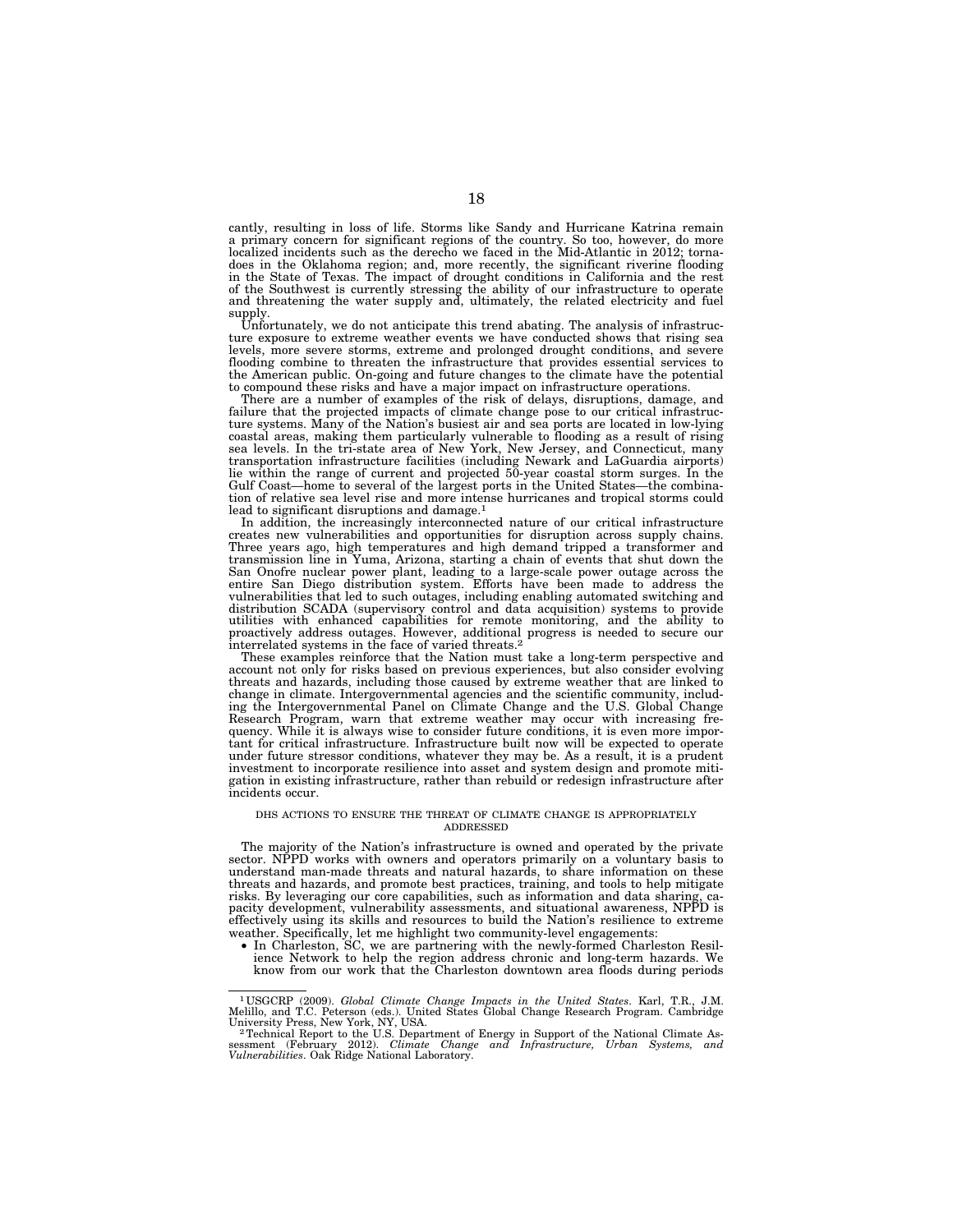cantly, resulting in loss of life. Storms like Sandy and Hurricane Katrina remain a primary concern for significant regions of the country. So too, however, do more localized incidents such as the derecho we faced in the Mid-Atlantic in 2012; tornadoes in the Oklahoma region; and, more recently, the significant riverine flooding in the State of Texas. The impact of drought conditions in California and the rest of the Southwest is currently stressing the ability of our infrastructure to operate and threatening the water supply and, ultimately, the related electricity and fuel supply.

Unfortunately, we do not anticipate this trend abating. The analysis of infrastructure exposure to extreme weather events we have conducted shows that rising sea levels, more severe storms, extreme and prolonged drought conditions, and severe flooding combine to threaten the infrastructure that provides essential services to the American public. On-going and future changes to the climate have the potential to compound these risks and have a major impact on infrastructure operations.

There are a number of examples of the risk of delays, disruptions, damage, and failure that the projected impacts of climate change pose to our critical infrastructure systems. Many of the Nation's busiest air and sea ports are located in low-lying coastal areas, making them particularly vulnerable to flooding as a result of rising sea levels. In the tri-state area of New York, New Jersey, and Connecticut, many transportation infrastructure facilities (including Newark and LaGuardia airports) lie within the range of current and projected 50-year coastal storm surges. In the Gulf Coast—home to several of the largest ports in the United States—the combination of relative sea level rise and more intense hurricanes and tropical storms could lead to significant disruptions and damage.[1]

In addition, the increasingly interconnected nature of our critical infrastructure creates new vulnerabilities and opportunities for disruption across supply chains. Three years ago, high temperatures and high demand tripped a transformer and transmission line in Yuma, Arizona, starting a chain of events that shut down the San Onofre nuclear power plant, leading to a large-scale power outage across the entire San Diego distribution system. Efforts have been made to address the vulnerabilities that led to such outages, including enabling automated switching and distribution SCADA (supervisory control and data acquisition) systems to provide utilities with enhanced capabilities for remote monitoring, and the ability to proactively address outages. However, additional progress is needed to secure our interrelated systems in the face of varied threats.[2]

These examples reinforce that the Nation must take a long-term perspective and account not only for risks based on previous experiences, but also consider evolving threats and hazards, including those caused by extreme weather that are linked to change in climate. Intergovernmental agencies and the scientific community, including the Intergovernmental Panel on Climate Change and the U.S. Global Change Research Program, warn that extreme weather may occur with increasing frequency. While it is always wise to consider future conditions, it is even more important for critical infrastructure. Infrastructure built now will be expected to operate under future stressor conditions, whatever they may be. As a result, it is a prudent investment to incorporate resilience into asset and system design and promote mitigation in existing infrastructure, rather than rebuild or redesign infrastructure after incidents occur.

## DHS ACTIONS TO ENSURE THE THREAT OF CLIMATE CHANGE IS APPROPRIATELY ADDRESSED

The majority of the Nation's infrastructure is owned and operated by the private sector. NPPD works with owners and operators primarily on a voluntary basis to understand man-made threats and natural hazards, to share information on these threats and hazards, and promote best practices, training, and tools to help mitigate risks. By leveraging our core capabilities, such as information and data sharing, capacity development, vulnerability assessments, and situational awareness, NPPD is effectively using its skills and resources to build the Nation's resilience to extreme weather. Specifically, let me highlight two community-level engagements:

- In Charleston, SC, we are partnering with the newly-formed Charleston Resilience Network to help the region address chronic and long-term hazards. We know from our work that the Charleston downtown area floods during periods

---

[1] USGCRP (2009). *Global Climate Change Impacts in the United States*. Karl, T.R., J.M. Melillo, and T.C. Peterson (eds.). United States Global Change Research Program. Cambridge University Press, New York, NY, USA.

[2] Technical Report to the U.S. Department of Energy in Support of the National Climate Assessment (February 2012). *Climate Change and Infrastructure, Urban Systems, and Vulnerabilities*. Oak Ridge National Laboratory.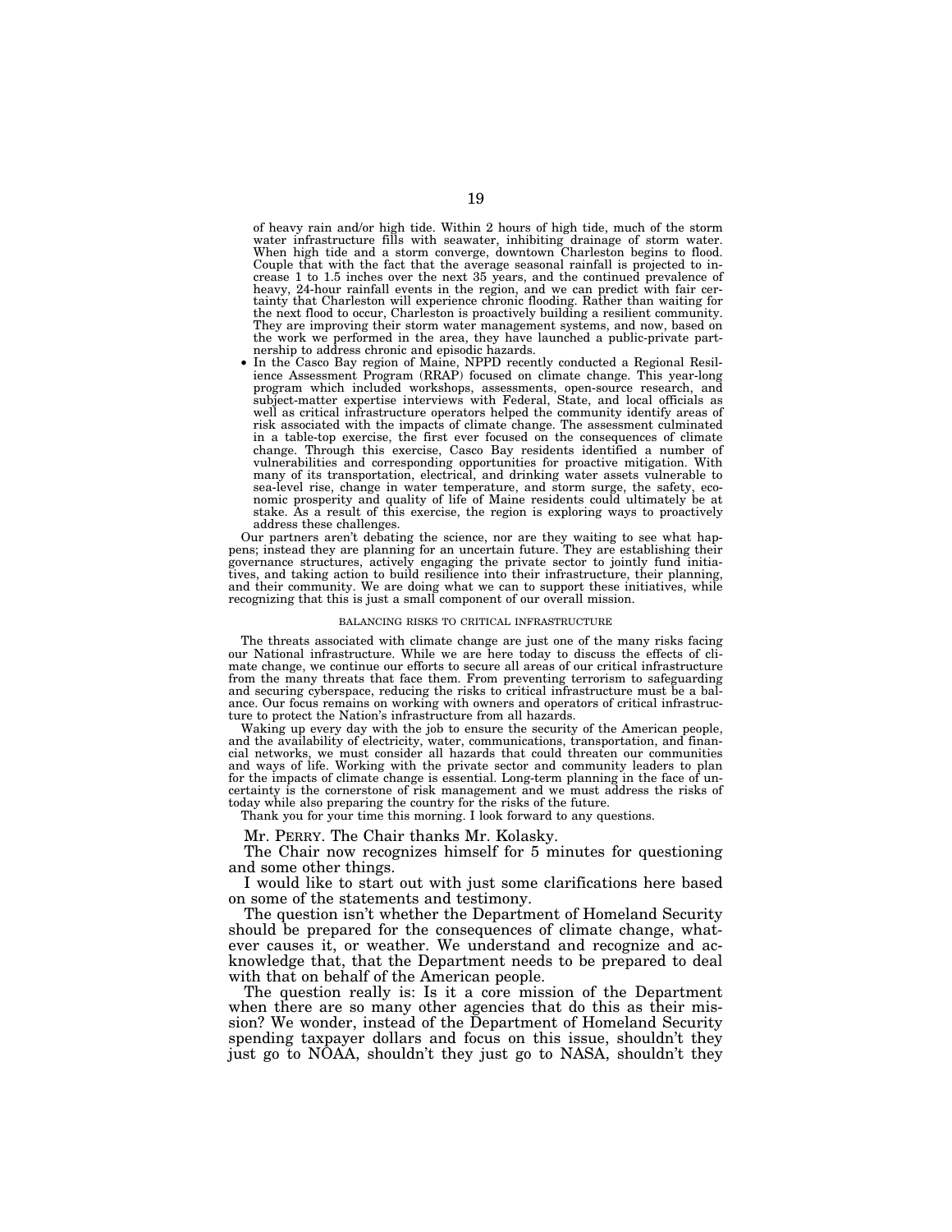of heavy rain and/or high tide. Within 2 hours of high tide, much of the storm water infrastructure fills with seawater, inhibiting drainage of storm water. When high tide and a storm converge, downtown Charleston begins to flood. Couple that with the fact that the average seasonal rainfall is projected to increase 1 to 1.5 inches over the next 35 years, and the continued prevalence of heavy, 24-hour rainfall events in the region, and we can predict with fair certainty that Charleston will experience chronic flooding. Rather than waiting for the next flood to occur, Charleston is proactively building a resilient community. They are improving their storm water management systems, and now, based on the work we performed in the area, they have launched a public-private partnership to address chronic and episodic hazards.

- In the Casco Bay region of Maine, NPPD recently conducted a Regional Resilience Assessment Program (RRAP) focused on climate change. This year-long program which included workshops, assessments, open-source research, and subject-matter expertise interviews with Federal, State, and local officials as well as critical infrastructure operators helped the community identify areas of risk associated with the impacts of climate change. The assessment culminated in a table-top exercise, the first ever focused on the consequences of climate change. Through this exercise, Casco Bay residents identified a number of vulnerabilities and corresponding opportunities for proactive mitigation. With many of its transportation, electrical, and drinking water assets vulnerable to sea-level rise, change in water temperature, and storm surge, the safety, economic prosperity and quality of life of Maine residents could ultimately be at stake. As a result of this exercise, the region is exploring ways to proactively address these challenges.

Our partners aren't debating the science, nor are they waiting to see what happens; instead they are planning for an uncertain future. They are establishing their governance structures, actively engaging the private sector to jointly fund initiatives, and taking action to build resilience into their infrastructure, their planning, and their community. We are doing what we can to support these initiatives, while recognizing that this is just a small component of our overall mission.

BALANCING RISKS TO CRITICAL INFRASTRUCTURE

The threats associated with climate change are just one of the many risks facing our National infrastructure. While we are here today to discuss the effects of climate change, we continue our efforts to secure all areas of our critical infrastructure from the many threats that face them. From preventing terrorism to safeguarding and securing cyberspace, reducing the risks to critical infrastructure must be a balance. Our focus remains on working with owners and operators of critical infrastructure to protect the Nation's infrastructure from all hazards.

Waking up every day with the job to ensure the security of the American people, and the availability of electricity, water, communications, transportation, and financial networks, we must consider all hazards that could threaten our communities and ways of life. Working with the private sector and community leaders to plan for the impacts of climate change is essential. Long-term planning in the face of uncertainty is the cornerstone of risk management and we must address the risks of today while also preparing the country for the risks of the future.

Thank you for your time this morning. I look forward to any questions.

Mr. PERRY. The Chair thanks Mr. Kolasky.

The Chair now recognizes himself for 5 minutes for questioning and some other things.

I would like to start out with just some clarifications here based on some of the statements and testimony.

The question isn't whether the Department of Homeland Security should be prepared for the consequences of climate change, whatever causes it, or weather. We understand and recognize and acknowledge that, that the Department needs to be prepared to deal with that on behalf of the American people.

The question really is: Is it a core mission of the Department when there are so many other agencies that do this as their mission? We wonder, instead of the Department of Homeland Security spending taxpayer dollars and focus on this issue, shouldn't they just go to NOAA, shouldn't they just go to NASA, shouldn't they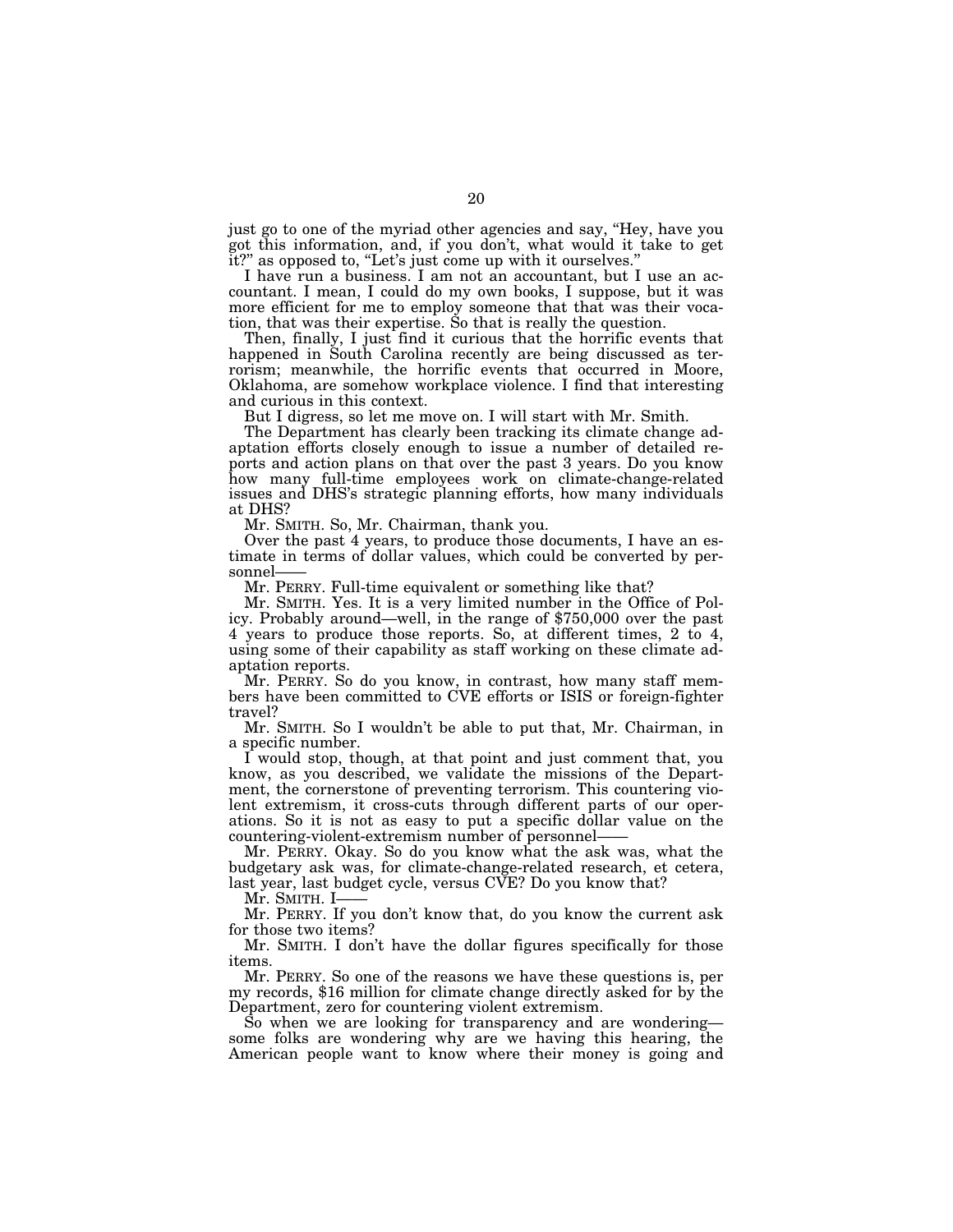just go to one of the myriad other agencies and say, "Hey, have you got this information, and, if you don't, what would it take to get it?" as opposed to, "Let's just come up with it ourselves."

I have run a business. I am not an accountant, but I use an accountant. I mean, I could do my own books, I suppose, but it was more efficient for me to employ someone that that was their vocation, that was their expertise. So that is really the question.

Then, finally, I just find it curious that the horrific events that happened in South Carolina recently are being discussed as terrorism; meanwhile, the horrific events that occurred in Moore, Oklahoma, are somehow workplace violence. I find that interesting and curious in this context.

But I digress, so let me move on. I will start with Mr. Smith.

The Department has clearly been tracking its climate change adaptation efforts closely enough to issue a number of detailed reports and action plans on that over the past 3 years. Do you know how many full-time employees work on climate-change-related issues and DHS's strategic planning efforts, how many individuals at DHS?

Mr. SMITH. So, Mr. Chairman, thank you.

Over the past 4 years, to produce those documents, I have an estimate in terms of dollar values, which could be converted by personnel——

Mr. PERRY. Full-time equivalent or something like that?

Mr. SMITH. Yes. It is a very limited number in the Office of Policy. Probably around—well, in the range of $750,000 over the past 4 years to produce those reports. So, at different times, 2 to 4, using some of their capability as staff working on these climate adaptation reports.

Mr. PERRY. So do you know, in contrast, how many staff members have been committed to CVE efforts or ISIS or foreign-fighter travel?

Mr. SMITH. So I wouldn't be able to put that, Mr. Chairman, in a specific number.

I would stop, though, at that point and just comment that, you know, as you described, we validate the missions of the Department, the cornerstone of preventing terrorism. This countering violent extremism, it cross-cuts through different parts of our operations. So it is not as easy to put a specific dollar value on the countering-violent-extremism number of personnel——

Mr. PERRY. Okay. So do you know what the ask was, what the budgetary ask was, for climate-change-related research, et cetera, last year, last budget cycle, versus CVE? Do you know that?

Mr. SMITH. I——

Mr. PERRY. If you don't know that, do you know the current ask for those two items?

Mr. SMITH. I don't have the dollar figures specifically for those items.

Mr. PERRY. So one of the reasons we have these questions is, per my records, $16 million for climate change directly asked for by the Department, zero for countering violent extremism.

So when we are looking for transparency and are wondering—some folks are wondering why are we having this hearing, the American people want to know where their money is going and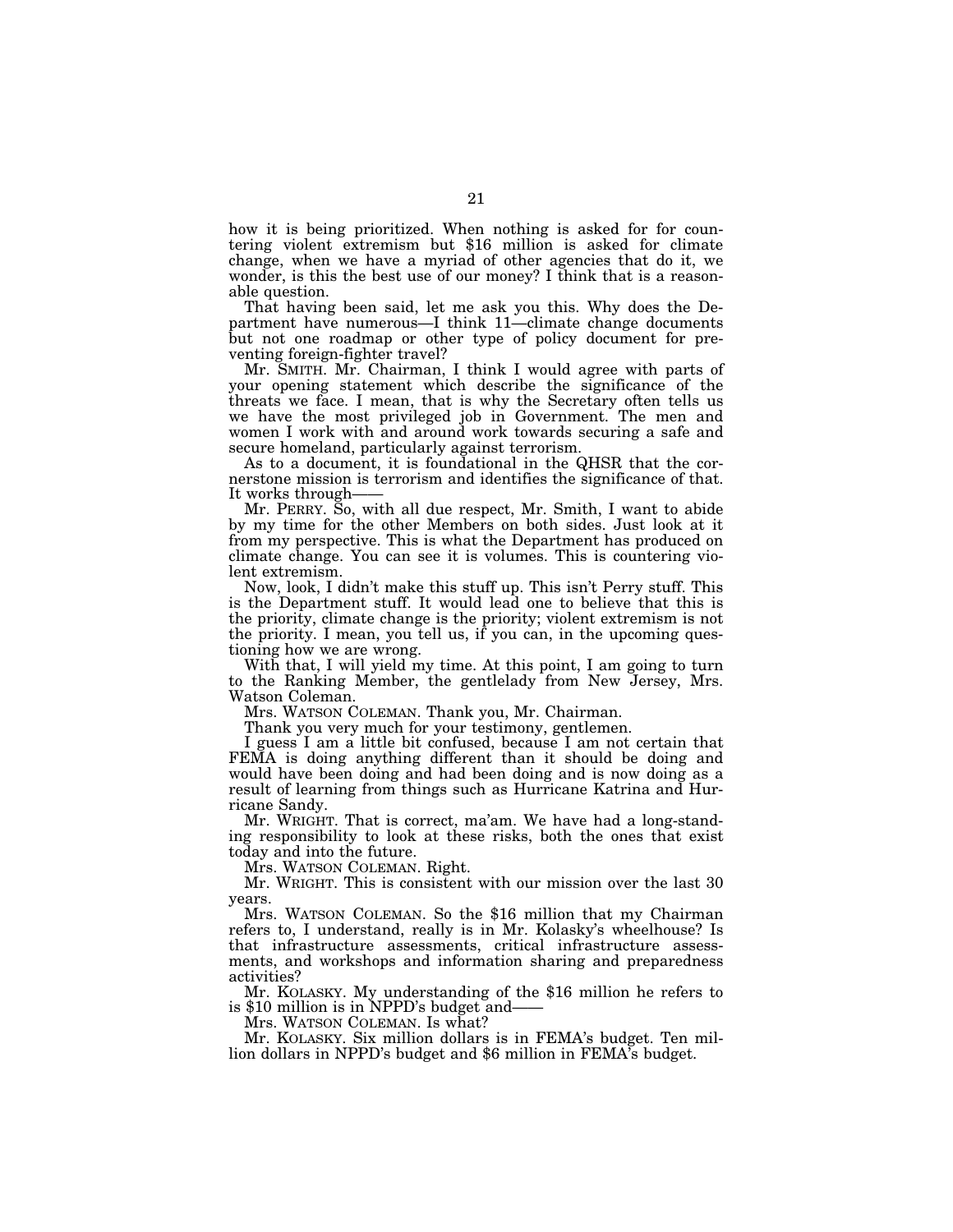how it is being prioritized. When nothing is asked for for countering violent extremism but $16 million is asked for climate change, when we have a myriad of other agencies that do it, we wonder, is this the best use of our money? I think that is a reasonable question.

That having been said, let me ask you this. Why does the Department have numerous—I think 11—climate change documents but not one roadmap or other type of policy document for preventing foreign-fighter travel?

Mr. SMITH. Mr. Chairman, I think I would agree with parts of your opening statement which describe the significance of the threats we face. I mean, that is why the Secretary often tells us we have the most privileged job in Government. The men and women I work with and around work towards securing a safe and secure homeland, particularly against terrorism.

As to a document, it is foundational in the QHSR that the cornerstone mission is terrorism and identifies the significance of that. It works through——

Mr. PERRY. So, with all due respect, Mr. Smith, I want to abide by my time for the other Members on both sides. Just look at it from my perspective. This is what the Department has produced on climate change. You can see it is volumes. This is countering violent extremism.

Now, look, I didn't make this stuff up. This isn't Perry stuff. This is the Department stuff. It would lead one to believe that this is the priority, climate change is the priority; violent extremism is not the priority. I mean, you tell us, if you can, in the upcoming questioning how we are wrong.

With that, I will yield my time. At this point, I am going to turn to the Ranking Member, the gentlelady from New Jersey, Mrs. Watson Coleman.

Mrs. WATSON COLEMAN. Thank you, Mr. Chairman.

Thank you very much for your testimony, gentlemen.

I guess I am a little bit confused, because I am not certain that FEMA is doing anything different than it should be doing and would have been doing and had been doing and is now doing as a result of learning from things such as Hurricane Katrina and Hurricane Sandy.

Mr. WRIGHT. That is correct, ma'am. We have had a long-standing responsibility to look at these risks, both the ones that exist today and into the future.

Mrs. WATSON COLEMAN. Right.

Mr. WRIGHT. This is consistent with our mission over the last 30 years.

Mrs. WATSON COLEMAN. So the $16 million that my Chairman refers to, I understand, really is in Mr. Kolasky's wheelhouse? Is that infrastructure assessments, critical infrastructure assessments, and workshops and information sharing and preparedness activities?

Mr. KOLASKY. My understanding of the $16 million he refers to is $10 million is in NPPD's budget and——

Mrs. WATSON COLEMAN. Is what?

Mr. KOLASKY. Six million dollars is in FEMA's budget. Ten million dollars in NPPD's budget and $6 million in FEMA's budget.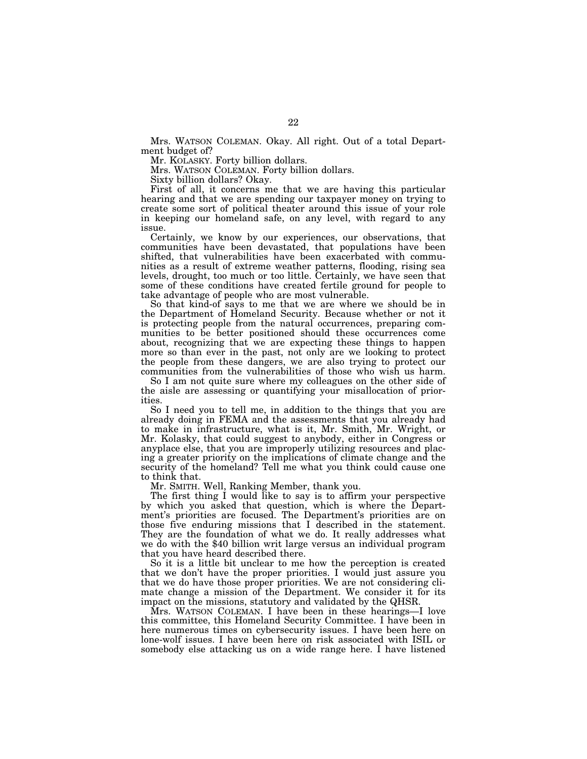Mrs. WATSON COLEMAN. Okay. All right. Out of a total Department budget of?

Mr. KOLASKY. Forty billion dollars.

Mrs. WATSON COLEMAN. Forty billion dollars.

Sixty billion dollars? Okay.

First of all, it concerns me that we are having this particular hearing and that we are spending our taxpayer money on trying to create some sort of political theater around this issue of your role in keeping our homeland safe, on any level, with regard to any issue.

Certainly, we know by our experiences, our observations, that communities have been devastated, that populations have been shifted, that vulnerabilities have been exacerbated with communities as a result of extreme weather patterns, flooding, rising sea levels, drought, too much or too little. Certainly, we have seen that some of these conditions have created fertile ground for people to take advantage of people who are most vulnerable.

So that kind-of says to me that we are where we should be in the Department of Homeland Security. Because whether or not it is protecting people from the natural occurrences, preparing communities to be better positioned should these occurrences come about, recognizing that we are expecting these things to happen more so than ever in the past, not only are we looking to protect the people from these dangers, we are also trying to protect our communities from the vulnerabilities of those who wish us harm.

So I am not quite sure where my colleagues on the other side of the aisle are assessing or quantifying your misallocation of priorities.

So I need you to tell me, in addition to the things that you are already doing in FEMA and the assessments that you already had to make in infrastructure, what is it, Mr. Smith, Mr. Wright, or Mr. Kolasky, that could suggest to anybody, either in Congress or anyplace else, that you are improperly utilizing resources and placing a greater priority on the implications of climate change and the security of the homeland? Tell me what you think could cause one to think that.

Mr. SMITH. Well, Ranking Member, thank you.

The first thing I would like to say is to affirm your perspective by which you asked that question, which is where the Department's priorities are focused. The Department's priorities are on those five enduring missions that I described in the statement. They are the foundation of what we do. It really addresses what we do with the $40 billion writ large versus an individual program that you have heard described there.

So it is a little bit unclear to me how the perception is created that we don't have the proper priorities. I would just assure you that we do have those proper priorities. We are not considering climate change a mission of the Department. We consider it for its impact on the missions, statutory and validated by the QHSR.

Mrs. WATSON COLEMAN. I have been in these hearings—I love this committee, this Homeland Security Committee. I have been in here numerous times on cybersecurity issues. I have been here on lone-wolf issues. I have been here on risk associated with ISIL or somebody else attacking us on a wide range here. I have listened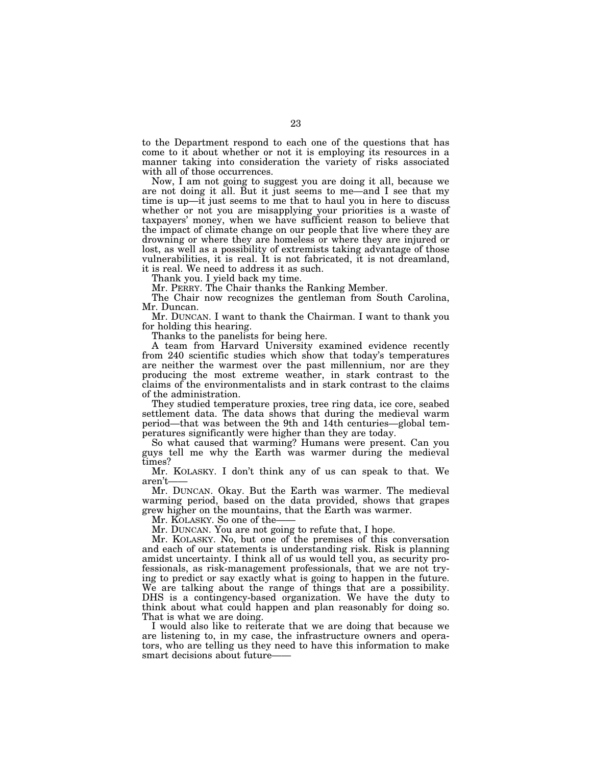to the Department respond to each one of the questions that has come to it about whether or not it is employing its resources in a manner taking into consideration the variety of risks associated with all of those occurrences.

Now, I am not going to suggest you are doing it all, because we are not doing it all. But it just seems to me—and I see that my time is up—it just seems to me that to haul you in here to discuss whether or not you are misapplying your priorities is a waste of taxpayers' money, when we have sufficient reason to believe that the impact of climate change on our people that live where they are drowning or where they are homeless or where they are injured or lost, as well as a possibility of extremists taking advantage of those vulnerabilities, it is real. It is not fabricated, it is not dreamland, it is real. We need to address it as such.

Thank you. I yield back my time.

Mr. PERRY. The Chair thanks the Ranking Member.

The Chair now recognizes the gentleman from South Carolina, Mr. Duncan.

Mr. DUNCAN. I want to thank the Chairman. I want to thank you for holding this hearing.

Thanks to the panelists for being here.

A team from Harvard University examined evidence recently from 240 scientific studies which show that today's temperatures are neither the warmest over the past millennium, nor are they producing the most extreme weather, in stark contrast to the claims of the environmentalists and in stark contrast to the claims of the administration.

They studied temperature proxies, tree ring data, ice core, seabed settlement data. The data shows that during the medieval warm period—that was between the 9th and 14th centuries—global temperatures significantly were higher than they are today.

So what caused that warming? Humans were present. Can you guys tell me why the Earth was warmer during the medieval times?

Mr. KOLASKY. I don't think any of us can speak to that. We aren't——

Mr. DUNCAN. Okay. But the Earth was warmer. The medieval warming period, based on the data provided, shows that grapes grew higher on the mountains, that the Earth was warmer.

Mr. KOLASKY. So one of the——

Mr. DUNCAN. You are not going to refute that, I hope.

Mr. KOLASKY. No, but one of the premises of this conversation and each of our statements is understanding risk. Risk is planning amidst uncertainty. I think all of us would tell you, as security professionals, as risk-management professionals, that we are not trying to predict or say exactly what is going to happen in the future. We are talking about the range of things that are a possibility. DHS is a contingency-based organization. We have the duty to think about what could happen and plan reasonably for doing so. That is what we are doing.

I would also like to reiterate that we are doing that because we are listening to, in my case, the infrastructure owners and operators, who are telling us they need to have this information to make smart decisions about future——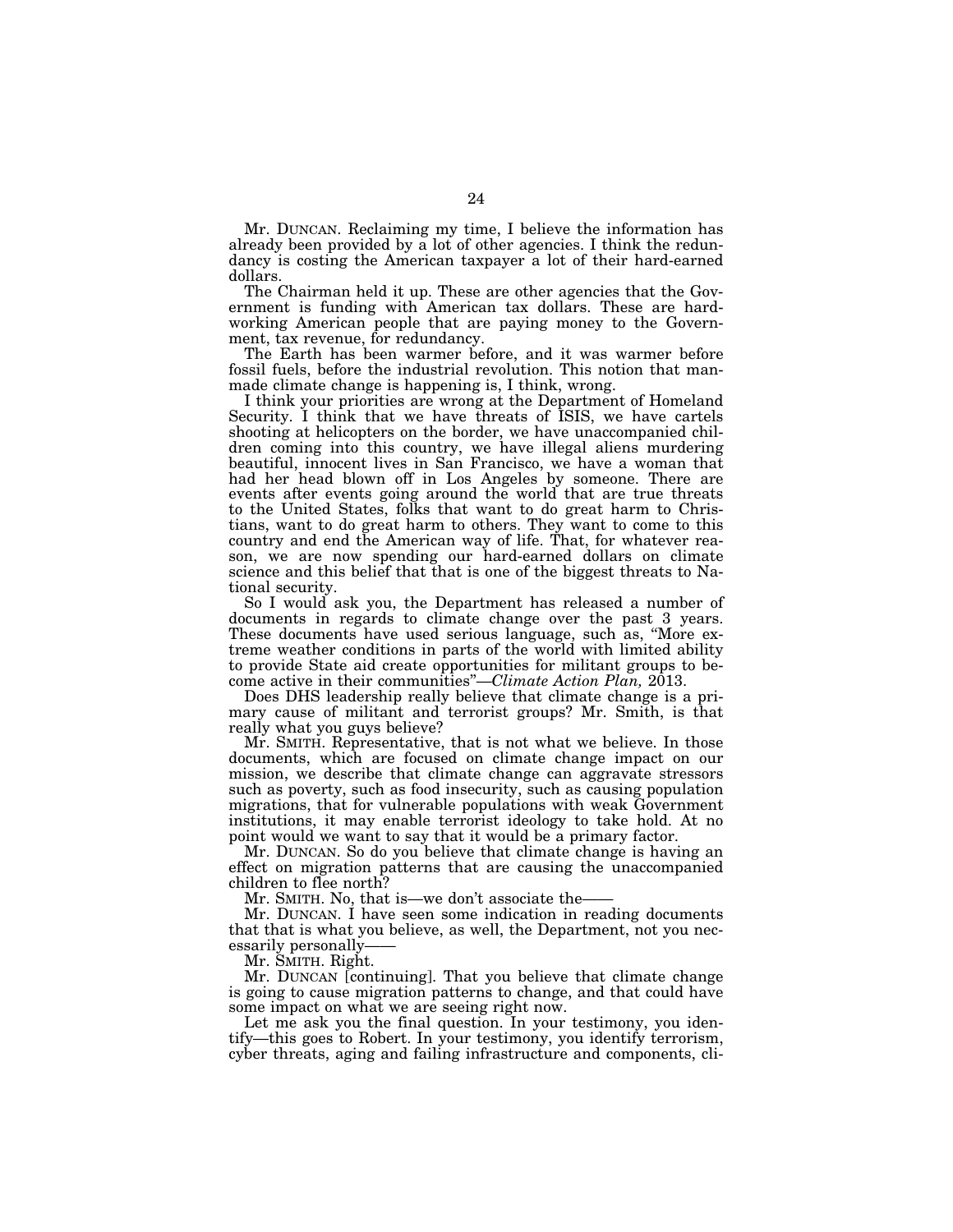Mr. DUNCAN. Reclaiming my time, I believe the information has already been provided by a lot of other agencies. I think the redundancy is costing the American taxpayer a lot of their hard-earned dollars.

The Chairman held it up. These are other agencies that the Government is funding with American tax dollars. These are hard-working American people that are paying money to the Government, tax revenue, for redundancy.

The Earth has been warmer before, and it was warmer before fossil fuels, before the industrial revolution. This notion that man-made climate change is happening is, I think, wrong.

I think your priorities are wrong at the Department of Homeland Security. I think that we have threats of ISIS, we have cartels shooting at helicopters on the border, we have unaccompanied children coming into this country, we have illegal aliens murdering beautiful, innocent lives in San Francisco, we have a woman that had her head blown off in Los Angeles by someone. There are events after events going around the world that are true threats to the United States, folks that want to do great harm to Christians, want to do great harm to others. They want to come to this country and end the American way of life. That, for whatever reason, we are now spending our hard-earned dollars on climate science and this belief that that is one of the biggest threats to National security.

So I would ask you, the Department has released a number of documents in regards to climate change over the past 3 years. These documents have used serious language, such as, "More extreme weather conditions in parts of the world with limited ability to provide State aid create opportunities for militant groups to become active in their communities"—*Climate Action Plan,* 2013.

Does DHS leadership really believe that climate change is a primary cause of militant and terrorist groups? Mr. Smith, is that really what you guys believe?

Mr. SMITH. Representative, that is not what we believe. In those documents, which are focused on climate change impact on our mission, we describe that climate change can aggravate stressors such as poverty, such as food insecurity, such as causing population migrations, that for vulnerable populations with weak Government institutions, it may enable terrorist ideology to take hold. At no point would we want to say that it would be a primary factor.

Mr. DUNCAN. So do you believe that climate change is having an effect on migration patterns that are causing the unaccompanied children to flee north?

Mr. SMITH. No, that is—we don't associate the——

Mr. DUNCAN. I have seen some indication in reading documents that that is what you believe, as well, the Department, not you necessarily personally——

Mr. SMITH. Right.

Mr. DUNCAN [continuing]. That you believe that climate change is going to cause migration patterns to change, and that could have some impact on what we are seeing right now.

Let me ask you the final question. In your testimony, you identify—this goes to Robert. In your testimony, you identify terrorism, cyber threats, aging and failing infrastructure and components, cli-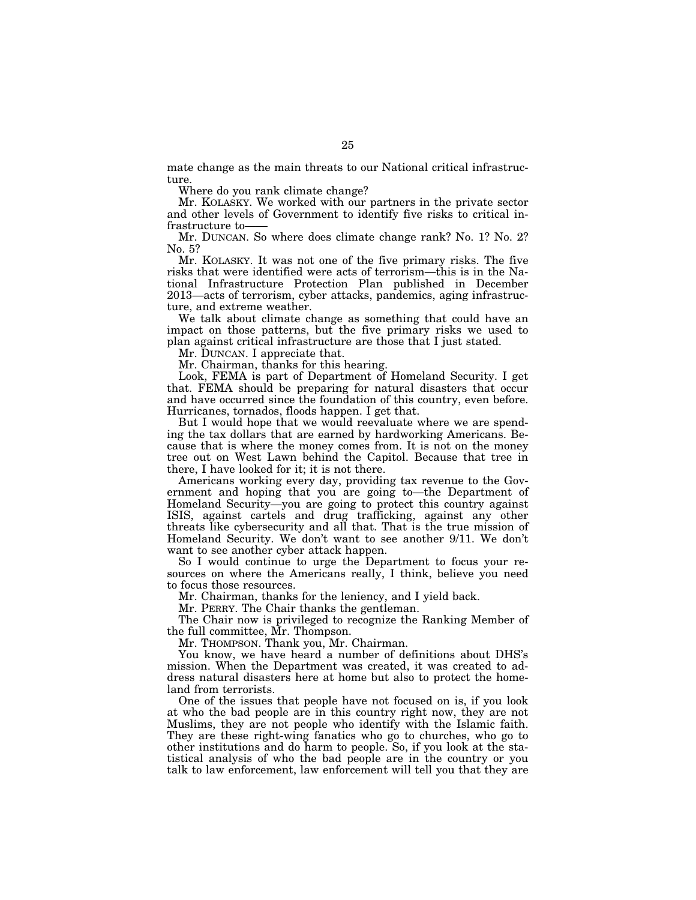mate change as the main threats to our National critical infrastructure.

Where do you rank climate change?

Mr. KOLASKY. We worked with our partners in the private sector and other levels of Government to identify five risks to critical infrastructure to——

Mr. DUNCAN. So where does climate change rank? No. 1? No. 2? No. 5?

Mr. KOLASKY. It was not one of the five primary risks. The five risks that were identified were acts of terrorism—this is in the National Infrastructure Protection Plan published in December 2013—acts of terrorism, cyber attacks, pandemics, aging infrastructure, and extreme weather.

We talk about climate change as something that could have an impact on those patterns, but the five primary risks we used to plan against critical infrastructure are those that I just stated.

Mr. DUNCAN. I appreciate that.

Mr. Chairman, thanks for this hearing.

Look, FEMA is part of Department of Homeland Security. I get that. FEMA should be preparing for natural disasters that occur and have occurred since the foundation of this country, even before. Hurricanes, tornados, floods happen. I get that.

But I would hope that we would reevaluate where we are spending the tax dollars that are earned by hardworking Americans. Because that is where the money comes from. It is not on the money tree out on West Lawn behind the Capitol. Because that tree in there, I have looked for it; it is not there.

Americans working every day, providing tax revenue to the Government and hoping that you are going to—the Department of Homeland Security—you are going to protect this country against ISIS, against cartels and drug trafficking, against any other threats like cybersecurity and all that. That is the true mission of Homeland Security. We don't want to see another 9/11. We don't want to see another cyber attack happen.

So I would continue to urge the Department to focus your resources on where the Americans really, I think, believe you need to focus those resources.

Mr. Chairman, thanks for the leniency, and I yield back.

Mr. PERRY. The Chair thanks the gentleman.

The Chair now is privileged to recognize the Ranking Member of the full committee, Mr. Thompson.

Mr. THOMPSON. Thank you, Mr. Chairman.

You know, we have heard a number of definitions about DHS's mission. When the Department was created, it was created to address natural disasters here at home but also to protect the homeland from terrorists.

One of the issues that people have not focused on is, if you look at who the bad people are in this country right now, they are not Muslims, they are not people who identify with the Islamic faith. They are these right-wing fanatics who go to churches, who go to other institutions and do harm to people. So, if you look at the statistical analysis of who the bad people are in the country or you talk to law enforcement, law enforcement will tell you that they are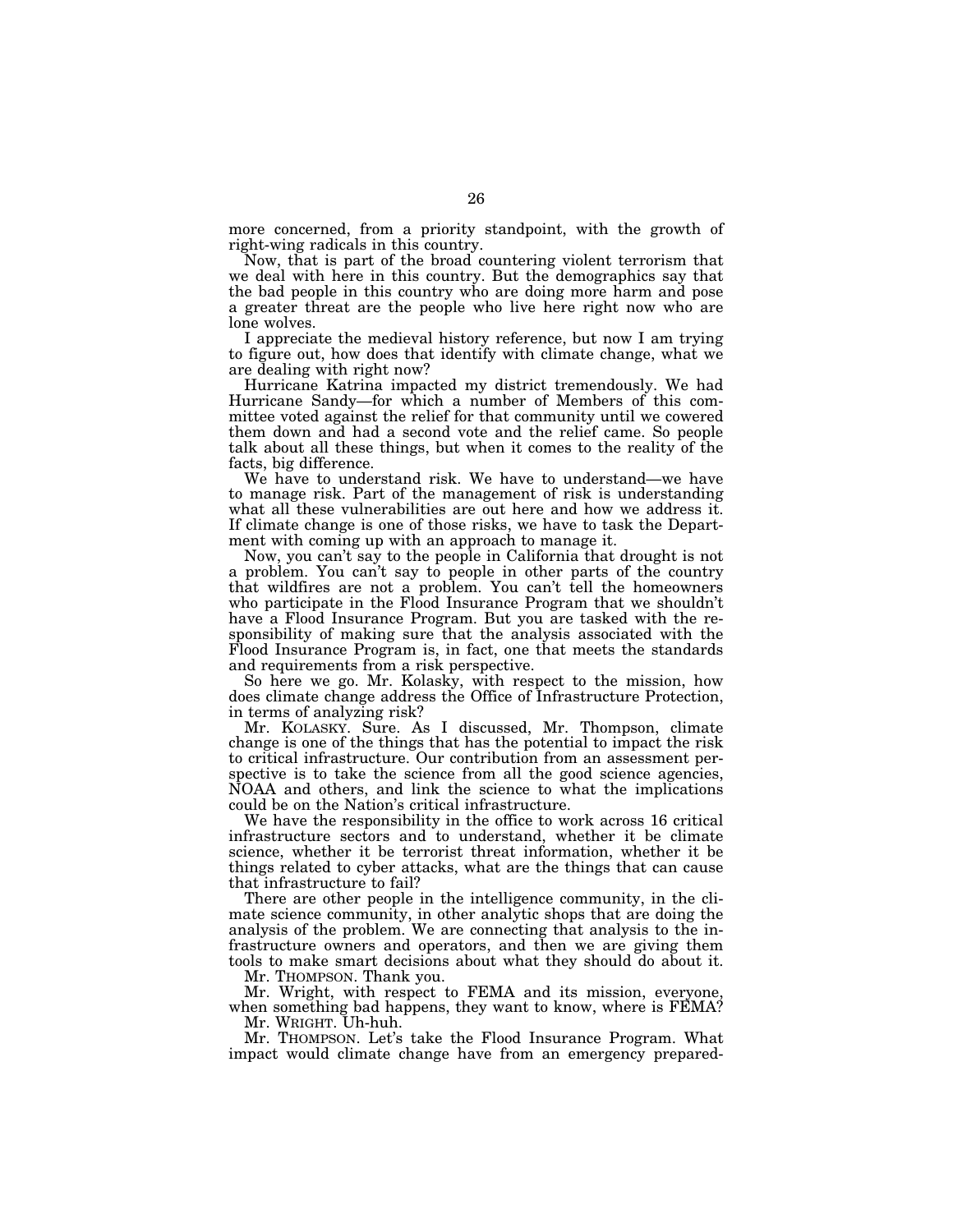more concerned, from a priority standpoint, with the growth of right-wing radicals in this country.

Now, that is part of the broad countering violent terrorism that we deal with here in this country. But the demographics say that the bad people in this country who are doing more harm and pose a greater threat are the people who live here right now who are lone wolves.

I appreciate the medieval history reference, but now I am trying to figure out, how does that identify with climate change, what we are dealing with right now?

Hurricane Katrina impacted my district tremendously. We had Hurricane Sandy—for which a number of Members of this committee voted against the relief for that community until we cowered them down and had a second vote and the relief came. So people talk about all these things, but when it comes to the reality of the facts, big difference.

We have to understand risk. We have to understand—we have to manage risk. Part of the management of risk is understanding what all these vulnerabilities are out here and how we address it. If climate change is one of those risks, we have to task the Department with coming up with an approach to manage it.

Now, you can't say to the people in California that drought is not a problem. You can't say to people in other parts of the country that wildfires are not a problem. You can't tell the homeowners who participate in the Flood Insurance Program that we shouldn't have a Flood Insurance Program. But you are tasked with the responsibility of making sure that the analysis associated with the Flood Insurance Program is, in fact, one that meets the standards and requirements from a risk perspective.

So here we go. Mr. Kolasky, with respect to the mission, how does climate change address the Office of Infrastructure Protection, in terms of analyzing risk?

Mr. KOLASKY. Sure. As I discussed, Mr. Thompson, climate change is one of the things that has the potential to impact the risk to critical infrastructure. Our contribution from an assessment perspective is to take the science from all the good science agencies, NOAA and others, and link the science to what the implications could be on the Nation's critical infrastructure.

We have the responsibility in the office to work across 16 critical infrastructure sectors and to understand, whether it be climate science, whether it be terrorist threat information, whether it be things related to cyber attacks, what are the things that can cause that infrastructure to fail?

There are other people in the intelligence community, in the climate science community, in other analytic shops that are doing the analysis of the problem. We are connecting that analysis to the infrastructure owners and operators, and then we are giving them tools to make smart decisions about what they should do about it.

Mr. THOMPSON. Thank you.

Mr. Wright, with respect to FEMA and its mission, everyone, when something bad happens, they want to know, where is FEMA?

Mr. WRIGHT. Uh-huh.

Mr. THOMPSON. Let's take the Flood Insurance Program. What impact would climate change have from an emergency prepared-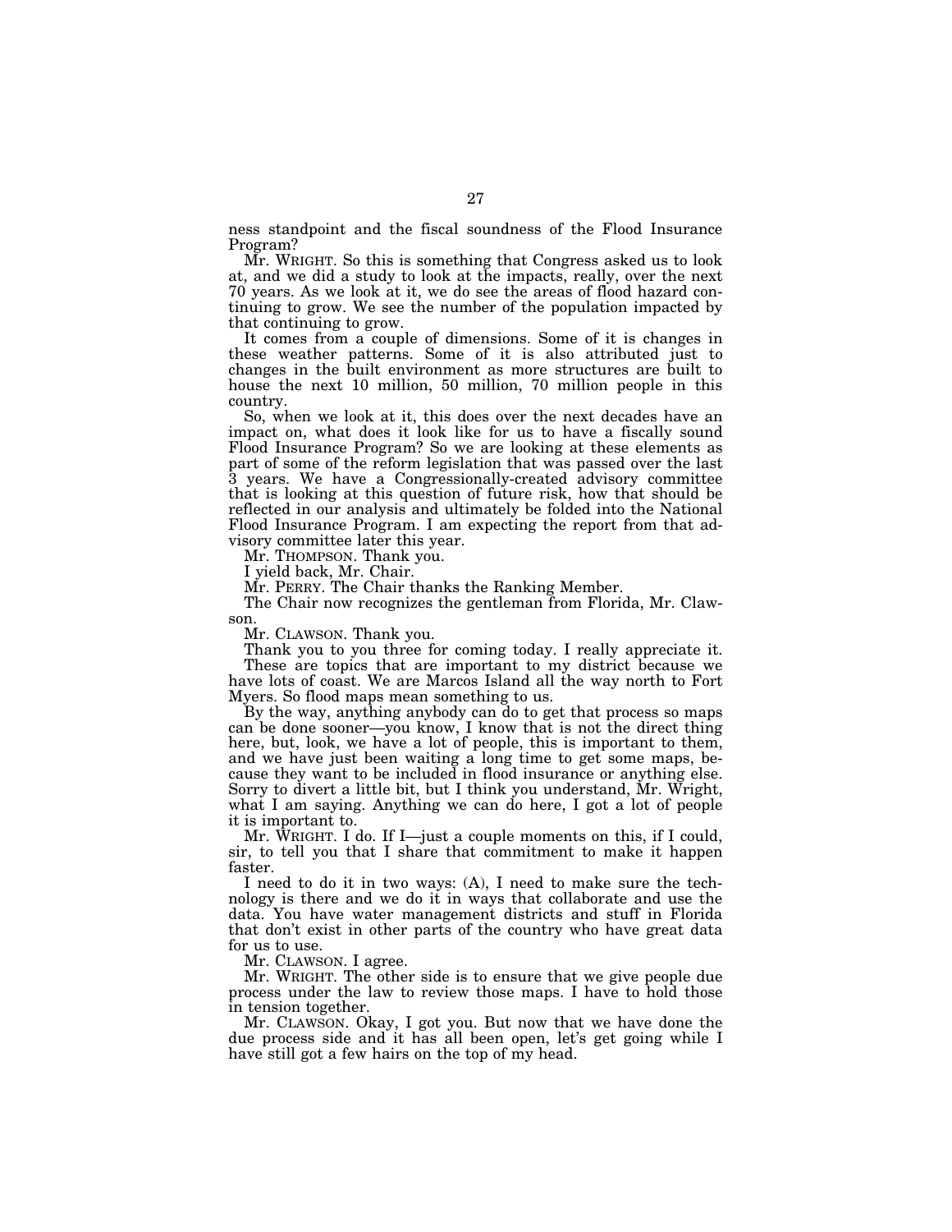ness standpoint and the fiscal soundness of the Flood Insurance Program?

Mr. WRIGHT. So this is something that Congress asked us to look at, and we did a study to look at the impacts, really, over the next 70 years. As we look at it, we do see the areas of flood hazard continuing to grow. We see the number of the population impacted by that continuing to grow.

It comes from a couple of dimensions. Some of it is changes in these weather patterns. Some of it is also attributed just to changes in the built environment as more structures are built to house the next 10 million, 50 million, 70 million people in this country.

So, when we look at it, this does over the next decades have an impact on, what does it look like for us to have a fiscally sound Flood Insurance Program? So we are looking at these elements as part of some of the reform legislation that was passed over the last 3 years. We have a Congressionally-created advisory committee that is looking at this question of future risk, how that should be reflected in our analysis and ultimately be folded into the National Flood Insurance Program. I am expecting the report from that advisory committee later this year.

Mr. THOMPSON. Thank you.

I yield back, Mr. Chair.

Mr. PERRY. The Chair thanks the Ranking Member.

The Chair now recognizes the gentleman from Florida, Mr. Clawson.

Mr. CLAWSON. Thank you.

Thank you to you three for coming today. I really appreciate it.

These are topics that are important to my district because we have lots of coast. We are Marcos Island all the way north to Fort Myers. So flood maps mean something to us.

By the way, anything anybody can do to get that process so maps can be done sooner—you know, I know that is not the direct thing here, but, look, we have a lot of people, this is important to them, and we have just been waiting a long time to get some maps, because they want to be included in flood insurance or anything else. Sorry to divert a little bit, but I think you understand, Mr. Wright, what I am saying. Anything we can do here, I got a lot of people it is important to.

Mr. WRIGHT. I do. If I—just a couple moments on this, if I could, sir, to tell you that I share that commitment to make it happen faster.

I need to do it in two ways: (A), I need to make sure the technology is there and we do it in ways that collaborate and use the data. You have water management districts and stuff in Florida that don't exist in other parts of the country who have great data for us to use.

Mr. CLAWSON. I agree.

Mr. WRIGHT. The other side is to ensure that we give people due process under the law to review those maps. I have to hold those in tension together.

Mr. CLAWSON. Okay, I got you. But now that we have done the due process side and it has all been open, let's get going while I have still got a few hairs on the top of my head.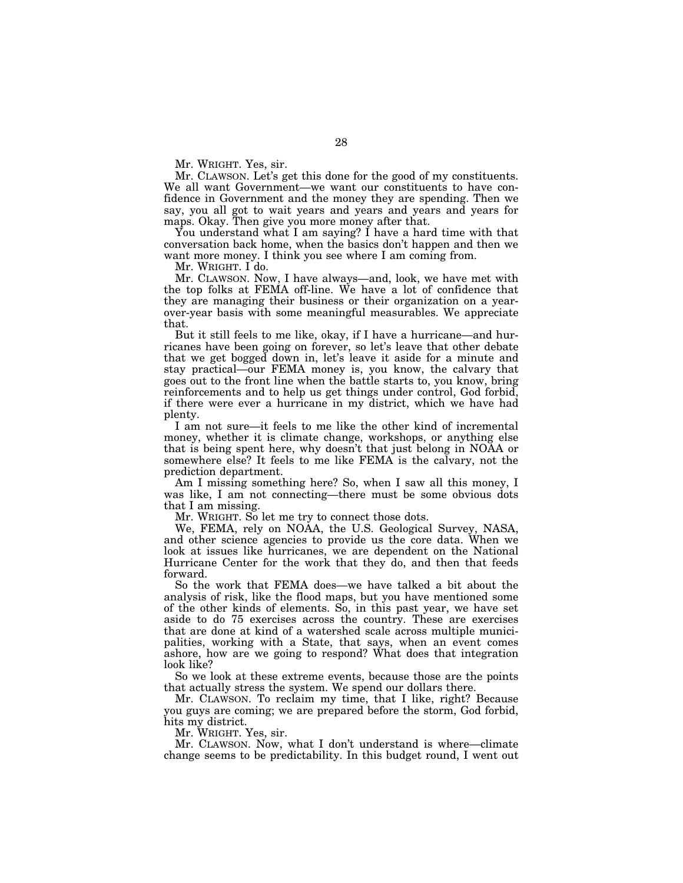Mr. WRIGHT. Yes, sir.

Mr. CLAWSON. Let's get this done for the good of my constituents. We all want Government—we want our constituents to have confidence in Government and the money they are spending. Then we say, you all got to wait years and years and years and years for maps. Okay. Then give you more money after that.

You understand what I am saying? I have a hard time with that conversation back home, when the basics don't happen and then we want more money. I think you see where I am coming from.

Mr. WRIGHT. I do.

Mr. CLAWSON. Now, I have always—and, look, we have met with the top folks at FEMA off-line. We have a lot of confidence that they are managing their business or their organization on a year-over-year basis with some meaningful measurables. We appreciate that.

But it still feels to me like, okay, if I have a hurricane—and hurricanes have been going on forever, so let's leave that other debate that we get bogged down in, let's leave it aside for a minute and stay practical—our FEMA money is, you know, the calvary that goes out to the front line when the battle starts to, you know, bring reinforcements and to help us get things under control, God forbid, if there were ever a hurricane in my district, which we have had plenty.

I am not sure—it feels to me like the other kind of incremental money, whether it is climate change, workshops, or anything else that is being spent here, why doesn't that just belong in NOAA or somewhere else? It feels to me like FEMA is the calvary, not the prediction department.

Am I missing something here? So, when I saw all this money, I was like, I am not connecting—there must be some obvious dots that I am missing.

Mr. WRIGHT. So let me try to connect those dots.

We, FEMA, rely on NOAA, the U.S. Geological Survey, NASA, and other science agencies to provide us the core data. When we look at issues like hurricanes, we are dependent on the National Hurricane Center for the work that they do, and then that feeds forward.

So the work that FEMA does—we have talked a bit about the analysis of risk, like the flood maps, but you have mentioned some of the other kinds of elements. So, in this past year, we have set aside to do 75 exercises across the country. These are exercises that are done at kind of a watershed scale across multiple municipalities, working with a State, that says, when an event comes ashore, how are we going to respond? What does that integration look like?

So we look at these extreme events, because those are the points that actually stress the system. We spend our dollars there.

Mr. CLAWSON. To reclaim my time, that I like, right? Because you guys are coming; we are prepared before the storm, God forbid, hits my district.

Mr. WRIGHT. Yes, sir.

Mr. CLAWSON. Now, what I don't understand is where—climate change seems to be predictability. In this budget round, I went out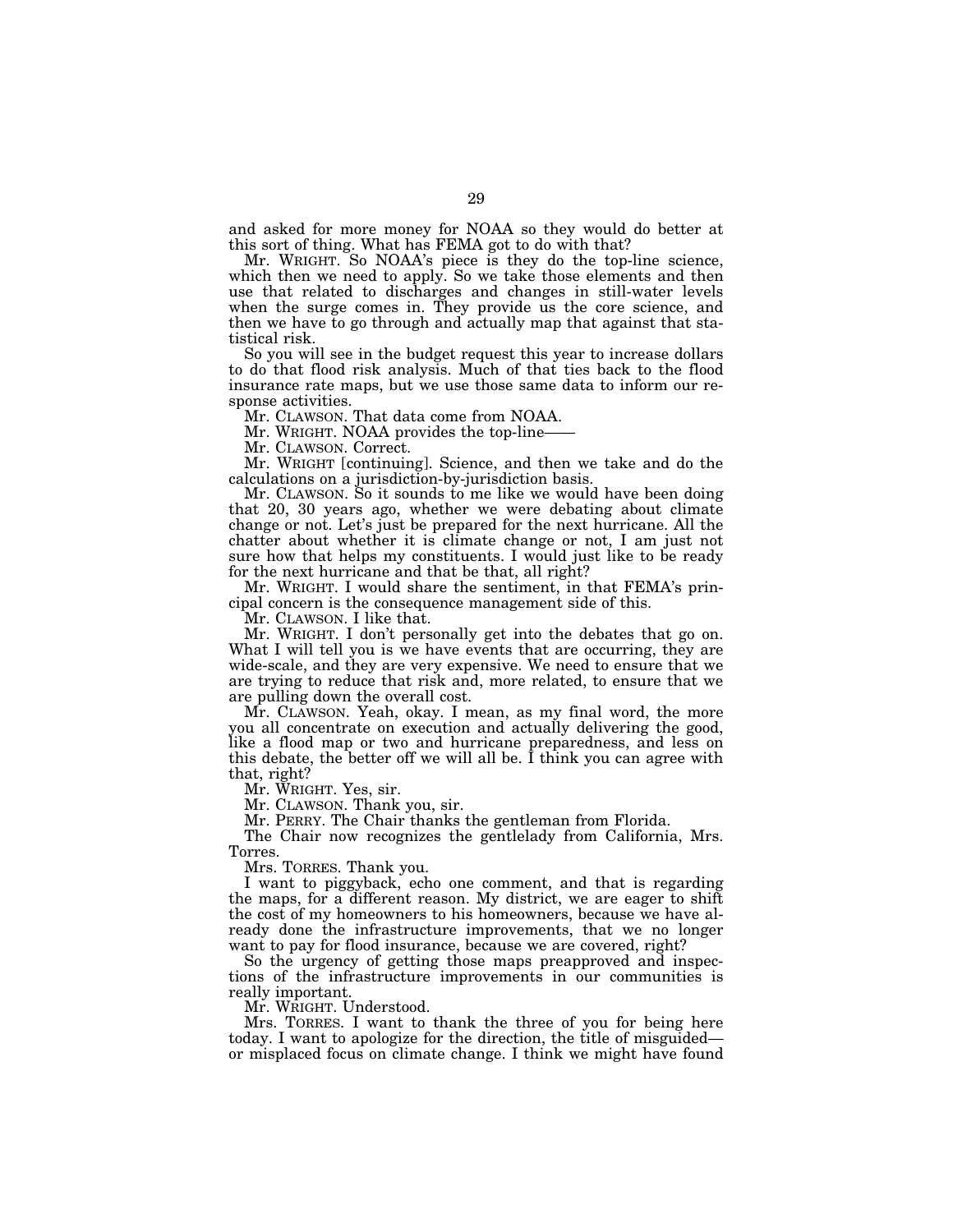and asked for more money for NOAA so they would do better at this sort of thing. What has FEMA got to do with that?

Mr. WRIGHT. So NOAA's piece is they do the top-line science, which then we need to apply. So we take those elements and then use that related to discharges and changes in still-water levels when the surge comes in. They provide us the core science, and then we have to go through and actually map that against that statistical risk.

So you will see in the budget request this year to increase dollars to do that flood risk analysis. Much of that ties back to the flood insurance rate maps, but we use those same data to inform our response activities.

Mr. CLAWSON. That data come from NOAA.

Mr. WRIGHT. NOAA provides the top-line——

Mr. CLAWSON. Correct.

Mr. WRIGHT [continuing]. Science, and then we take and do the calculations on a jurisdiction-by-jurisdiction basis.

Mr. CLAWSON. So it sounds to me like we would have been doing that 20, 30 years ago, whether we were debating about climate change or not. Let's just be prepared for the next hurricane. All the chatter about whether it is climate change or not, I am just not sure how that helps my constituents. I would just like to be ready for the next hurricane and that be that, all right?

Mr. WRIGHT. I would share the sentiment, in that FEMA's principal concern is the consequence management side of this.

Mr. CLAWSON. I like that.

Mr. WRIGHT. I don't personally get into the debates that go on. What I will tell you is we have events that are occurring, they are wide-scale, and they are very expensive. We need to ensure that we are trying to reduce that risk and, more related, to ensure that we are pulling down the overall cost.

Mr. CLAWSON. Yeah, okay. I mean, as my final word, the more you all concentrate on execution and actually delivering the good, like a flood map or two and hurricane preparedness, and less on this debate, the better off we will all be. I think you can agree with that, right?

Mr. WRIGHT. Yes, sir.

Mr. CLAWSON. Thank you, sir.

Mr. PERRY. The Chair thanks the gentleman from Florida.

The Chair now recognizes the gentlelady from California, Mrs. Torres.

Mrs. TORRES. Thank you.

I want to piggyback, echo one comment, and that is regarding the maps, for a different reason. My district, we are eager to shift the cost of my homeowners to his homeowners, because we have already done the infrastructure improvements, that we no longer want to pay for flood insurance, because we are covered, right?

So the urgency of getting those maps preapproved and inspections of the infrastructure improvements in our communities is really important.

Mr. WRIGHT. Understood.

Mrs. TORRES. I want to thank the three of you for being here today. I want to apologize for the direction, the title of misguided—or misplaced focus on climate change. I think we might have found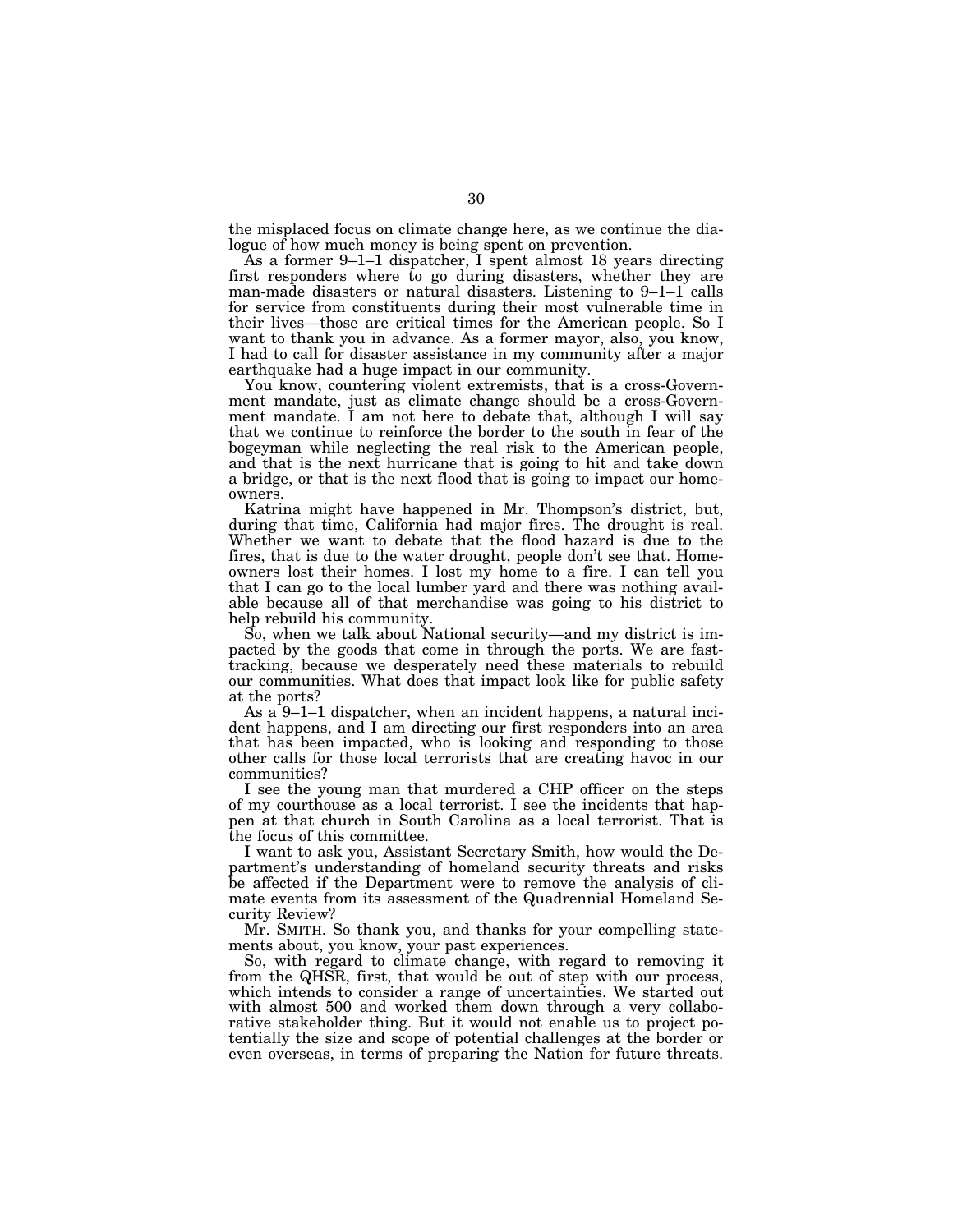the misplaced focus on climate change here, as we continue the dialogue of how much money is being spent on prevention.

As a former 9–1–1 dispatcher, I spent almost 18 years directing first responders where to go during disasters, whether they are man-made disasters or natural disasters. Listening to 9–1–1 calls for service from constituents during their most vulnerable time in their lives—those are critical times for the American people. So I want to thank you in advance. As a former mayor, also, you know, I had to call for disaster assistance in my community after a major earthquake had a huge impact in our community.

You know, countering violent extremists, that is a cross-Government mandate, just as climate change should be a cross-Government mandate. I am not here to debate that, although I will say that we continue to reinforce the border to the south in fear of the bogeyman while neglecting the real risk to the American people, and that is the next hurricane that is going to hit and take down a bridge, or that is the next flood that is going to impact our homeowners.

Katrina might have happened in Mr. Thompson's district, but, during that time, California had major fires. The drought is real. Whether we want to debate that the flood hazard is due to the fires, that is due to the water drought, people don't see that. Homeowners lost their homes. I lost my home to a fire. I can tell you that I can go to the local lumber yard and there was nothing available because all of that merchandise was going to his district to help rebuild his community.

So, when we talk about National security—and my district is impacted by the goods that come in through the ports. We are fast-tracking, because we desperately need these materials to rebuild our communities. What does that impact look like for public safety at the ports?

As a 9–1–1 dispatcher, when an incident happens, a natural incident happens, and I am directing our first responders into an area that has been impacted, who is looking and responding to those other calls for those local terrorists that are creating havoc in our communities?

I see the young man that murdered a CHP officer on the steps of my courthouse as a local terrorist. I see the incidents that happen at that church in South Carolina as a local terrorist. That is the focus of this committee.

I want to ask you, Assistant Secretary Smith, how would the Department's understanding of homeland security threats and risks be affected if the Department were to remove the analysis of climate events from its assessment of the Quadrennial Homeland Security Review?

Mr. SMITH. So thank you, and thanks for your compelling statements about, you know, your past experiences.

So, with regard to climate change, with regard to removing it from the QHSR, first, that would be out of step with our process, which intends to consider a range of uncertainties. We started out with almost 500 and worked them down through a very collaborative stakeholder thing. But it would not enable us to project potentially the size and scope of potential challenges at the border or even overseas, in terms of preparing the Nation for future threats.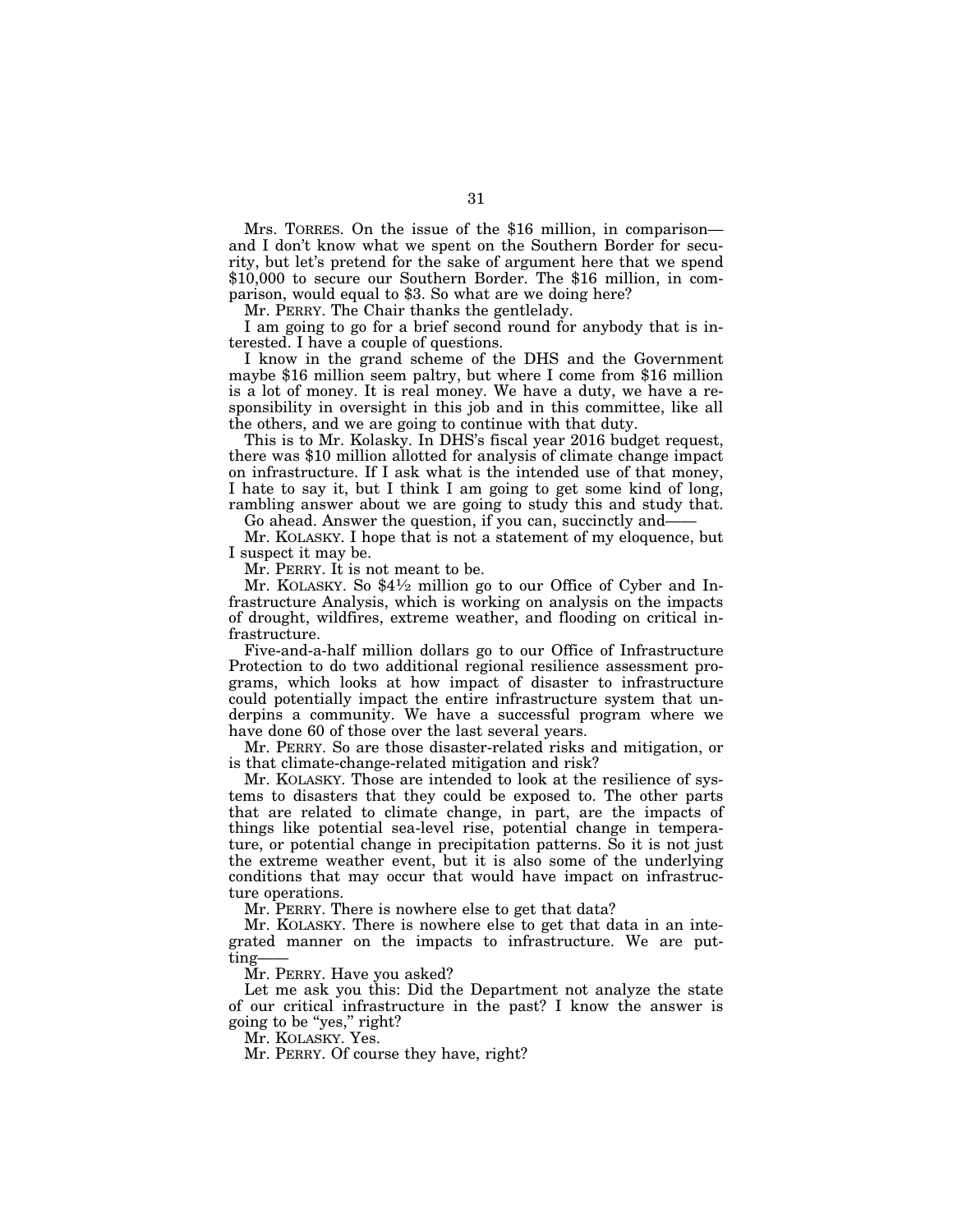Mrs. TORRES. On the issue of the $16 million, in comparison—and I don't know what we spent on the Southern Border for security, but let's pretend for the sake of argument here that we spend $10,000 to secure our Southern Border. The $16 million, in comparison, would equal to $3. So what are we doing here?

Mr. PERRY. The Chair thanks the gentlelady.

I am going to go for a brief second round for anybody that is interested. I have a couple of questions.

I know in the grand scheme of the DHS and the Government maybe $16 million seem paltry, but where I come from $16 million is a lot of money. It is real money. We have a duty, we have a responsibility in oversight in this job and in this committee, like all the others, and we are going to continue with that duty.

This is to Mr. Kolasky. In DHS's fiscal year 2016 budget request, there was $10 million allotted for analysis of climate change impact on infrastructure. If I ask what is the intended use of that money, I hate to say it, but I think I am going to get some kind of long, rambling answer about we are going to study this and study that.

Go ahead. Answer the question, if you can, succinctly and——

Mr. KOLASKY. I hope that is not a statement of my eloquence, but I suspect it may be.

Mr. PERRY. It is not meant to be.

Mr. KOLASKY. So $4½ million go to our Office of Cyber and Infrastructure Analysis, which is working on analysis on the impacts of drought, wildfires, extreme weather, and flooding on critical infrastructure.

Five-and-a-half million dollars go to our Office of Infrastructure Protection to do two additional regional resilience assessment programs, which looks at how impact of disaster to infrastructure could potentially impact the entire infrastructure system that underpins a community. We have a successful program where we have done 60 of those over the last several years.

Mr. PERRY. So are those disaster-related risks and mitigation, or is that climate-change-related mitigation and risk?

Mr. KOLASKY. Those are intended to look at the resilience of systems to disasters that they could be exposed to. The other parts that are related to climate change, in part, are the impacts of things like potential sea-level rise, potential change in temperature, or potential change in precipitation patterns. So it is not just the extreme weather event, but it is also some of the underlying conditions that may occur that would have impact on infrastructure operations.

Mr. PERRY. There is nowhere else to get that data?

Mr. KOLASKY. There is nowhere else to get that data in an integrated manner on the impacts to infrastructure. We are putting——

Mr. PERRY. Have you asked?

Let me ask you this: Did the Department not analyze the state of our critical infrastructure in the past? I know the answer is going to be "yes," right?

Mr. KOLASKY. Yes.

Mr. PERRY. Of course they have, right?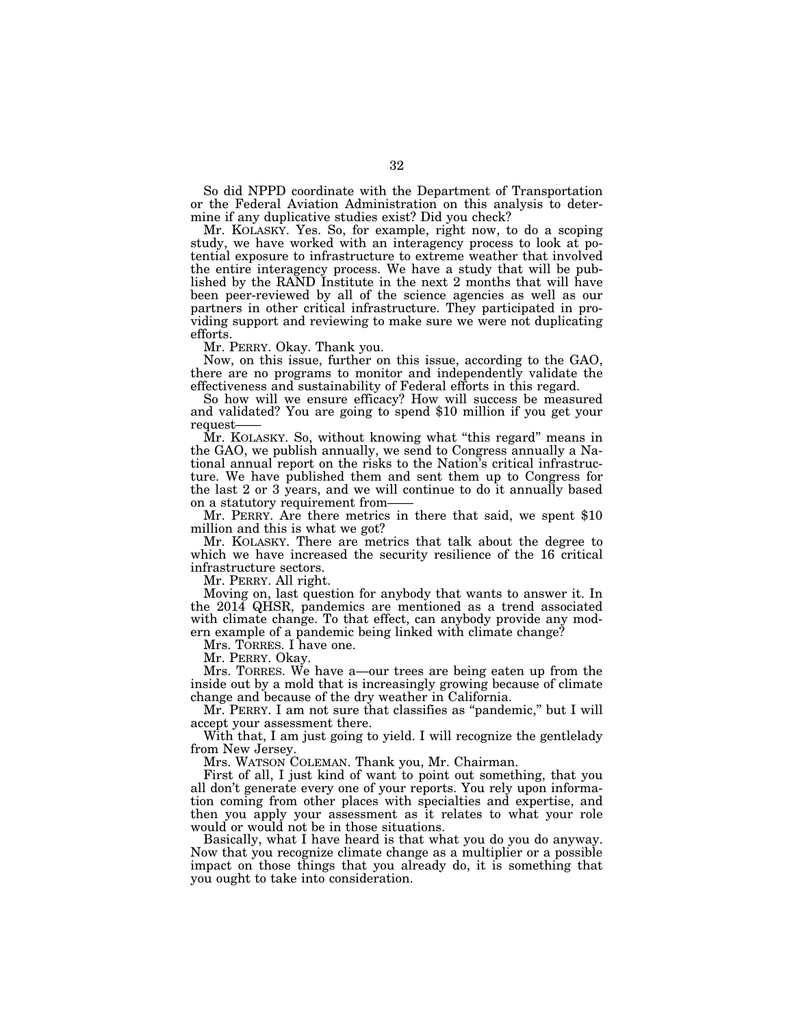So did NPPD coordinate with the Department of Transportation or the Federal Aviation Administration on this analysis to determine if any duplicative studies exist? Did you check?

Mr. KOLASKY. Yes. So, for example, right now, to do a scoping study, we have worked with an interagency process to look at potential exposure to infrastructure to extreme weather that involved the entire interagency process. We have a study that will be published by the RAND Institute in the next 2 months that will have been peer-reviewed by all of the science agencies as well as our partners in other critical infrastructure. They participated in providing support and reviewing to make sure we were not duplicating efforts.

Mr. PERRY. Okay. Thank you.

Now, on this issue, further on this issue, according to the GAO, there are no programs to monitor and independently validate the effectiveness and sustainability of Federal efforts in this regard.

So how will we ensure efficacy? How will success be measured and validated? You are going to spend $10 million if you get your request——

Mr. KOLASKY. So, without knowing what "this regard" means in the GAO, we publish annually, we send to Congress annually a National annual report on the risks to the Nation's critical infrastructure. We have published them and sent them up to Congress for the last 2 or 3 years, and we will continue to do it annually based on a statutory requirement from——

Mr. PERRY. Are there metrics in there that said, we spent $10 million and this is what we got?

Mr. KOLASKY. There are metrics that talk about the degree to which we have increased the security resilience of the 16 critical infrastructure sectors.

Mr. PERRY. All right.

Moving on, last question for anybody that wants to answer it. In the 2014 QHSR, pandemics are mentioned as a trend associated with climate change. To that effect, can anybody provide any modern example of a pandemic being linked with climate change?

Mrs. TORRES. I have one.

Mr. PERRY. Okay.

Mrs. TORRES. We have a—our trees are being eaten up from the inside out by a mold that is increasingly growing because of climate change and because of the dry weather in California.

Mr. PERRY. I am not sure that classifies as "pandemic," but I will accept your assessment there.

With that, I am just going to yield. I will recognize the gentlelady from New Jersey.

Mrs. WATSON COLEMAN. Thank you, Mr. Chairman.

First of all, I just kind of want to point out something, that you all don't generate every one of your reports. You rely upon information coming from other places with specialties and expertise, and then you apply your assessment as it relates to what your role would or would not be in those situations.

Basically, what I have heard is that what you do you do anyway. Now that you recognize climate change as a multiplier or a possible impact on those things that you already do, it is something that you ought to take into consideration.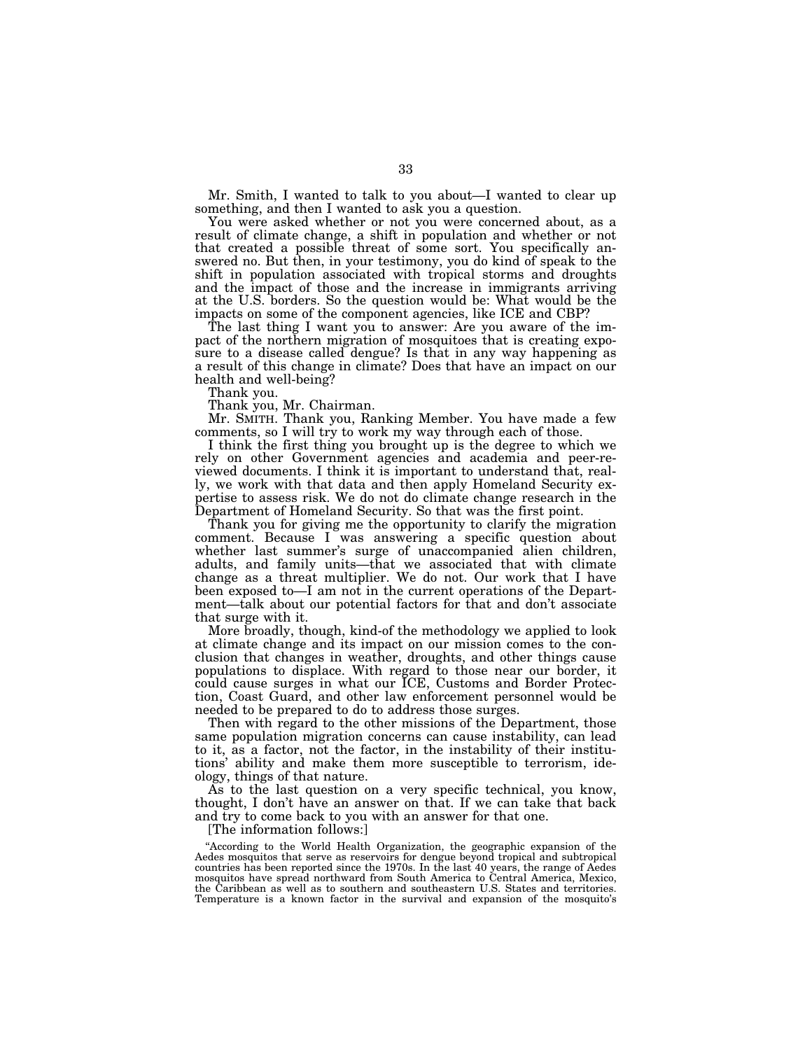Mr. Smith, I wanted to talk to you about—I wanted to clear up something, and then I wanted to ask you a question.

You were asked whether or not you were concerned about, as a result of climate change, a shift in population and whether or not that created a possible threat of some sort. You specifically answered no. But then, in your testimony, you do kind of speak to the shift in population associated with tropical storms and droughts and the impact of those and the increase in immigrants arriving at the U.S. borders. So the question would be: What would be the impacts on some of the component agencies, like ICE and CBP?

The last thing I want you to answer: Are you aware of the impact of the northern migration of mosquitoes that is creating exposure to a disease called dengue? Is that in any way happening as a result of this change in climate? Does that have an impact on our health and well-being?

Thank you.

Thank you, Mr. Chairman.

Mr. SMITH. Thank you, Ranking Member. You have made a few comments, so I will try to work my way through each of those.

I think the first thing you brought up is the degree to which we rely on other Government agencies and academia and peer-reviewed documents. I think it is important to understand that, really, we work with that data and then apply Homeland Security expertise to assess risk. We do not do climate change research in the Department of Homeland Security. So that was the first point.

Thank you for giving me the opportunity to clarify the migration comment. Because I was answering a specific question about whether last summer's surge of unaccompanied alien children, adults, and family units—that we associated that with climate change as a threat multiplier. We do not. Our work that I have been exposed to—I am not in the current operations of the Department—talk about our potential factors for that and don't associate that surge with it.

More broadly, though, kind-of the methodology we applied to look at climate change and its impact on our mission comes to the conclusion that changes in weather, droughts, and other things cause populations to displace. With regard to those near our border, it could cause surges in what our ICE, Customs and Border Protection, Coast Guard, and other law enforcement personnel would be needed to be prepared to do to address those surges.

Then with regard to the other missions of the Department, those same population migration concerns can cause instability, can lead to it, as a factor, not the factor, in the instability of their institutions' ability and make them more susceptible to terrorism, ideology, things of that nature.

As to the last question on a very specific technical, you know, thought, I don't have an answer on that. If we can take that back and try to come back to you with an answer for that one.

[The information follows:]

"According to the World Health Organization, the geographic expansion of the Aedes mosquitos that serve as reservoirs for dengue beyond tropical and subtropical countries has been reported since the 1970s. In the last 40 years, the range of Aedes mosquitos have spread northward from South America to Central America, Mexico, the Caribbean as well as to southern and southeastern U.S. States and territories. Temperature is a known factor in the survival and expansion of the mosquito's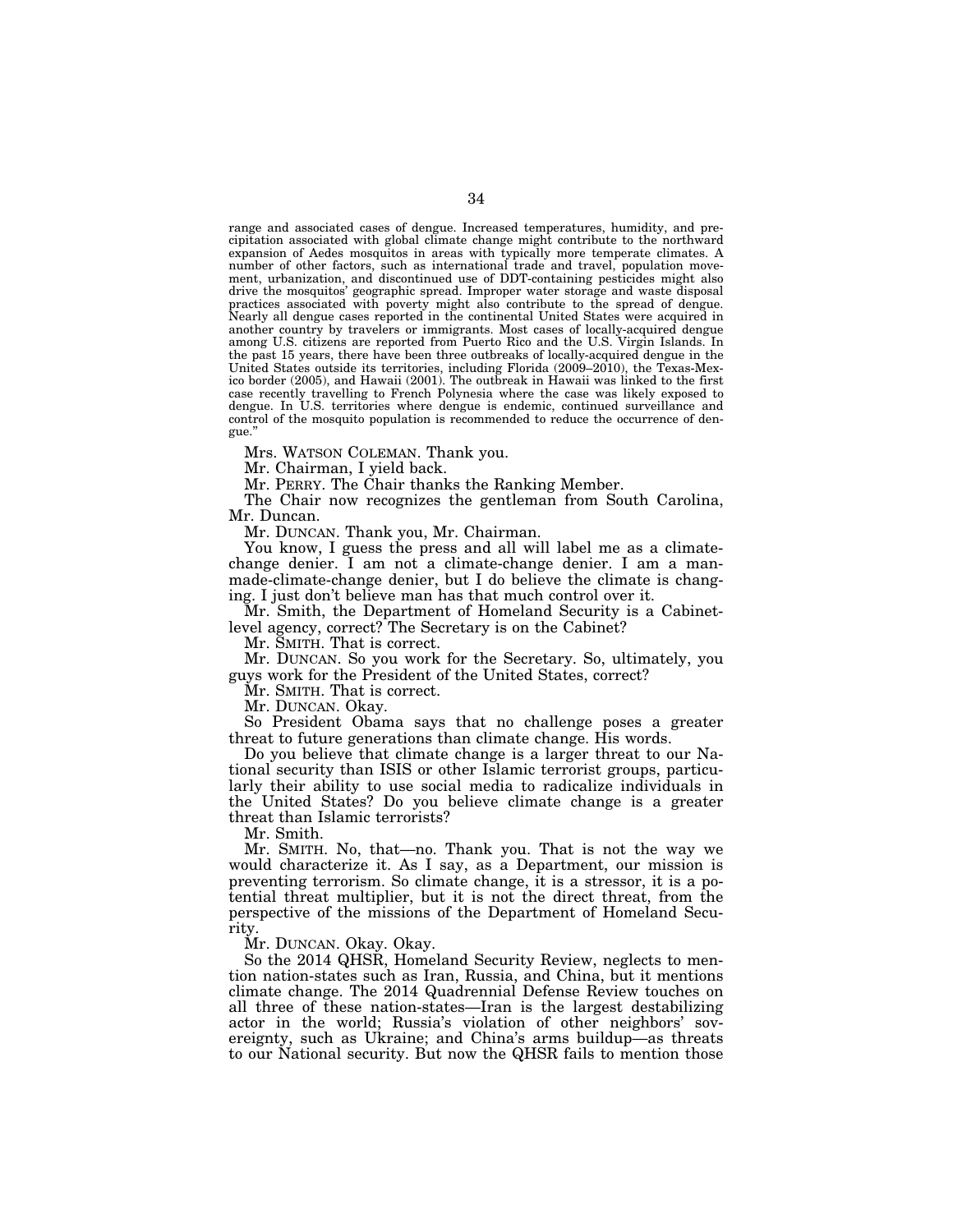range and associated cases of dengue. Increased temperatures, humidity, and precipitation associated with global climate change might contribute to the northward expansion of Aedes mosquitos in areas with typically more temperate climates. A number of other factors, such as international trade and travel, population movement, urbanization, and discontinued use of DDT-containing pesticides might also drive the mosquitos' geographic spread. Improper water storage and waste disposal practices associated with poverty might also contribute to the spread of dengue. Nearly all dengue cases reported in the continental United States were acquired in another country by travelers or immigrants. Most cases of locally-acquired dengue among U.S. citizens are reported from Puerto Rico and the U.S. Virgin Islands. In the past 15 years, there have been three outbreaks of locally-acquired dengue in the United States outside its territories, including Florida (2009–2010), the Texas-Mexico border (2005), and Hawaii (2001). The outbreak in Hawaii was linked to the first case recently travelling to French Polynesia where the case was likely exposed to dengue. In U.S. territories where dengue is endemic, continued surveillance and control of the mosquito population is recommended to reduce the occurrence of dengue."

Mrs. WATSON COLEMAN. Thank you.

Mr. Chairman, I yield back.

Mr. PERRY. The Chair thanks the Ranking Member.

The Chair now recognizes the gentleman from South Carolina, Mr. Duncan.

Mr. DUNCAN. Thank you, Mr. Chairman.

You know, I guess the press and all will label me as a climate-change denier. I am not a climate-change denier. I am a man-made-climate-change denier, but I do believe the climate is changing. I just don't believe man has that much control over it.

Mr. Smith, the Department of Homeland Security is a Cabinet-level agency, correct? The Secretary is on the Cabinet?

Mr. SMITH. That is correct.

Mr. DUNCAN. So you work for the Secretary. So, ultimately, you guys work for the President of the United States, correct?

Mr. SMITH. That is correct.

Mr. DUNCAN. Okay.

So President Obama says that no challenge poses a greater threat to future generations than climate change. His words.

Do you believe that climate change is a larger threat to our National security than ISIS or other Islamic terrorist groups, particularly their ability to use social media to radicalize individuals in the United States? Do you believe climate change is a greater threat than Islamic terrorists?

Mr. Smith.

Mr. SMITH. No, that—no. Thank you. That is not the way we would characterize it. As I say, as a Department, our mission is preventing terrorism. So climate change, it is a stressor, it is a potential threat multiplier, but it is not the direct threat, from the perspective of the missions of the Department of Homeland Security.

Mr. DUNCAN. Okay. Okay.

So the 2014 QHSR, Homeland Security Review, neglects to mention nation-states such as Iran, Russia, and China, but it mentions climate change. The 2014 Quadrennial Defense Review touches on all three of these nation-states—Iran is the largest destabilizing actor in the world; Russia's violation of other neighbors' sovereignty, such as Ukraine; and China's arms buildup—as threats to our National security. But now the QHSR fails to mention those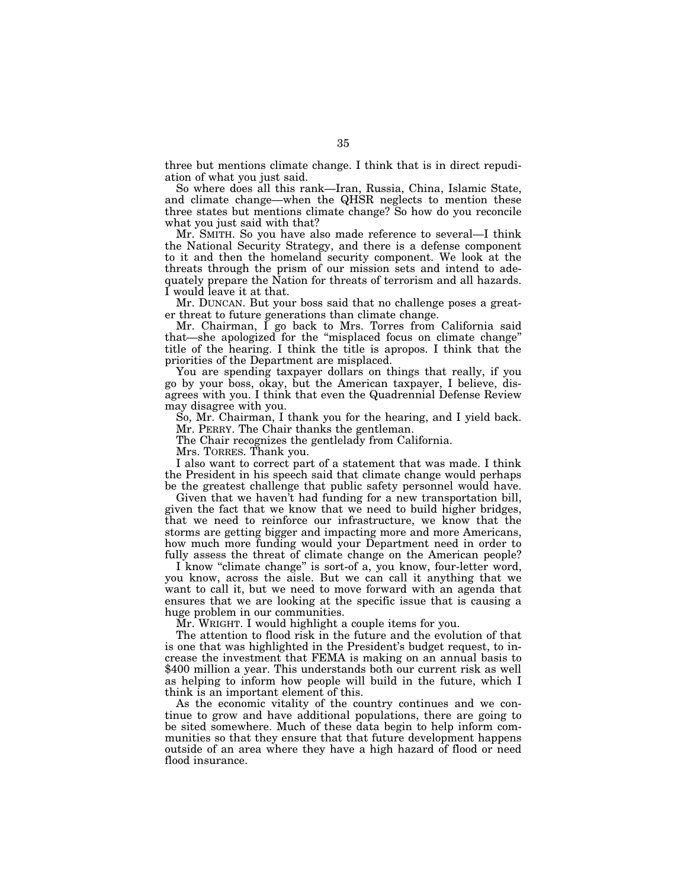three but mentions climate change. I think that is in direct repudiation of what you just said.

So where does all this rank—Iran, Russia, China, Islamic State, and climate change—when the QHSR neglects to mention these three states but mentions climate change? So how do you reconcile what you just said with that?

Mr. SMITH. So you have also made reference to several—I think the National Security Strategy, and there is a defense component to it and then the homeland security component. We look at the threats through the prism of our mission sets and intend to adequately prepare the Nation for threats of terrorism and all hazards. I would leave it at that.

Mr. DUNCAN. But your boss said that no challenge poses a greater threat to future generations than climate change.

Mr. Chairman, I go back to Mrs. Torres from California said that—she apologized for the "misplaced focus on climate change" title of the hearing. I think the title is apropos. I think that the priorities of the Department are misplaced.

You are spending taxpayer dollars on things that really, if you go by your boss, okay, but the American taxpayer, I believe, disagrees with you. I think that even the Quadrennial Defense Review may disagree with you.

So, Mr. Chairman, I thank you for the hearing, and I yield back.

Mr. PERRY. The Chair thanks the gentleman.

The Chair recognizes the gentlelady from California.

Mrs. TORRES. Thank you.

I also want to correct part of a statement that was made. I think the President in his speech said that climate change would perhaps be the greatest challenge that public safety personnel would have.

Given that we haven't had funding for a new transportation bill, given the fact that we know that we need to build higher bridges, that we need to reinforce our infrastructure, we know that the storms are getting bigger and impacting more and more Americans, how much more funding would your Department need in order to fully assess the threat of climate change on the American people?

I know "climate change" is sort-of a, you know, four-letter word, you know, across the aisle. But we can call it anything that we want to call it, but we need to move forward with an agenda that ensures that we are looking at the specific issue that is causing a huge problem in our communities.

Mr. WRIGHT. I would highlight a couple items for you.

The attention to flood risk in the future and the evolution of that is one that was highlighted in the President's budget request, to increase the investment that FEMA is making on an annual basis to $400 million a year. This understands both our current risk as well as helping to inform how people will build in the future, which I think is an important element of this.

As the economic vitality of the country continues and we continue to grow and have additional populations, there are going to be sited somewhere. Much of these data begin to help inform communities so that they ensure that that future development happens outside of an area where they have a high hazard of flood or need flood insurance.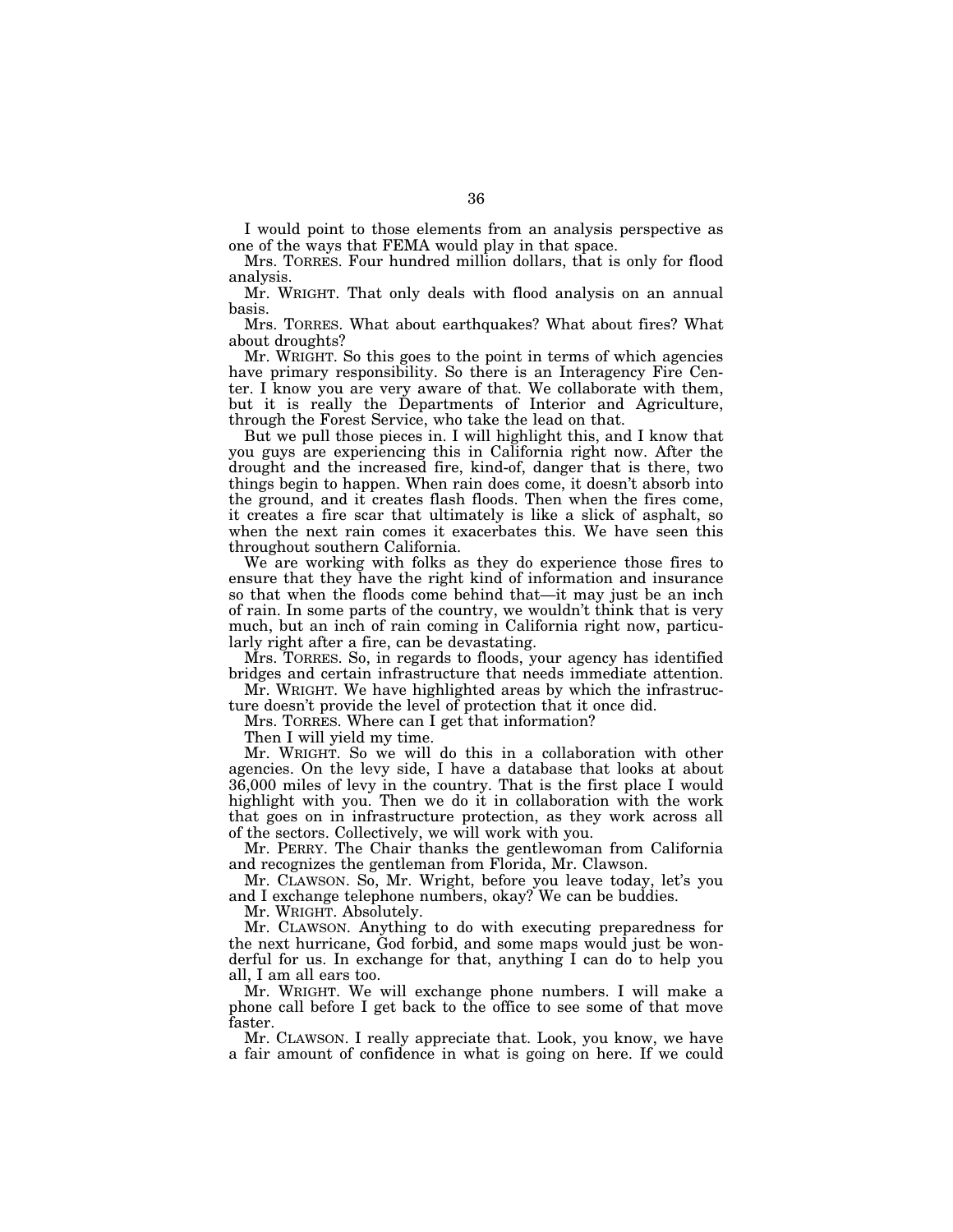I would point to those elements from an analysis perspective as one of the ways that FEMA would play in that space.

Mrs. TORRES. Four hundred million dollars, that is only for flood analysis.

Mr. WRIGHT. That only deals with flood analysis on an annual basis.

Mrs. TORRES. What about earthquakes? What about fires? What about droughts?

Mr. WRIGHT. So this goes to the point in terms of which agencies have primary responsibility. So there is an Interagency Fire Center. I know you are very aware of that. We collaborate with them, but it is really the Departments of Interior and Agriculture, through the Forest Service, who take the lead on that.

But we pull those pieces in. I will highlight this, and I know that you guys are experiencing this in California right now. After the drought and the increased fire, kind-of, danger that is there, two things begin to happen. When rain does come, it doesn't absorb into the ground, and it creates flash floods. Then when the fires come, it creates a fire scar that ultimately is like a slick of asphalt, so when the next rain comes it exacerbates this. We have seen this throughout southern California.

We are working with folks as they do experience those fires to ensure that they have the right kind of information and insurance so that when the floods come behind that—it may just be an inch of rain. In some parts of the country, we wouldn't think that is very much, but an inch of rain coming in California right now, particularly right after a fire, can be devastating.

Mrs. TORRES. So, in regards to floods, your agency has identified bridges and certain infrastructure that needs immediate attention.

Mr. WRIGHT. We have highlighted areas by which the infrastructure doesn't provide the level of protection that it once did.

Mrs. TORRES. Where can I get that information?

Then I will yield my time.

Mr. WRIGHT. So we will do this in a collaboration with other agencies. On the levy side, I have a database that looks at about 36,000 miles of levy in the country. That is the first place I would highlight with you. Then we do it in collaboration with the work that goes on in infrastructure protection, as they work across all of the sectors. Collectively, we will work with you.

Mr. PERRY. The Chair thanks the gentlewoman from California and recognizes the gentleman from Florida, Mr. Clawson.

Mr. CLAWSON. So, Mr. Wright, before you leave today, let's you and I exchange telephone numbers, okay? We can be buddies.

Mr. WRIGHT. Absolutely.

Mr. CLAWSON. Anything to do with executing preparedness for the next hurricane, God forbid, and some maps would just be wonderful for us. In exchange for that, anything I can do to help you all, I am all ears too.

Mr. WRIGHT. We will exchange phone numbers. I will make a phone call before I get back to the office to see some of that move faster.

Mr. CLAWSON. I really appreciate that. Look, you know, we have a fair amount of confidence in what is going on here. If we could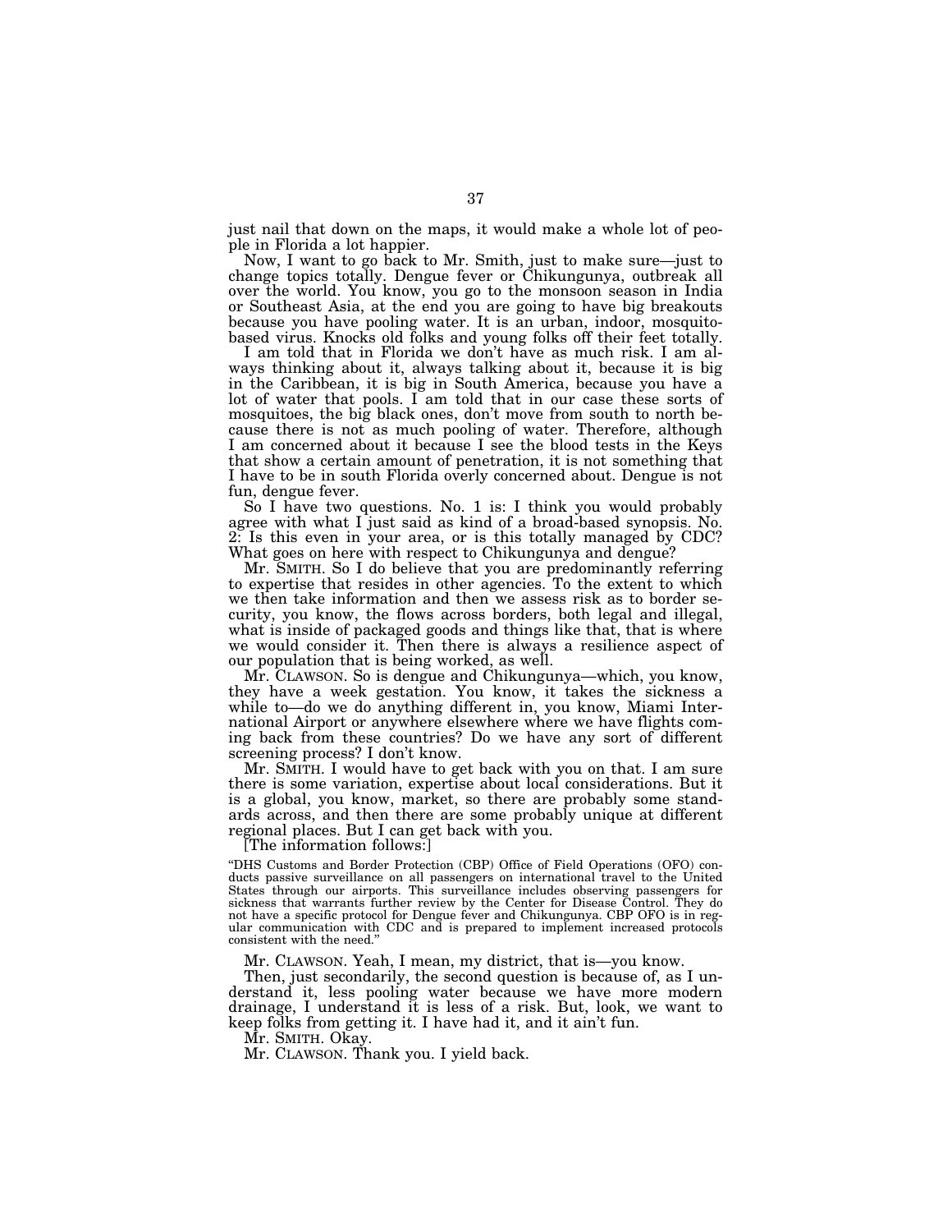just nail that down on the maps, it would make a whole lot of people in Florida a lot happier.

Now, I want to go back to Mr. Smith, just to make sure—just to change topics totally. Dengue fever or Chikungunya, outbreak all over the world. You know, you go to the monsoon season in India or Southeast Asia, at the end you are going to have big breakouts because you have pooling water. It is an urban, indoor, mosquito-based virus. Knocks old folks and young folks off their feet totally.

I am told that in Florida we don't have as much risk. I am always thinking about it, always talking about it, because it is big in the Caribbean, it is big in South America, because you have a lot of water that pools. I am told that in our case these sorts of mosquitoes, the big black ones, don't move from south to north because there is not as much pooling of water. Therefore, although I am concerned about it because I see the blood tests in the Keys that show a certain amount of penetration, it is not something that I have to be in south Florida overly concerned about. Dengue is not fun, dengue fever.

So I have two questions. No. 1 is: I think you would probably agree with what I just said as kind of a broad-based synopsis. No. 2: Is this even in your area, or is this totally managed by CDC? What goes on here with respect to Chikungunya and dengue?

Mr. SMITH. So I do believe that you are predominantly referring to expertise that resides in other agencies. To the extent to which we then take information and then we assess risk as to border security, you know, the flows across borders, both legal and illegal, what is inside of packaged goods and things like that, that is where we would consider it. Then there is always a resilience aspect of our population that is being worked, as well.

Mr. CLAWSON. So is dengue and Chikungunya—which, you know, they have a week gestation. You know, it takes the sickness a while to—do we do anything different in, you know, Miami International Airport or anywhere elsewhere where we have flights coming back from these countries? Do we have any sort of different screening process? I don't know.

Mr. SMITH. I would have to get back with you on that. I am sure there is some variation, expertise about local considerations. But it is a global, you know, market, so there are probably some standards across, and then there are some probably unique at different regional places. But I can get back with you.

[The information follows:]

"DHS Customs and Border Protection (CBP) Office of Field Operations (OFO) conducts passive surveillance on all passengers on international travel to the United States through our airports. This surveillance includes observing passengers for sickness that warrants further review by the Center for Disease Control. They do not have a specific protocol for Dengue fever and Chikungunya. CBP OFO is in regular communication with CDC and is prepared to implement increased protocols consistent with the need."

Mr. CLAWSON. Yeah, I mean, my district, that is—you know.

Then, just secondarily, the second question is because of, as I understand it, less pooling water because we have more modern drainage, I understand it is less of a risk. But, look, we want to keep folks from getting it. I have had it, and it ain't fun.

Mr. SMITH. Okay.

Mr. CLAWSON. Thank you. I yield back.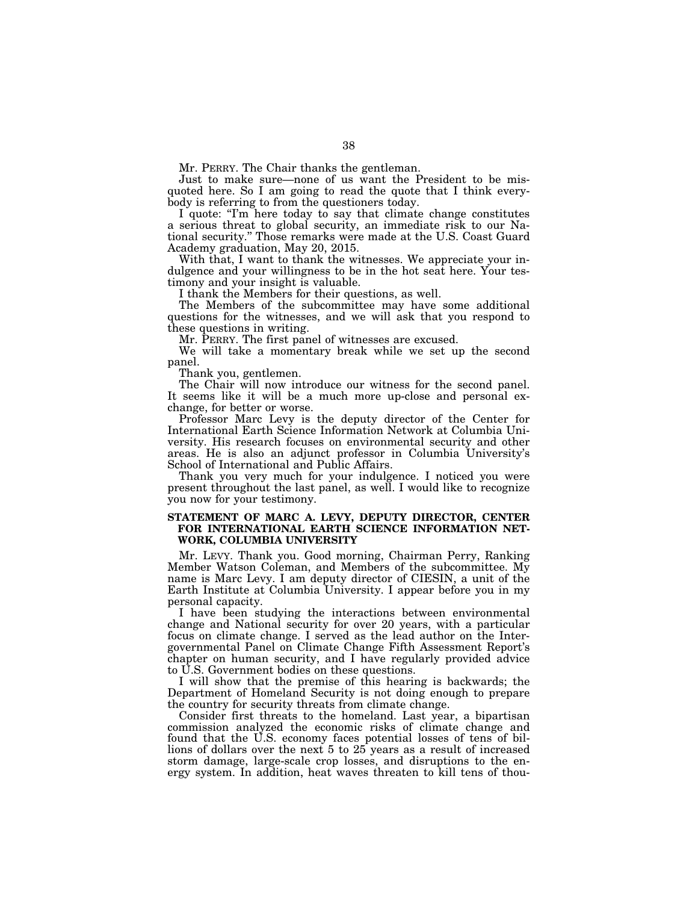Mr. PERRY. The Chair thanks the gentleman.

Just to make sure—none of us want the President to be misquoted here. So I am going to read the quote that I think everybody is referring to from the questioners today.

I quote: "I'm here today to say that climate change constitutes a serious threat to global security, an immediate risk to our National security." Those remarks were made at the U.S. Coast Guard Academy graduation, May 20, 2015.

With that, I want to thank the witnesses. We appreciate your indulgence and your willingness to be in the hot seat here. Your testimony and your insight is valuable.

I thank the Members for their questions, as well.

The Members of the subcommittee may have some additional questions for the witnesses, and we will ask that you respond to these questions in writing.

Mr. PERRY. The first panel of witnesses are excused.

We will take a momentary break while we set up the second panel.

Thank you, gentlemen.

The Chair will now introduce our witness for the second panel. It seems like it will be a much more up-close and personal exchange, for better or worse.

Professor Marc Levy is the deputy director of the Center for International Earth Science Information Network at Columbia University. His research focuses on environmental security and other areas. He is also an adjunct professor in Columbia University's School of International and Public Affairs.

Thank you very much for your indulgence. I noticed you were present throughout the last panel, as well. I would like to recognize you now for your testimony.

**STATEMENT OF MARC A. LEVY, DEPUTY DIRECTOR, CENTER FOR INTERNATIONAL EARTH SCIENCE INFORMATION NETWORK, COLUMBIA UNIVERSITY**

Mr. LEVY. Thank you. Good morning, Chairman Perry, Ranking Member Watson Coleman, and Members of the subcommittee. My name is Marc Levy. I am deputy director of CIESIN, a unit of the Earth Institute at Columbia University. I appear before you in my personal capacity.

I have been studying the interactions between environmental change and National security for over 20 years, with a particular focus on climate change. I served as the lead author on the Intergovernmental Panel on Climate Change Fifth Assessment Report's chapter on human security, and I have regularly provided advice to U.S. Government bodies on these questions.

I will show that the premise of this hearing is backwards; the Department of Homeland Security is not doing enough to prepare the country for security threats from climate change.

Consider first threats to the homeland. Last year, a bipartisan commission analyzed the economic risks of climate change and found that the U.S. economy faces potential losses of tens of billions of dollars over the next 5 to 25 years as a result of increased storm damage, large-scale crop losses, and disruptions to the energy system. In addition, heat waves threaten to kill tens of thou-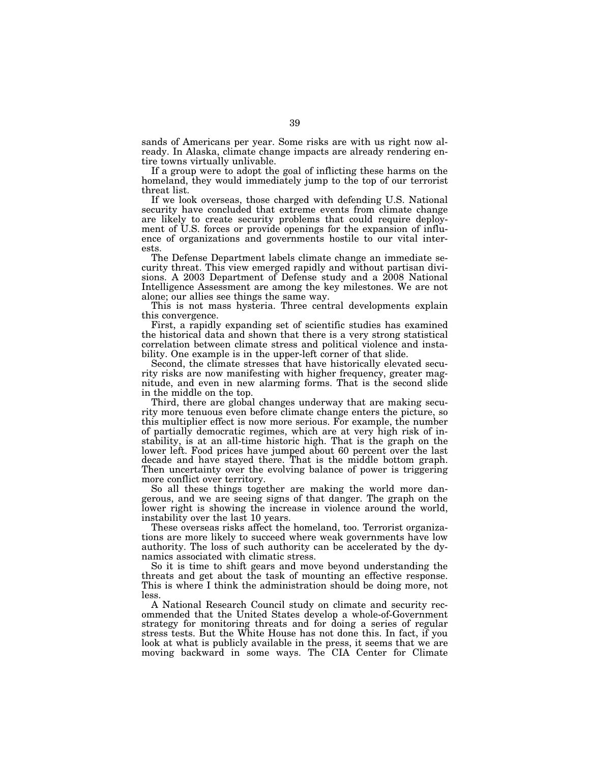sands of Americans per year. Some risks are with us right now already. In Alaska, climate change impacts are already rendering entire towns virtually unlivable.

If a group were to adopt the goal of inflicting these harms on the homeland, they would immediately jump to the top of our terrorist threat list.

If we look overseas, those charged with defending U.S. National security have concluded that extreme events from climate change are likely to create security problems that could require deployment of U.S. forces or provide openings for the expansion of influence of organizations and governments hostile to our vital interests.

The Defense Department labels climate change an immediate security threat. This view emerged rapidly and without partisan divisions. A 2003 Department of Defense study and a 2008 National Intelligence Assessment are among the key milestones. We are not alone; our allies see things the same way.

This is not mass hysteria. Three central developments explain this convergence.

First, a rapidly expanding set of scientific studies has examined the historical data and shown that there is a very strong statistical correlation between climate stress and political violence and instability. One example is in the upper-left corner of that slide.

Second, the climate stresses that have historically elevated security risks are now manifesting with higher frequency, greater magnitude, and even in new alarming forms. That is the second slide in the middle on the top.

Third, there are global changes underway that are making security more tenuous even before climate change enters the picture, so this multiplier effect is now more serious. For example, the number of partially democratic regimes, which are at very high risk of instability, is at an all-time historic high. That is the graph on the lower left. Food prices have jumped about 60 percent over the last decade and have stayed there. That is the middle bottom graph. Then uncertainty over the evolving balance of power is triggering more conflict over territory.

So all these things together are making the world more dangerous, and we are seeing signs of that danger. The graph on the lower right is showing the increase in violence around the world, instability over the last 10 years.

These overseas risks affect the homeland, too. Terrorist organizations are more likely to succeed where weak governments have low authority. The loss of such authority can be accelerated by the dynamics associated with climatic stress.

So it is time to shift gears and move beyond understanding the threats and get about the task of mounting an effective response. This is where I think the administration should be doing more, not less.

A National Research Council study on climate and security recommended that the United States develop a whole-of-Government strategy for monitoring threats and for doing a series of regular stress tests. But the White House has not done this. In fact, if you look at what is publicly available in the press, it seems that we are moving backward in some ways. The CIA Center for Climate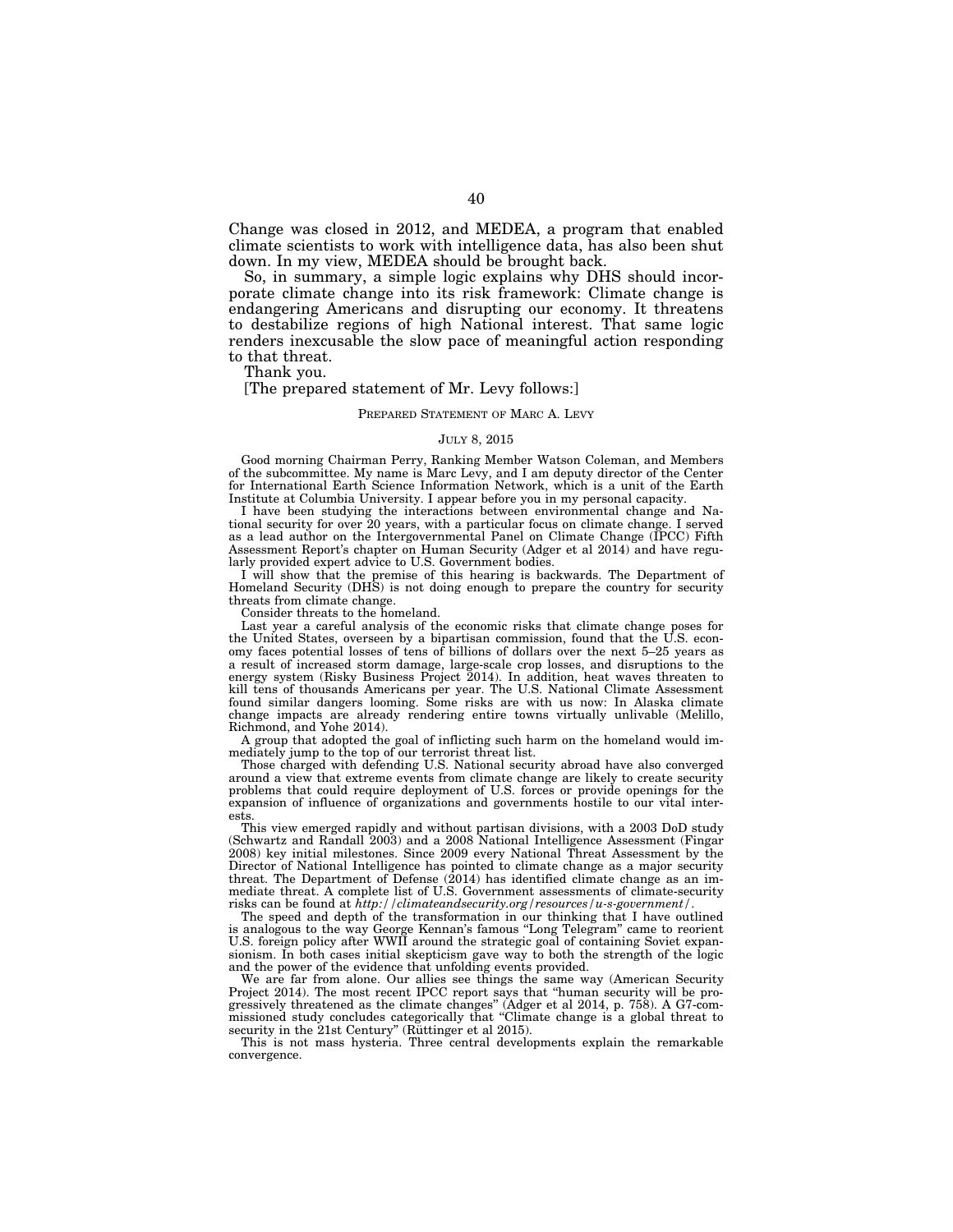Change was closed in 2012, and MEDEA, a program that enabled climate scientists to work with intelligence data, has also been shut down. In my view, MEDEA should be brought back.

So, in summary, a simple logic explains why DHS should incorporate climate change into its risk framework: Climate change is endangering Americans and disrupting our economy. It threatens to destabilize regions of high National interest. That same logic renders inexcusable the slow pace of meaningful action responding to that threat.

Thank you.

[The prepared statement of Mr. Levy follows:]

PREPARED STATEMENT OF MARC A. LEVY

JULY 8, 2015

Good morning Chairman Perry, Ranking Member Watson Coleman, and Members of the subcommittee. My name is Marc Levy, and I am deputy director of the Center for International Earth Science Information Network, which is a unit of the Earth Institute at Columbia University. I appear before you in my personal capacity.

I have been studying the interactions between environmental change and National security for over 20 years, with a particular focus on climate change. I served as a lead author on the Intergovernmental Panel on Climate Change (IPCC) Fifth Assessment Report's chapter on Human Security (Adger et al 2014) and have regularly provided expert advice to U.S. Government bodies.

I will show that the premise of this hearing is backwards. The Department of Homeland Security (DHS) is not doing enough to prepare the country for security threats from climate change.

Consider threats to the homeland.

Last year a careful analysis of the economic risks that climate change poses for the United States, overseen by a bipartisan commission, found that the U.S. economy faces potential losses of tens of billions of dollars over the next 5–25 years as a result of increased storm damage, large-scale crop losses, and disruptions to the energy system (Risky Business Project 2014). In addition, heat waves threaten to kill tens of thousands Americans per year. The U.S. National Climate Assessment found similar dangers looming. Some risks are with us now: In Alaska climate change impacts are already rendering entire towns virtually unlivable (Melillo, Richmond, and Yohe 2014).

A group that adopted the goal of inflicting such harm on the homeland would immediately jump to the top of our terrorist threat list.

Those charged with defending U.S. National security abroad have also converged around a view that extreme events from climate change are likely to create security problems that could require deployment of U.S. forces or provide openings for the expansion of influence of organizations and governments hostile to our vital interests.

This view emerged rapidly and without partisan divisions, with a 2003 DoD study (Schwartz and Randall 2003) and a 2008 National Intelligence Assessment (Fingar 2008) key initial milestones. Since 2009 every National Threat Assessment by the Director of National Intelligence has pointed to climate change as a major security threat. The Department of Defense (2014) has identified climate change as an immediate threat. A complete list of U.S. Government assessments of climate-security risks can be found at *http://climateandsecurity.org/resources/u-s-government/*.

The speed and depth of the transformation in our thinking that I have outlined is analogous to the way George Kennan's famous "Long Telegram" came to reorient U.S. foreign policy after WWII around the strategic goal of containing Soviet expansionism. In both cases initial skepticism gave way to both the strength of the logic and the power of the evidence that unfolding events provided.

We are far from alone. Our allies see things the same way (American Security Project 2014). The most recent IPCC report says that "human security will be progressively threatened as the climate changes" (Adger et al 2014, p. 758). A G7-commissioned study concludes categorically that "Climate change is a global threat to security in the 21st Century" (Rüttinger et al 2015).

This is not mass hysteria. Three central developments explain the remarkable convergence.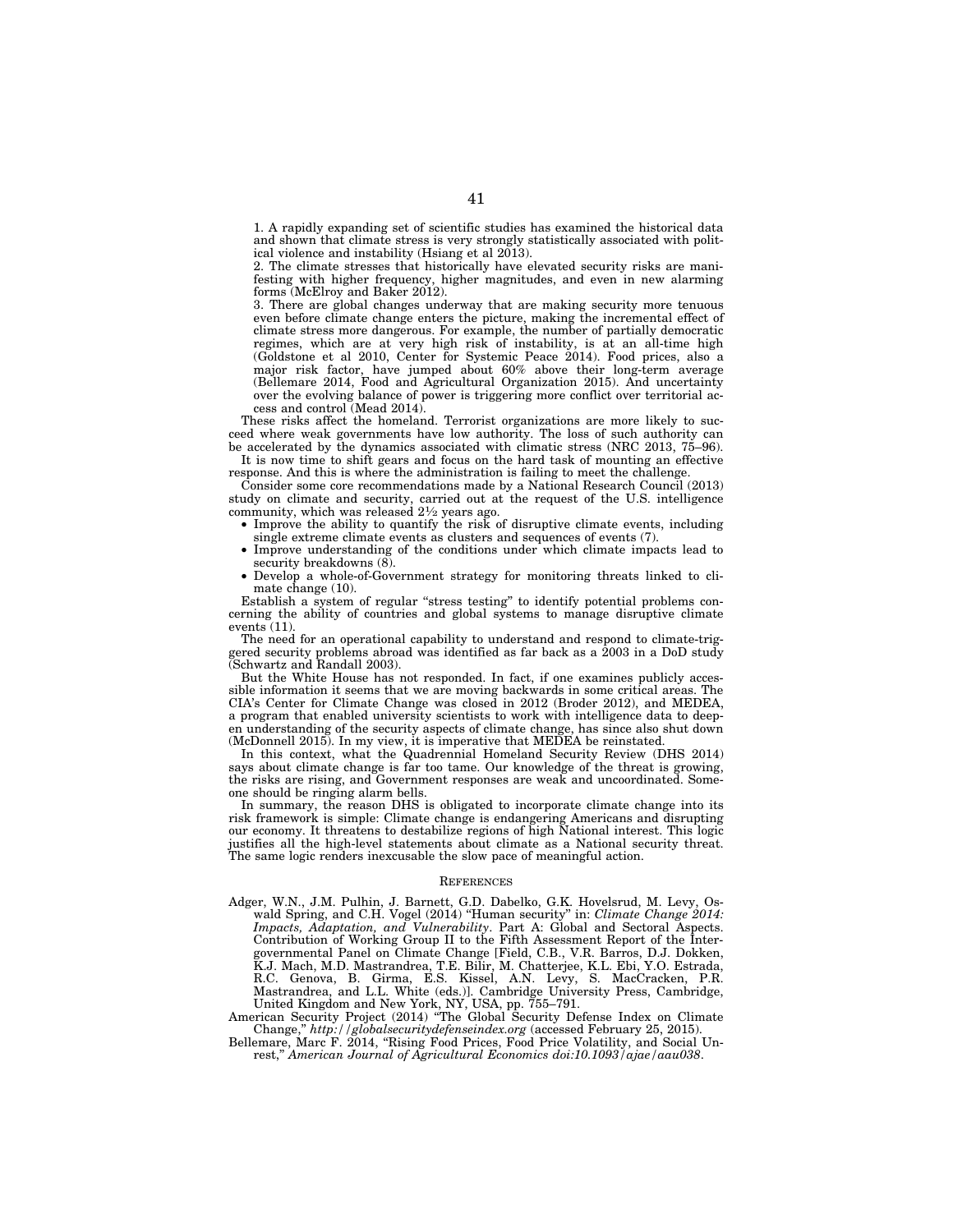1. A rapidly expanding set of scientific studies has examined the historical data and shown that climate stress is very strongly statistically associated with political violence and instability (Hsiang et al 2013).

2. The climate stresses that historically have elevated security risks are manifesting with higher frequency, higher magnitudes, and even in new alarming forms (McElroy and Baker 2012).

3. There are global changes underway that are making security more tenuous even before climate change enters the picture, making the incremental effect of climate stress more dangerous. For example, the number of partially democratic regimes, which are at very high risk of instability, is at an all-time high (Goldstone et al 2010, Center for Systemic Peace 2014). Food prices, also a major risk factor, have jumped about 60% above their long-term average (Bellemare 2014, Food and Agricultural Organization 2015). And uncertainty over the evolving balance of power is triggering more conflict over territorial access and control (Mead 2014).

These risks affect the homeland. Terrorist organizations are more likely to succeed where weak governments have low authority. The loss of such authority can be accelerated by the dynamics associated with climatic stress (NRC 2013, 75–96).

It is now time to shift gears and focus on the hard task of mounting an effective response. And this is where the administration is failing to meet the challenge.

Consider some core recommendations made by a National Research Council (2013) study on climate and security, carried out at the request of the U.S. intelligence community, which was released 2½ years ago.

- Improve the ability to quantify the risk of disruptive climate events, including single extreme climate events as clusters and sequences of events (7).
- Improve understanding of the conditions under which climate impacts lead to security breakdowns (8).
- Develop a whole-of-Government strategy for monitoring threats linked to climate change (10).

Establish a system of regular "stress testing" to identify potential problems concerning the ability of countries and global systems to manage disruptive climate events (11).

The need for an operational capability to understand and respond to climate-triggered security problems abroad was identified as far back as a 2003 in a DoD study (Schwartz and Randall 2003).

But the White House has not responded. In fact, if one examines publicly accessible information it seems that we are moving backwards in some critical areas. The CIA's Center for Climate Change was closed in 2012 (Broder 2012), and MEDEA, a program that enabled university scientists to work with intelligence data to deepen understanding of the security aspects of climate change, has since also shut down (McDonnell 2015). In my view, it is imperative that MEDEA be reinstated.

In this context, what the Quadrennial Homeland Security Review (DHS 2014) says about climate change is far too tame. Our knowledge of the threat is growing, the risks are rising, and Government responses are weak and uncoordinated. Someone should be ringing alarm bells.

In summary, the reason DHS is obligated to incorporate climate change into its risk framework is simple: Climate change is endangering Americans and disrupting our economy. It threatens to destabilize regions of high National interest. This logic justifies all the high-level statements about climate as a National security threat. The same logic renders inexcusable the slow pace of meaningful action.

## References

Adger, W.N., J.M. Pulhin, J. Barnett, G.D. Dabelko, G.K. Hovelsrud, M. Levy, Oswald Spring, and C.H. Vogel (2014) "Human security" in: *Climate Change 2014: Impacts, Adaptation, and Vulnerability*. Part A: Global and Sectoral Aspects. Contribution of Working Group II to the Fifth Assessment Report of the Intergovernmental Panel on Climate Change [Field, C.B., V.R. Barros, D.J. Dokken, K.J. Mach, M.D. Mastrandrea, T.E. Bilir, M. Chatterjee, K.L. Ebi, Y.O. Estrada, R.C. Genova, B. Girma, E.S. Kissel, A.N. Levy, S. MacCracken, P.R. Mastrandrea, and L.L. White (eds.)]. Cambridge University Press, Cambridge, United Kingdom and New York, NY, USA, pp. 755–791.

American Security Project (2014) "The Global Security Defense Index on Climate Change," *http://globalsecuritydefenseindex.org* (accessed February 25, 2015).

Bellemare, Marc F. 2014, "Rising Food Prices, Food Price Volatility, and Social Unrest," *American Journal of Agricultural Economics doi:10.1093/ajae/aau038*.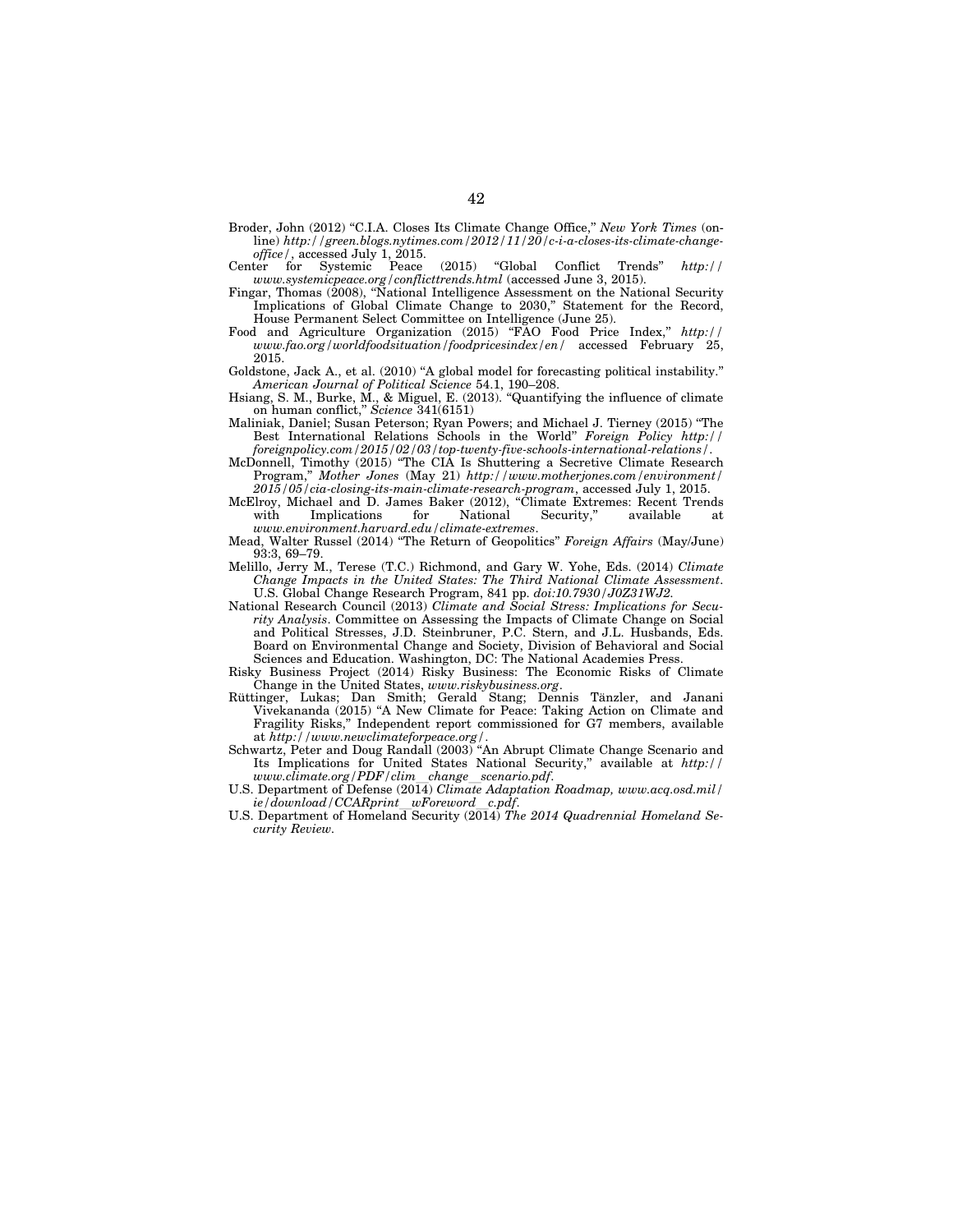Broder, John (2012) "C.I.A. Closes Its Climate Change Office," *New York Times* (online) *http://green.blogs.nytimes.com/2012/11/20/c-i-a-closes-its-climate-change-office/*, accessed July 1, 2015.

Center for Systemic Peace (2015) "Global Conflict Trends" *http://www.systemicpeace.org/conflicttrends.html* (accessed June 3, 2015).

Fingar, Thomas (2008), "National Intelligence Assessment on the National Security Implications of Global Climate Change to 2030," Statement for the Record, House Permanent Select Committee on Intelligence (June 25).

Food and Agriculture Organization (2015) "FAO Food Price Index," *http://www.fao.org/worldfoodsituation/foodpricesindex/en/* accessed February 25, 2015.

Goldstone, Jack A., et al. (2010) "A global model for forecasting political instability." *American Journal of Political Science* 54.1, 190–208.

Hsiang, S. M., Burke, M., & Miguel, E. (2013). "Quantifying the influence of climate on human conflict," *Science* 341(6151)

Maliniak, Daniel; Susan Peterson; Ryan Powers; and Michael J. Tierney (2015) "The Best International Relations Schools in the World" *Foreign Policy http://foreignpolicy.com/2015/02/03/top-twenty-five-schools-international-relations/*.

McDonnell, Timothy (2015) "The CIA Is Shuttering a Secretive Climate Research Program," *Mother Jones* (May 21) *http://www.motherjones.com/environment/2015/05/cia-closing-its-main-climate-research-program*, accessed July 1, 2015.

McElroy, Michael and D. James Baker (2012), "Climate Extremes: Recent Trends with Implications for National Security," available at *www.environment.harvard.edu/climate-extremes*.

Mead, Walter Russel (2014) "The Return of Geopolitics" *Foreign Affairs* (May/June) 93:3, 69–79.

Melillo, Jerry M., Terese (T.C.) Richmond, and Gary W. Yohe, Eds. (2014) *Climate Change Impacts in the United States: The Third National Climate Assessment*. U.S. Global Change Research Program, 841 pp. *doi:10.7930/J0Z31WJ2.*

National Research Council (2013) *Climate and Social Stress: Implications for Security Analysis*. Committee on Assessing the Impacts of Climate Change on Social and Political Stresses, J.D. Steinbruner, P.C. Stern, and J.L. Husbands, Eds. Board on Environmental Change and Society, Division of Behavioral and Social Sciences and Education. Washington, DC: The National Academies Press.

Risky Business Project (2014) Risky Business: The Economic Risks of Climate Change in the United States, *www.riskybusiness.org*.

Rüttinger, Lukas; Dan Smith; Gerald Stang; Dennis Tänzler, and Janani Vivekananda (2015) "A New Climate for Peace: Taking Action on Climate and Fragility Risks," Independent report commissioned for G7 members, available at *http://www.newclimateforpeace.org/*.

Schwartz, Peter and Doug Randall (2003) "An Abrupt Climate Change Scenario and Its Implications for United States National Security," available at *http://www.climate.org/PDF/clim_change_scenario.pdf*.

U.S. Department of Defense (2014) *Climate Adaptation Roadmap, www.acq.osd.mil/ie/download/CCARprint_wForeword_c.pdf*.

U.S. Department of Homeland Security (2014) *The 2014 Quadrennial Homeland Security Review.*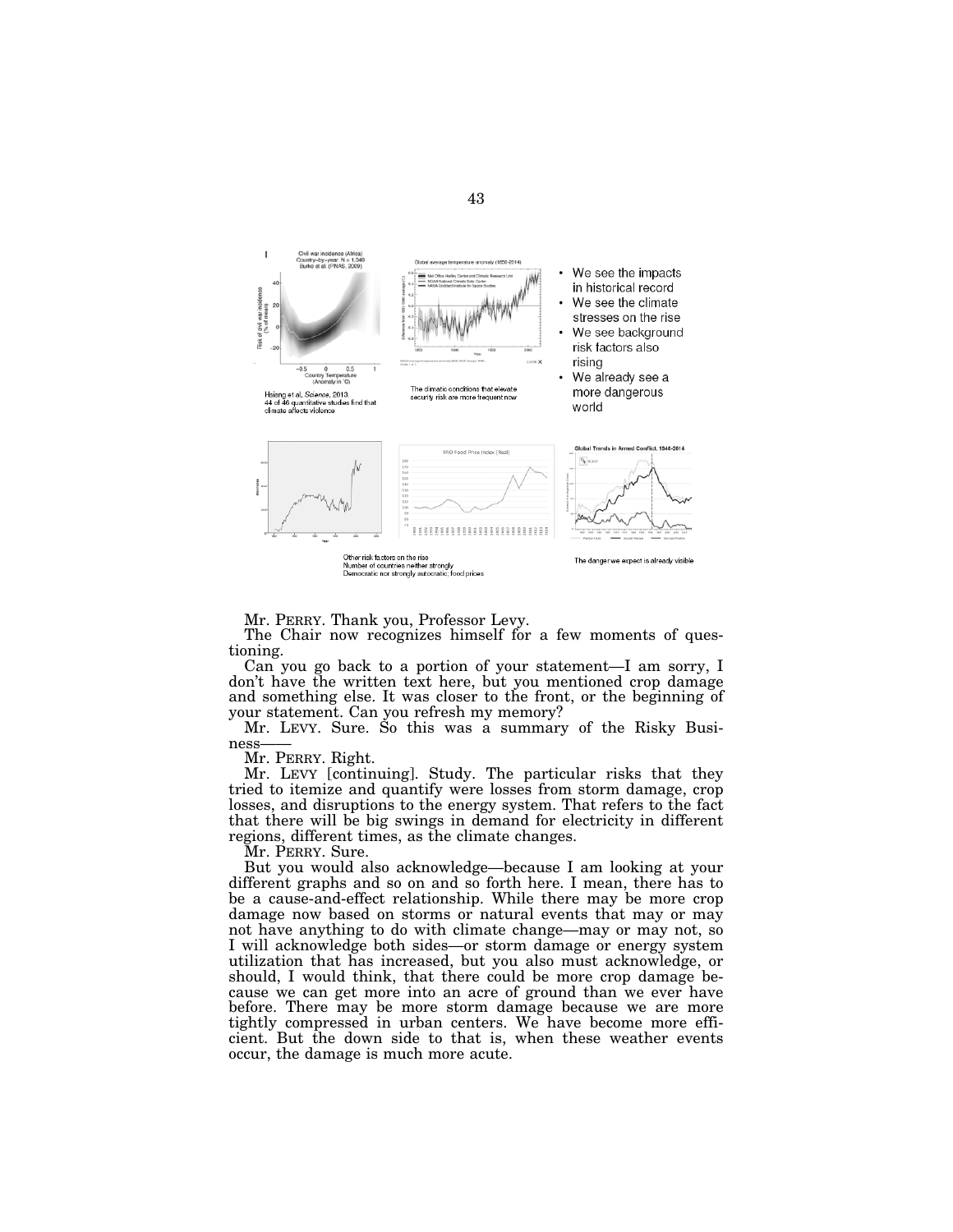Civil war incidence (Africa)
Country-by-year: N = 1,046
Burke et al. (PNAS, 2009)

Hsiang et al, *Science*, 2013.
44 of 46 quantitative studies find that climate affects violence

Global average temperature anomaly (1850-2014)

The climatic conditions that elevate security risk are more frequent now

- We see the impacts in historical record
- We see the climate stresses on the rise
- We see background risk factors also rising
- We already see a more dangerous world

FAO Food Price Index (Real)

Global Trends in Armed Conflict, 1946-2014

Other risk factors on the rise
Number of countries neither strongly Democratic nor strongly autocratic; food prices

The danger we expect is already visible

Mr. PERRY. Thank you, Professor Levy.

The Chair now recognizes himself for a few moments of questioning.

Can you go back to a portion of your statement—I am sorry, I don't have the written text here, but you mentioned crop damage and something else. It was closer to the front, or the beginning of your statement. Can you refresh my memory?

Mr. LEVY. Sure. So this was a summary of the Risky Business——

Mr. PERRY. Right.

Mr. LEVY [continuing]. Study. The particular risks that they tried to itemize and quantify were losses from storm damage, crop losses, and disruptions to the energy system. That refers to the fact that there will be big swings in demand for electricity in different regions, different times, as the climate changes.

Mr. PERRY. Sure.

But you would also acknowledge—because I am looking at your different graphs and so on and so forth here. I mean, there has to be a cause-and-effect relationship. While there may be more crop damage now based on storms or natural events that may or may not have anything to do with climate change—may or may not, so I will acknowledge both sides—or storm damage or energy system utilization that has increased, but you also must acknowledge, or should, I would think, that there could be more crop damage because we can get more into an acre of ground than we ever have before. There may be more storm damage because we are more tightly compressed in urban centers. We have become more efficient. But the down side to that is, when these weather events occur, the damage is much more acute.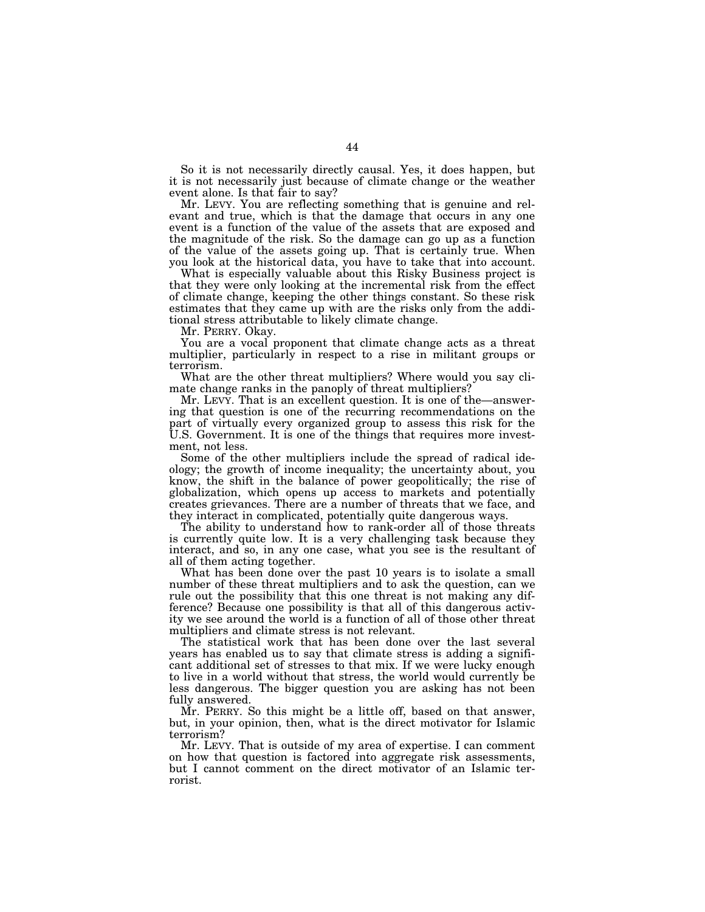So it is not necessarily directly causal. Yes, it does happen, but it is not necessarily just because of climate change or the weather event alone. Is that fair to say?

Mr. LEVY. You are reflecting something that is genuine and relevant and true, which is that the damage that occurs in any one event is a function of the value of the assets that are exposed and the magnitude of the risk. So the damage can go up as a function of the value of the assets going up. That is certainly true. When you look at the historical data, you have to take that into account.

What is especially valuable about this Risky Business project is that they were only looking at the incremental risk from the effect of climate change, keeping the other things constant. So these risk estimates that they came up with are the risks only from the additional stress attributable to likely climate change.

Mr. PERRY. Okay.

You are a vocal proponent that climate change acts as a threat multiplier, particularly in respect to a rise in militant groups or terrorism.

What are the other threat multipliers? Where would you say climate change ranks in the panoply of threat multipliers?

Mr. LEVY. That is an excellent question. It is one of the—answering that question is one of the recurring recommendations on the part of virtually every organized group to assess this risk for the U.S. Government. It is one of the things that requires more investment, not less.

Some of the other multipliers include the spread of radical ideology; the growth of income inequality; the uncertainty about, you know, the shift in the balance of power geopolitically; the rise of globalization, which opens up access to markets and potentially creates grievances. There are a number of threats that we face, and they interact in complicated, potentially quite dangerous ways.

The ability to understand how to rank-order all of those threats is currently quite low. It is a very challenging task because they interact, and so, in any one case, what you see is the resultant of all of them acting together.

What has been done over the past 10 years is to isolate a small number of these threat multipliers and to ask the question, can we rule out the possibility that this one threat is not making any difference? Because one possibility is that all of this dangerous activity we see around the world is a function of all of those other threat multipliers and climate stress is not relevant.

The statistical work that has been done over the last several years has enabled us to say that climate stress is adding a significant additional set of stresses to that mix. If we were lucky enough to live in a world without that stress, the world would currently be less dangerous. The bigger question you are asking has not been fully answered.

Mr. PERRY. So this might be a little off, based on that answer, but, in your opinion, then, what is the direct motivator for Islamic terrorism?

Mr. LEVY. That is outside of my area of expertise. I can comment on how that question is factored into aggregate risk assessments, but I cannot comment on the direct motivator of an Islamic terrorist.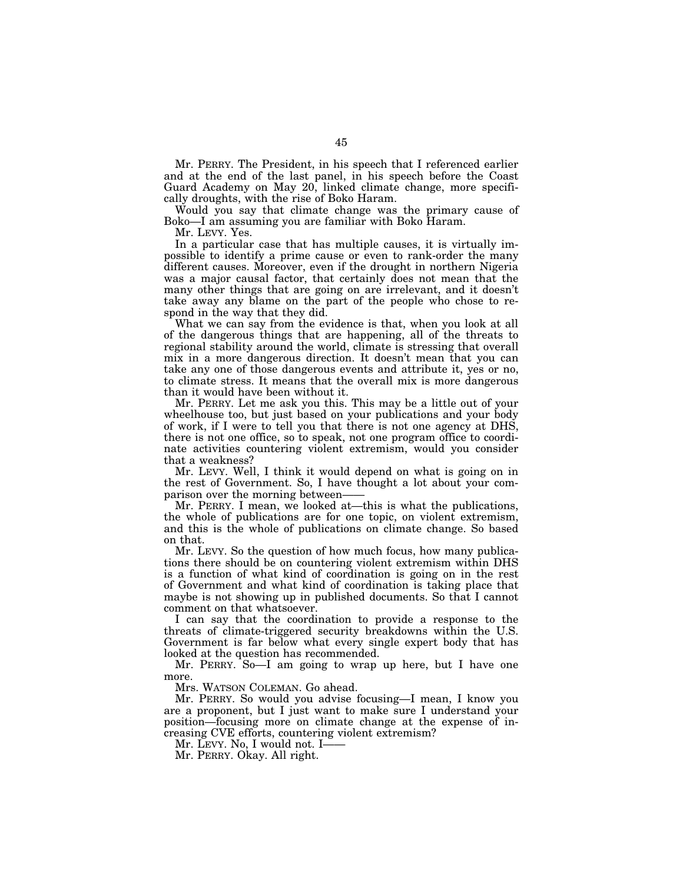Mr. PERRY. The President, in his speech that I referenced earlier and at the end of the last panel, in his speech before the Coast Guard Academy on May 20, linked climate change, more specifically droughts, with the rise of Boko Haram.

Would you say that climate change was the primary cause of Boko—I am assuming you are familiar with Boko Haram.

Mr. LEVY. Yes.

In a particular case that has multiple causes, it is virtually impossible to identify a prime cause or even to rank-order the many different causes. Moreover, even if the drought in northern Nigeria was a major causal factor, that certainly does not mean that the many other things that are going on are irrelevant, and it doesn't take away any blame on the part of the people who chose to respond in the way that they did.

What we can say from the evidence is that, when you look at all of the dangerous things that are happening, all of the threats to regional stability around the world, climate is stressing that overall mix in a more dangerous direction. It doesn't mean that you can take any one of those dangerous events and attribute it, yes or no, to climate stress. It means that the overall mix is more dangerous than it would have been without it.

Mr. PERRY. Let me ask you this. This may be a little out of your wheelhouse too, but just based on your publications and your body of work, if I were to tell you that there is not one agency at DHS, there is not one office, so to speak, not one program office to coordinate activities countering violent extremism, would you consider that a weakness?

Mr. LEVY. Well, I think it would depend on what is going on in the rest of Government. So, I have thought a lot about your comparison over the morning between——

Mr. PERRY. I mean, we looked at—this is what the publications, the whole of publications are for one topic, on violent extremism, and this is the whole of publications on climate change. So based on that.

Mr. LEVY. So the question of how much focus, how many publications there should be on countering violent extremism within DHS is a function of what kind of coordination is going on in the rest of Government and what kind of coordination is taking place that maybe is not showing up in published documents. So that I cannot comment on that whatsoever.

I can say that the coordination to provide a response to the threats of climate-triggered security breakdowns within the U.S. Government is far below what every single expert body that has looked at the question has recommended.

Mr. PERRY. So—I am going to wrap up here, but I have one more.

Mrs. WATSON COLEMAN. Go ahead.

Mr. PERRY. So would you advise focusing—I mean, I know you are a proponent, but I just want to make sure I understand your position—focusing more on climate change at the expense of increasing CVE efforts, countering violent extremism?

Mr. LEVY. No, I would not. I——

Mr. PERRY. Okay. All right.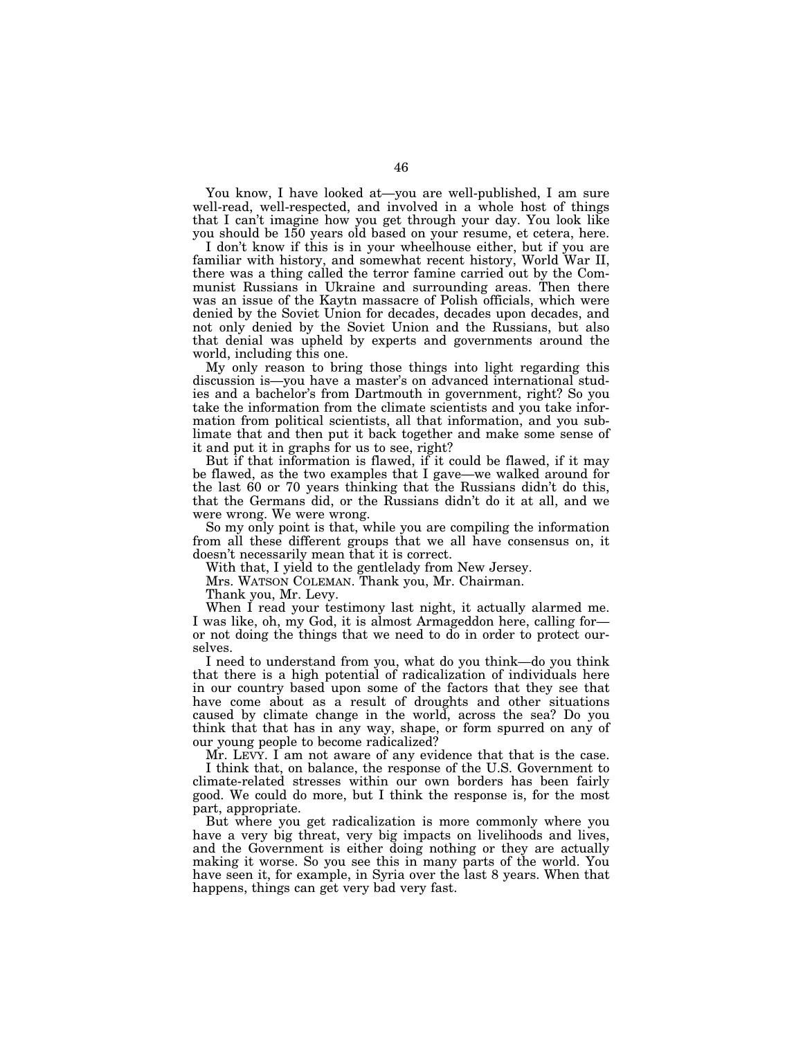You know, I have looked at—you are well-published, I am sure well-read, well-respected, and involved in a whole host of things that I can't imagine how you get through your day. You look like you should be 150 years old based on your resume, et cetera, here.

I don't know if this is in your wheelhouse either, but if you are familiar with history, and somewhat recent history, World War II, there was a thing called the terror famine carried out by the Communist Russians in Ukraine and surrounding areas. Then there was an issue of the Kaytn massacre of Polish officials, which were denied by the Soviet Union for decades, decades upon decades, and not only denied by the Soviet Union and the Russians, but also that denial was upheld by experts and governments around the world, including this one.

My only reason to bring those things into light regarding this discussion is—you have a master's on advanced international studies and a bachelor's from Dartmouth in government, right? So you take the information from the climate scientists and you take information from political scientists, all that information, and you sublimate that and then put it back together and make some sense of it and put it in graphs for us to see, right?

But if that information is flawed, if it could be flawed, if it may be flawed, as the two examples that I gave—we walked around for the last 60 or 70 years thinking that the Russians didn't do this, that the Germans did, or the Russians didn't do it at all, and we were wrong. We were wrong.

So my only point is that, while you are compiling the information from all these different groups that we all have consensus on, it doesn't necessarily mean that it is correct.

With that, I yield to the gentlelady from New Jersey.

Mrs. WATSON COLEMAN. Thank you, Mr. Chairman.

Thank you, Mr. Levy.

When I read your testimony last night, it actually alarmed me. I was like, oh, my God, it is almost Armageddon here, calling for— or not doing the things that we need to do in order to protect ourselves.

I need to understand from you, what do you think—do you think that there is a high potential of radicalization of individuals here in our country based upon some of the factors that they see that have come about as a result of droughts and other situations caused by climate change in the world, across the sea? Do you think that that has in any way, shape, or form spurred on any of our young people to become radicalized?

Mr. LEVY. I am not aware of any evidence that that is the case.

I think that, on balance, the response of the U.S. Government to climate-related stresses within our own borders has been fairly good. We could do more, but I think the response is, for the most part, appropriate.

But where you get radicalization is more commonly where you have a very big threat, very big impacts on livelihoods and lives, and the Government is either doing nothing or they are actually making it worse. So you see this in many parts of the world. You have seen it, for example, in Syria over the last 8 years. When that happens, things can get very bad very fast.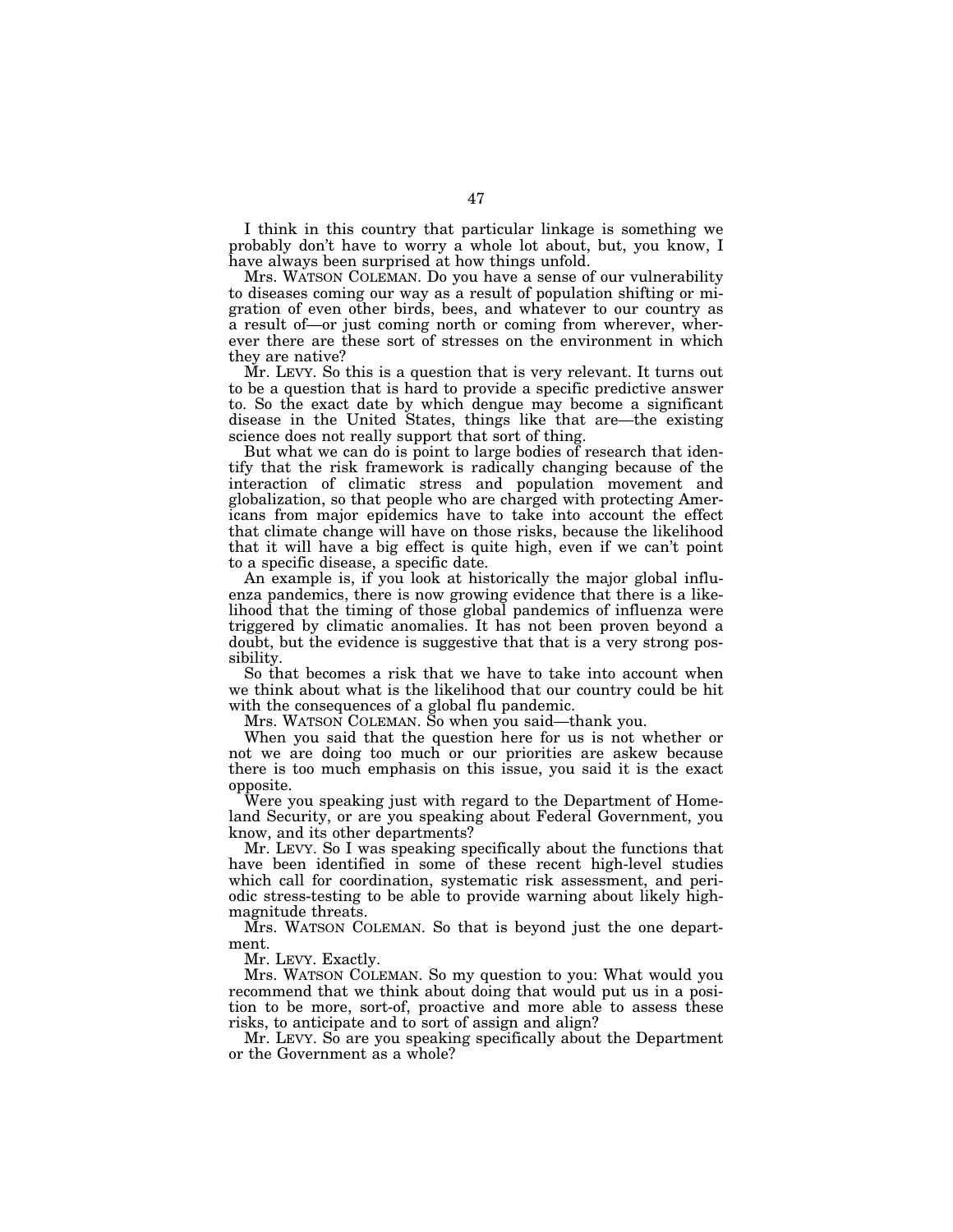I think in this country that particular linkage is something we probably don't have to worry a whole lot about, but, you know, I have always been surprised at how things unfold.

Mrs. WATSON COLEMAN. Do you have a sense of our vulnerability to diseases coming our way as a result of population shifting or migration of even other birds, bees, and whatever to our country as a result of—or just coming north or coming from wherever, wherever there are these sort of stresses on the environment in which they are native?

Mr. LEVY. So this is a question that is very relevant. It turns out to be a question that is hard to provide a specific predictive answer to. So the exact date by which dengue may become a significant disease in the United States, things like that are—the existing science does not really support that sort of thing.

But what we can do is point to large bodies of research that identify that the risk framework is radically changing because of the interaction of climatic stress and population movement and globalization, so that people who are charged with protecting Americans from major epidemics have to take into account the effect that climate change will have on those risks, because the likelihood that it will have a big effect is quite high, even if we can't point to a specific disease, a specific date.

An example is, if you look at historically the major global influenza pandemics, there is now growing evidence that there is a likelihood that the timing of those global pandemics of influenza were triggered by climatic anomalies. It has not been proven beyond a doubt, but the evidence is suggestive that that is a very strong possibility.

So that becomes a risk that we have to take into account when we think about what is the likelihood that our country could be hit with the consequences of a global flu pandemic.

Mrs. WATSON COLEMAN. So when you said—thank you.

When you said that the question here for us is not whether or not we are doing too much or our priorities are askew because there is too much emphasis on this issue, you said it is the exact opposite.

Were you speaking just with regard to the Department of Homeland Security, or are you speaking about Federal Government, you know, and its other departments?

Mr. LEVY. So I was speaking specifically about the functions that have been identified in some of these recent high-level studies which call for coordination, systematic risk assessment, and periodic stress-testing to be able to provide warning about likely high-magnitude threats.

Mrs. WATSON COLEMAN. So that is beyond just the one department.

Mr. LEVY. Exactly.

Mrs. WATSON COLEMAN. So my question to you: What would you recommend that we think about doing that would put us in a position to be more, sort-of, proactive and more able to assess these risks, to anticipate and to sort of assign and align?

Mr. LEVY. So are you speaking specifically about the Department or the Government as a whole?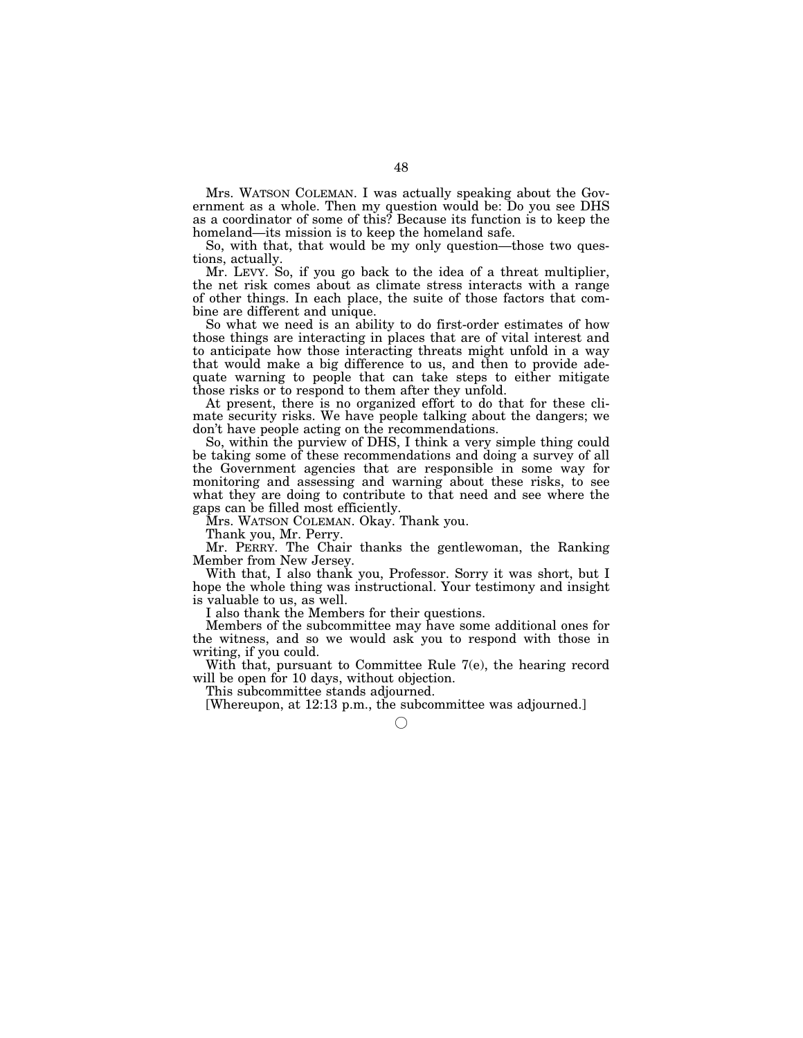Mrs. WATSON COLEMAN. I was actually speaking about the Government as a whole. Then my question would be: Do you see DHS as a coordinator of some of this? Because its function is to keep the homeland—its mission is to keep the homeland safe.

So, with that, that would be my only question—those two questions, actually.

Mr. LEVY. So, if you go back to the idea of a threat multiplier, the net risk comes about as climate stress interacts with a range of other things. In each place, the suite of those factors that combine are different and unique.

So what we need is an ability to do first-order estimates of how those things are interacting in places that are of vital interest and to anticipate how those interacting threats might unfold in a way that would make a big difference to us, and then to provide adequate warning to people that can take steps to either mitigate those risks or to respond to them after they unfold.

At present, there is no organized effort to do that for these climate security risks. We have people talking about the dangers; we don't have people acting on the recommendations.

So, within the purview of DHS, I think a very simple thing could be taking some of these recommendations and doing a survey of all the Government agencies that are responsible in some way for monitoring and assessing and warning about these risks, to see what they are doing to contribute to that need and see where the gaps can be filled most efficiently.

Mrs. WATSON COLEMAN. Okay. Thank you.

Thank you, Mr. Perry.

Mr. PERRY. The Chair thanks the gentlewoman, the Ranking Member from New Jersey.

With that, I also thank you, Professor. Sorry it was short, but I hope the whole thing was instructional. Your testimony and insight is valuable to us, as well.

I also thank the Members for their questions.

Members of the subcommittee may have some additional ones for the witness, and so we would ask you to respond with those in writing, if you could.

With that, pursuant to Committee Rule 7(e), the hearing record will be open for 10 days, without objection.

This subcommittee stands adjourned.

[Whereupon, at 12:13 p.m., the subcommittee was adjourned.]

○